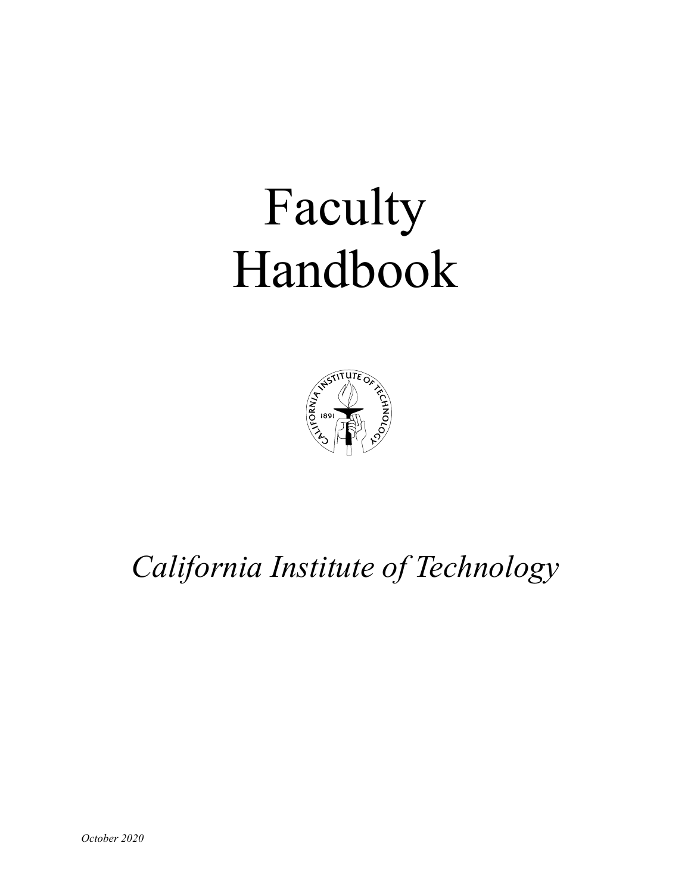# Faculty Handbook

*California Institute of Technology*

*October 2020*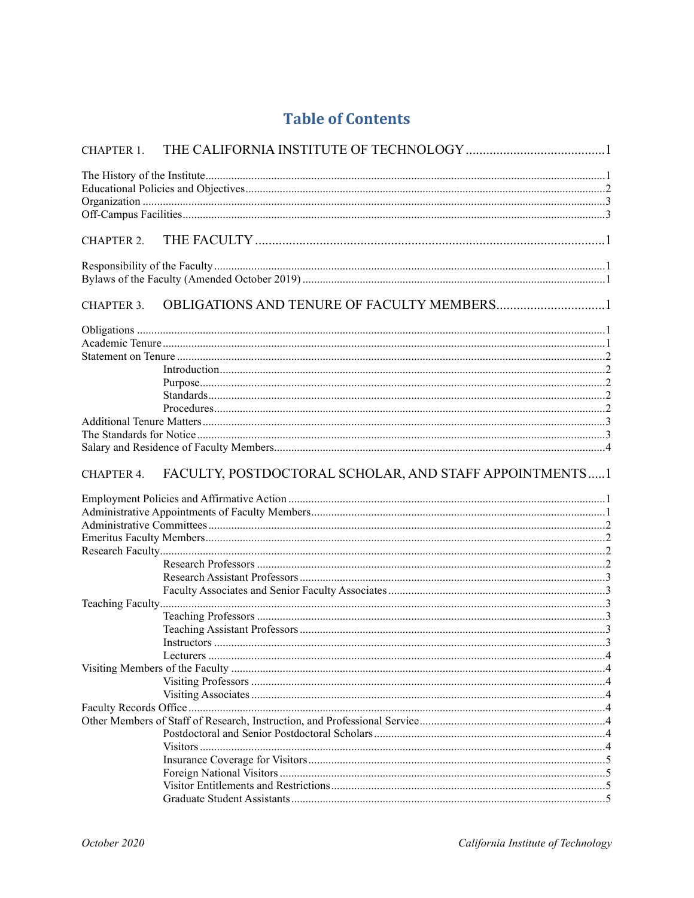# Table of Contents

CHAPTER 1. THE CALIFORNIA INSTITUTE OF TECHNOLOGY ........................................1

The History of the Institute ........................................1
Educational Policies and Objectives ........................................2
Organization ........................................3
Off-Campus Facilities ........................................3

CHAPTER 2. THE FACULTY ........................................1

Responsibility of the Faculty ........................................1
Bylaws of the Faculty (Amended October 2019) ........................................1

CHAPTER 3. OBLIGATIONS AND TENURE OF FACULTY MEMBERS ........................................1

Obligations ........................................1
Academic Tenure ........................................1
Statement on Tenure ........................................2
- Introduction ........................................2
- Purpose ........................................2
- Standards ........................................2
- Procedures ........................................2

Additional Tenure Matters ........................................3
The Standards for Notice ........................................3
Salary and Residence of Faculty Members ........................................4

CHAPTER 4. FACULTY, POSTDOCTORAL SCHOLAR, AND STAFF APPOINTMENTS .....1

Employment Policies and Affirmative Action ........................................1
Administrative Appointments of Faculty Members ........................................1
Administrative Committees ........................................2
Emeritus Faculty Members ........................................2
Research Faculty ........................................2
- Research Professors ........................................2
- Research Assistant Professors ........................................3
- Faculty Associates and Senior Faculty Associates ........................................3

Teaching Faculty ........................................3
- Teaching Professors ........................................3
- Teaching Assistant Professors ........................................3
- Instructors ........................................3
- Lecturers ........................................4

Visiting Members of the Faculty ........................................4
- Visiting Professors ........................................4
- Visiting Associates ........................................4

Faculty Records Office ........................................4
Other Members of Staff of Research, Instruction, and Professional Service ........................................4
- Postdoctoral and Senior Postdoctoral Scholars ........................................4
- Visitors ........................................4
- Insurance Coverage for Visitors ........................................5
- Foreign National Visitors ........................................5
- Visitor Entitlements and Restrictions ........................................5
- Graduate Student Assistants ........................................5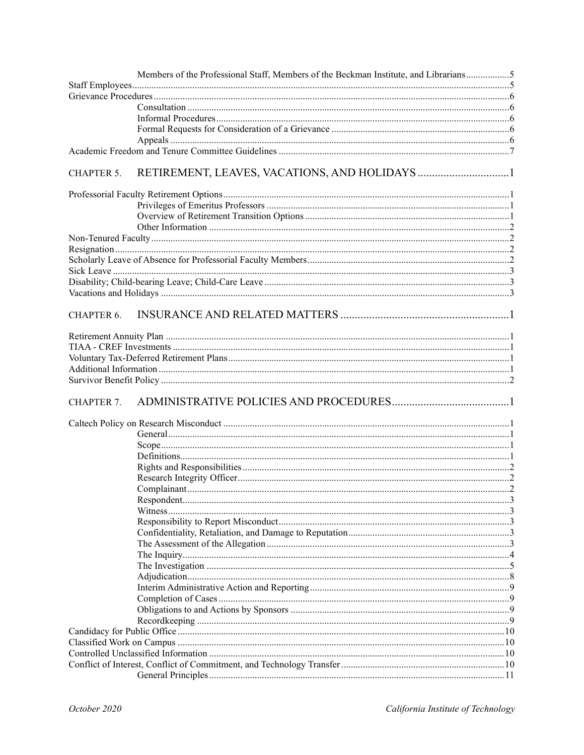- Members of the Professional Staff, Members of the Beckman Institute, and Librarians ..... 5

Staff Employees ..... 5

Grievance Procedures ..... 6

- Consultation ..... 6
- Informal Procedures ..... 6
- Formal Requests for Consideration of a Grievance ..... 6
- Appeals ..... 6

Academic Freedom and Tenure Committee Guidelines ..... 7

## CHAPTER 5. RETIREMENT, LEAVES, VACATIONS, AND HOLIDAYS ..... 1

Professorial Faculty Retirement Options ..... 1

- Privileges of Emeritus Professors ..... 1
- Overview of Retirement Transition Options ..... 1
- Other Information ..... 2

Non-Tenured Faculty ..... 2

Resignation ..... 2

Scholarly Leave of Absence for Professorial Faculty Members ..... 2

Sick Leave ..... 3

Disability; Child-bearing Leave; Child-Care Leave ..... 3

Vacations and Holidays ..... 3

## CHAPTER 6. INSURANCE AND RELATED MATTERS ..... 1

Retirement Annuity Plan ..... 1

TIAA - CREF Investments ..... 1

Voluntary Tax-Deferred Retirement Plans ..... 1

Additional Information ..... 1

Survivor Benefit Policy ..... 2

## CHAPTER 7. ADMINISTRATIVE POLICIES AND PROCEDURES ..... 1

Caltech Policy on Research Misconduct ..... 1

- General ..... 1
- Scope ..... 1
- Definitions ..... 1
- Rights and Responsibilities ..... 2
- Research Integrity Officer ..... 2
- Complainant ..... 2
- Respondent ..... 3
- Witness ..... 3
- Responsibility to Report Misconduct ..... 3
- Confidentiality, Retaliation, and Damage to Reputation ..... 3
- The Assessment of the Allegation ..... 3
- The Inquiry ..... 4
- The Investigation ..... 5
- Adjudication ..... 8
- Interim Administrative Action and Reporting ..... 9
- Completion of Cases ..... 9
- Obligations to and Actions by Sponsors ..... 9
- Recordkeeping ..... 9

Candidacy for Public Office ..... 10

Classified Work on Campus ..... 10

Controlled Unclassified Information ..... 10

Conflict of Interest, Conflict of Commitment, and Technology Transfer ..... 10

- General Principles ..... 11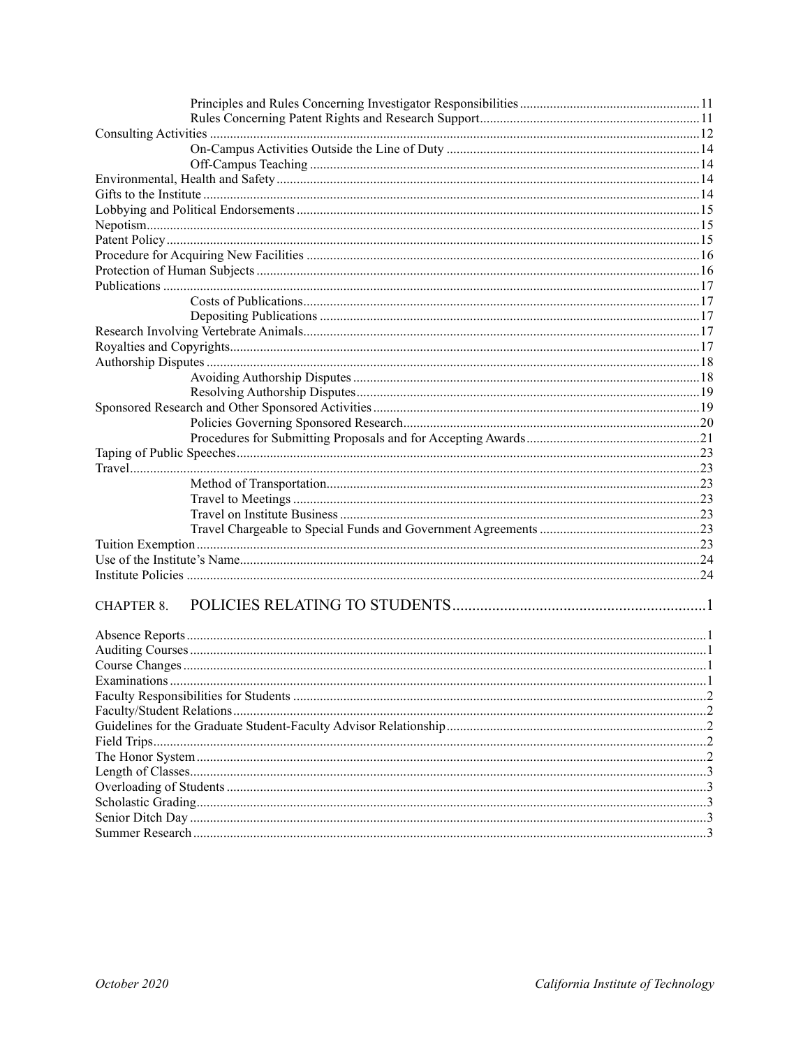Principles and Rules Concerning Investigator Responsibilities ..... 11
Rules Concerning Patent Rights and Research Support ..... 11
Consulting Activities ..... 12
On-Campus Activities Outside the Line of Duty ..... 14
Off-Campus Teaching ..... 14
Environmental, Health and Safety ..... 14
Gifts to the Institute ..... 14
Lobbying and Political Endorsements ..... 15
Nepotism ..... 15
Patent Policy ..... 15
Procedure for Acquiring New Facilities ..... 16
Protection of Human Subjects ..... 16
Publications ..... 17
Costs of Publications ..... 17
Depositing Publications ..... 17
Research Involving Vertebrate Animals ..... 17
Royalties and Copyrights ..... 17
Authorship Disputes ..... 18
Avoiding Authorship Disputes ..... 18
Resolving Authorship Disputes ..... 19
Sponsored Research and Other Sponsored Activities ..... 19
Policies Governing Sponsored Research ..... 20
Procedures for Submitting Proposals and for Accepting Awards ..... 21
Taping of Public Speeches ..... 23
Travel ..... 23
Method of Transportation ..... 23
Travel to Meetings ..... 23
Travel on Institute Business ..... 23
Travel Chargeable to Special Funds and Government Agreements ..... 23
Tuition Exemption ..... 23
Use of the Institute's Name ..... 24
Institute Policies ..... 24

CHAPTER 8. POLICIES RELATING TO STUDENTS ..... 1

Absence Reports ..... 1
Auditing Courses ..... 1
Course Changes ..... 1
Examinations ..... 1
Faculty Responsibilities for Students ..... 2
Faculty/Student Relations ..... 2
Guidelines for the Graduate Student-Faculty Advisor Relationship ..... 2
Field Trips ..... 2
The Honor System ..... 2
Length of Classes ..... 3
Overloading of Students ..... 3
Scholastic Grading ..... 3
Senior Ditch Day ..... 3
Summer Research ..... 3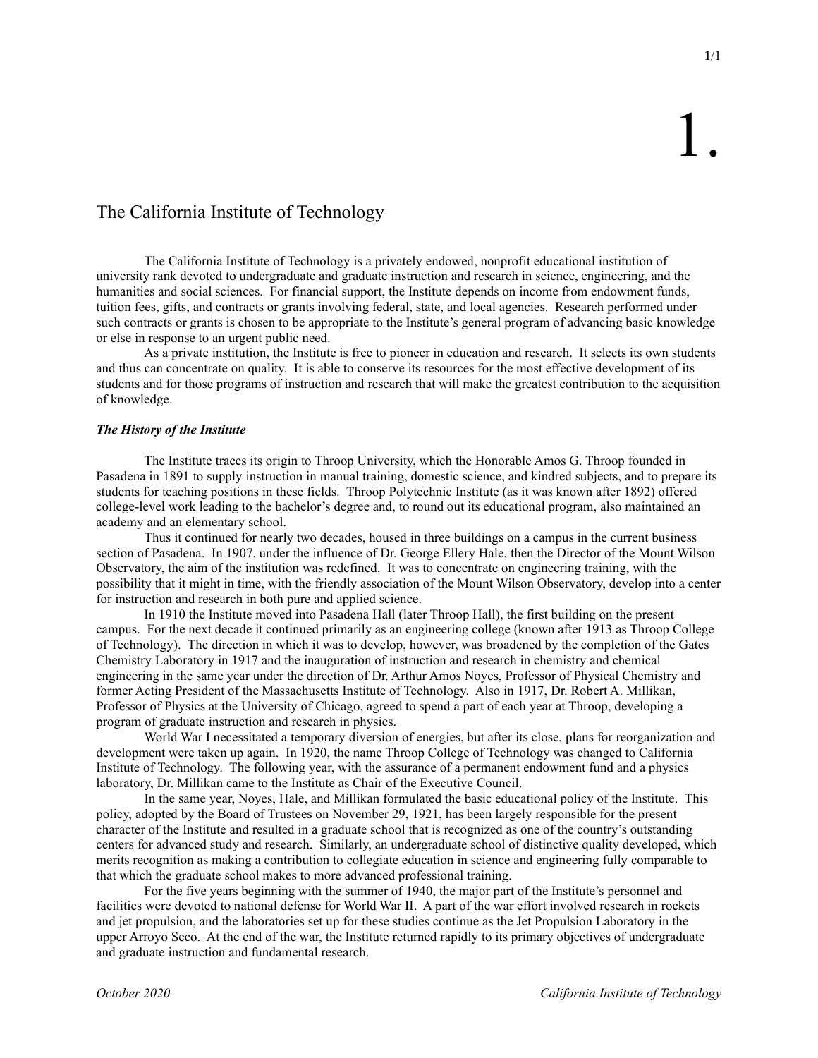# 1.

## The California Institute of Technology

The California Institute of Technology is a privately endowed, nonprofit educational institution of university rank devoted to undergraduate and graduate instruction and research in science, engineering, and the humanities and social sciences. For financial support, the Institute depends on income from endowment funds, tuition fees, gifts, and contracts or grants involving federal, state, and local agencies. Research performed under such contracts or grants is chosen to be appropriate to the Institute's general program of advancing basic knowledge or else in response to an urgent public need.

As a private institution, the Institute is free to pioneer in education and research. It selects its own students and thus can concentrate on quality. It is able to conserve its resources for the most effective development of its students and for those programs of instruction and research that will make the greatest contribution to the acquisition of knowledge.

### *The History of the Institute*

The Institute traces its origin to Throop University, which the Honorable Amos G. Throop founded in Pasadena in 1891 to supply instruction in manual training, domestic science, and kindred subjects, and to prepare its students for teaching positions in these fields. Throop Polytechnic Institute (as it was known after 1892) offered college-level work leading to the bachelor's degree and, to round out its educational program, also maintained an academy and an elementary school.

Thus it continued for nearly two decades, housed in three buildings on a campus in the current business section of Pasadena. In 1907, under the influence of Dr. George Ellery Hale, then the Director of the Mount Wilson Observatory, the aim of the institution was redefined. It was to concentrate on engineering training, with the possibility that it might in time, with the friendly association of the Mount Wilson Observatory, develop into a center for instruction and research in both pure and applied science.

In 1910 the Institute moved into Pasadena Hall (later Throop Hall), the first building on the present campus. For the next decade it continued primarily as an engineering college (known after 1913 as Throop College of Technology). The direction in which it was to develop, however, was broadened by the completion of the Gates Chemistry Laboratory in 1917 and the inauguration of instruction and research in chemistry and chemical engineering in the same year under the direction of Dr. Arthur Amos Noyes, Professor of Physical Chemistry and former Acting President of the Massachusetts Institute of Technology. Also in 1917, Dr. Robert A. Millikan, Professor of Physics at the University of Chicago, agreed to spend a part of each year at Throop, developing a program of graduate instruction and research in physics.

World War I necessitated a temporary diversion of energies, but after its close, plans for reorganization and development were taken up again. In 1920, the name Throop College of Technology was changed to California Institute of Technology. The following year, with the assurance of a permanent endowment fund and a physics laboratory, Dr. Millikan came to the Institute as Chair of the Executive Council.

In the same year, Noyes, Hale, and Millikan formulated the basic educational policy of the Institute. This policy, adopted by the Board of Trustees on November 29, 1921, has been largely responsible for the present character of the Institute and resulted in a graduate school that is recognized as one of the country's outstanding centers for advanced study and research. Similarly, an undergraduate school of distinctive quality developed, which merits recognition as making a contribution to collegiate education in science and engineering fully comparable to that which the graduate school makes to more advanced professional training.

For the five years beginning with the summer of 1940, the major part of the Institute's personnel and facilities were devoted to national defense for World War II. A part of the war effort involved research in rockets and jet propulsion, and the laboratories set up for these studies continue as the Jet Propulsion Laboratory in the upper Arroyo Seco. At the end of the war, the Institute returned rapidly to its primary objectives of undergraduate and graduate instruction and fundamental research.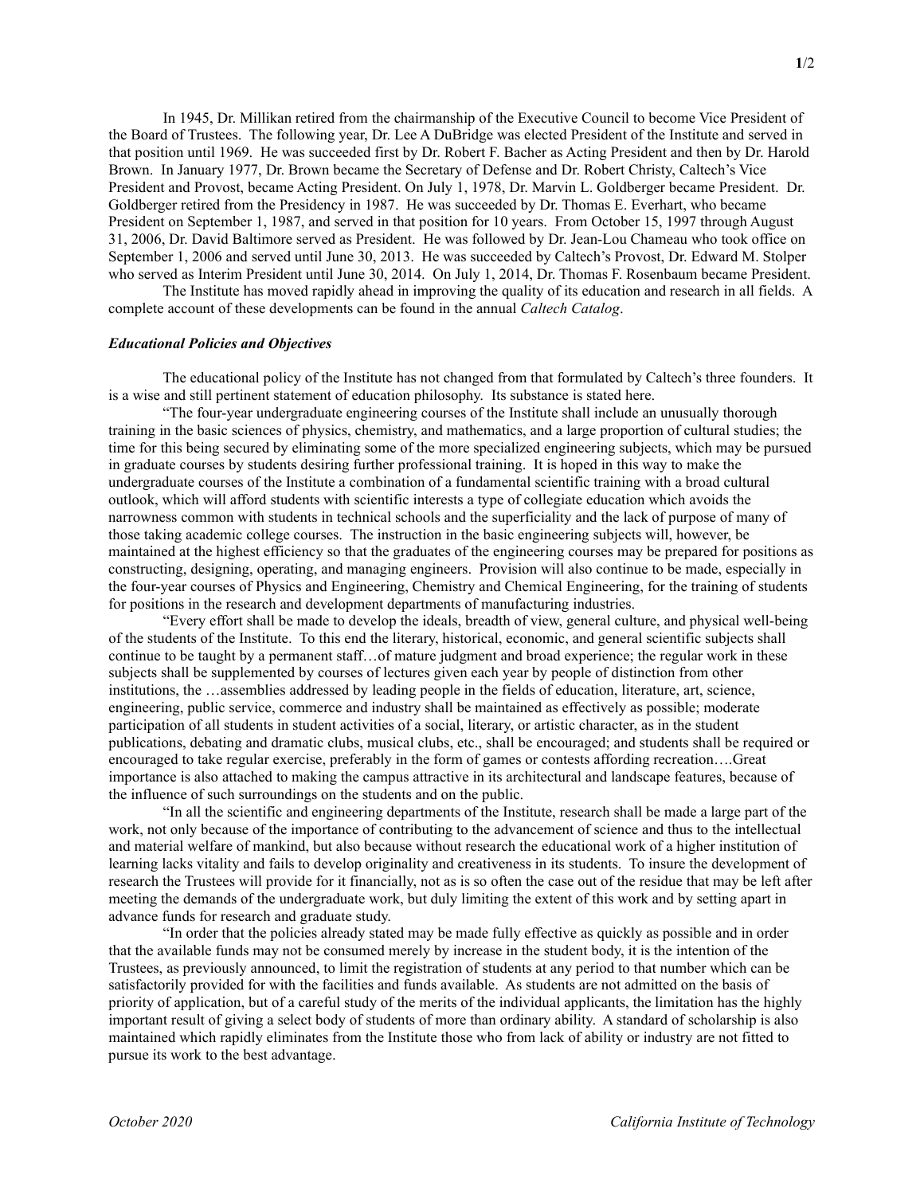In 1945, Dr. Millikan retired from the chairmanship of the Executive Council to become Vice President of the Board of Trustees. The following year, Dr. Lee A DuBridge was elected President of the Institute and served in that position until 1969. He was succeeded first by Dr. Robert F. Bacher as Acting President and then by Dr. Harold Brown. In January 1977, Dr. Brown became the Secretary of Defense and Dr. Robert Christy, Caltech's Vice President and Provost, became Acting President. On July 1, 1978, Dr. Marvin L. Goldberger became President. Dr. Goldberger retired from the Presidency in 1987. He was succeeded by Dr. Thomas E. Everhart, who became President on September 1, 1987, and served in that position for 10 years. From October 15, 1997 through August 31, 2006, Dr. David Baltimore served as President. He was followed by Dr. Jean-Lou Chameau who took office on September 1, 2006 and served until June 30, 2013. He was succeeded by Caltech's Provost, Dr. Edward M. Stolper who served as Interim President until June 30, 2014. On July 1, 2014, Dr. Thomas F. Rosenbaum became President.

The Institute has moved rapidly ahead in improving the quality of its education and research in all fields. A complete account of these developments can be found in the annual *Caltech Catalog*.

### *Educational Policies and Objectives*

The educational policy of the Institute has not changed from that formulated by Caltech's three founders. It is a wise and still pertinent statement of education philosophy. Its substance is stated here.

"The four-year undergraduate engineering courses of the Institute shall include an unusually thorough training in the basic sciences of physics, chemistry, and mathematics, and a large proportion of cultural studies; the time for this being secured by eliminating some of the more specialized engineering subjects, which may be pursued in graduate courses by students desiring further professional training. It is hoped in this way to make the undergraduate courses of the Institute a combination of a fundamental scientific training with a broad cultural outlook, which will afford students with scientific interests a type of collegiate education which avoids the narrowness common with students in technical schools and the superficiality and the lack of purpose of many of those taking academic college courses. The instruction in the basic engineering subjects will, however, be maintained at the highest efficiency so that the graduates of the engineering courses may be prepared for positions as constructing, designing, operating, and managing engineers. Provision will also continue to be made, especially in the four-year courses of Physics and Engineering, Chemistry and Chemical Engineering, for the training of students for positions in the research and development departments of manufacturing industries.

"Every effort shall be made to develop the ideals, breadth of view, general culture, and physical well-being of the students of the Institute. To this end the literary, historical, economic, and general scientific subjects shall continue to be taught by a permanent staff…of mature judgment and broad experience; the regular work in these subjects shall be supplemented by courses of lectures given each year by people of distinction from other institutions, the …assemblies addressed by leading people in the fields of education, literature, art, science, engineering, public service, commerce and industry shall be maintained as effectively as possible; moderate participation of all students in student activities of a social, literary, or artistic character, as in the student publications, debating and dramatic clubs, musical clubs, etc., shall be encouraged; and students shall be required or encouraged to take regular exercise, preferably in the form of games or contests affording recreation….Great importance is also attached to making the campus attractive in its architectural and landscape features, because of the influence of such surroundings on the students and on the public.

"In all the scientific and engineering departments of the Institute, research shall be made a large part of the work, not only because of the importance of contributing to the advancement of science and thus to the intellectual and material welfare of mankind, but also because without research the educational work of a higher institution of learning lacks vitality and fails to develop originality and creativeness in its students. To insure the development of research the Trustees will provide for it financially, not as is so often the case out of the residue that may be left after meeting the demands of the undergraduate work, but duly limiting the extent of this work and by setting apart in advance funds for research and graduate study.

"In order that the policies already stated may be made fully effective as quickly as possible and in order that the available funds may not be consumed merely by increase in the student body, it is the intention of the Trustees, as previously announced, to limit the registration of students at any period to that number which can be satisfactorily provided for with the facilities and funds available. As students are not admitted on the basis of priority of application, but of a careful study of the merits of the individual applicants, the limitation has the highly important result of giving a select body of students of more than ordinary ability. A standard of scholarship is also maintained which rapidly eliminates from the Institute those who from lack of ability or industry are not fitted to pursue its work to the best advantage.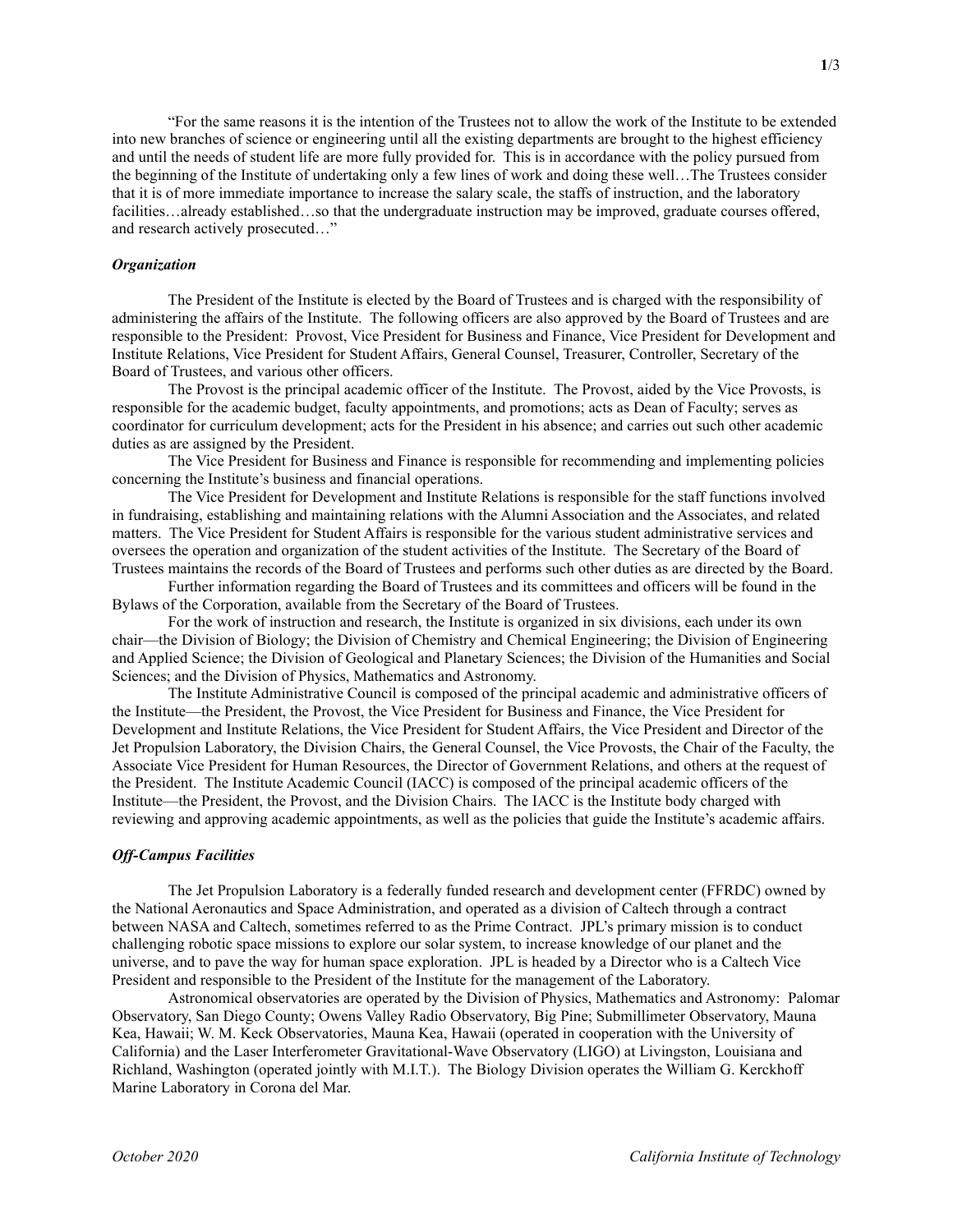"For the same reasons it is the intention of the Trustees not to allow the work of the Institute to be extended into new branches of science or engineering until all the existing departments are brought to the highest efficiency and until the needs of student life are more fully provided for. This is in accordance with the policy pursued from the beginning of the Institute of undertaking only a few lines of work and doing these well…The Trustees consider that it is of more immediate importance to increase the salary scale, the staffs of instruction, and the laboratory facilities…already established…so that the undergraduate instruction may be improved, graduate courses offered, and research actively prosecuted…"

### *Organization*

The President of the Institute is elected by the Board of Trustees and is charged with the responsibility of administering the affairs of the Institute. The following officers are also approved by the Board of Trustees and are responsible to the President: Provost, Vice President for Business and Finance, Vice President for Development and Institute Relations, Vice President for Student Affairs, General Counsel, Treasurer, Controller, Secretary of the Board of Trustees, and various other officers.

The Provost is the principal academic officer of the Institute. The Provost, aided by the Vice Provosts, is responsible for the academic budget, faculty appointments, and promotions; acts as Dean of Faculty; serves as coordinator for curriculum development; acts for the President in his absence; and carries out such other academic duties as are assigned by the President.

The Vice President for Business and Finance is responsible for recommending and implementing policies concerning the Institute's business and financial operations.

The Vice President for Development and Institute Relations is responsible for the staff functions involved in fundraising, establishing and maintaining relations with the Alumni Association and the Associates, and related matters. The Vice President for Student Affairs is responsible for the various student administrative services and oversees the operation and organization of the student activities of the Institute. The Secretary of the Board of Trustees maintains the records of the Board of Trustees and performs such other duties as are directed by the Board.

Further information regarding the Board of Trustees and its committees and officers will be found in the Bylaws of the Corporation, available from the Secretary of the Board of Trustees.

For the work of instruction and research, the Institute is organized in six divisions, each under its own chair—the Division of Biology; the Division of Chemistry and Chemical Engineering; the Division of Engineering and Applied Science; the Division of Geological and Planetary Sciences; the Division of the Humanities and Social Sciences; and the Division of Physics, Mathematics and Astronomy.

The Institute Administrative Council is composed of the principal academic and administrative officers of the Institute—the President, the Provost, the Vice President for Business and Finance, the Vice President for Development and Institute Relations, the Vice President for Student Affairs, the Vice President and Director of the Jet Propulsion Laboratory, the Division Chairs, the General Counsel, the Vice Provosts, the Chair of the Faculty, the Associate Vice President for Human Resources, the Director of Government Relations, and others at the request of the President. The Institute Academic Council (IACC) is composed of the principal academic officers of the Institute—the President, the Provost, and the Division Chairs. The IACC is the Institute body charged with reviewing and approving academic appointments, as well as the policies that guide the Institute's academic affairs.

### *Off-Campus Facilities*

The Jet Propulsion Laboratory is a federally funded research and development center (FFRDC) owned by the National Aeronautics and Space Administration, and operated as a division of Caltech through a contract between NASA and Caltech, sometimes referred to as the Prime Contract. JPL's primary mission is to conduct challenging robotic space missions to explore our solar system, to increase knowledge of our planet and the universe, and to pave the way for human space exploration. JPL is headed by a Director who is a Caltech Vice President and responsible to the President of the Institute for the management of the Laboratory.

Astronomical observatories are operated by the Division of Physics, Mathematics and Astronomy: Palomar Observatory, San Diego County; Owens Valley Radio Observatory, Big Pine; Submillimeter Observatory, Mauna Kea, Hawaii; W. M. Keck Observatories, Mauna Kea, Hawaii (operated in cooperation with the University of California) and the Laser Interferometer Gravitational-Wave Observatory (LIGO) at Livingston, Louisiana and Richland, Washington (operated jointly with M.I.T.). The Biology Division operates the William G. Kerckhoff Marine Laboratory in Corona del Mar.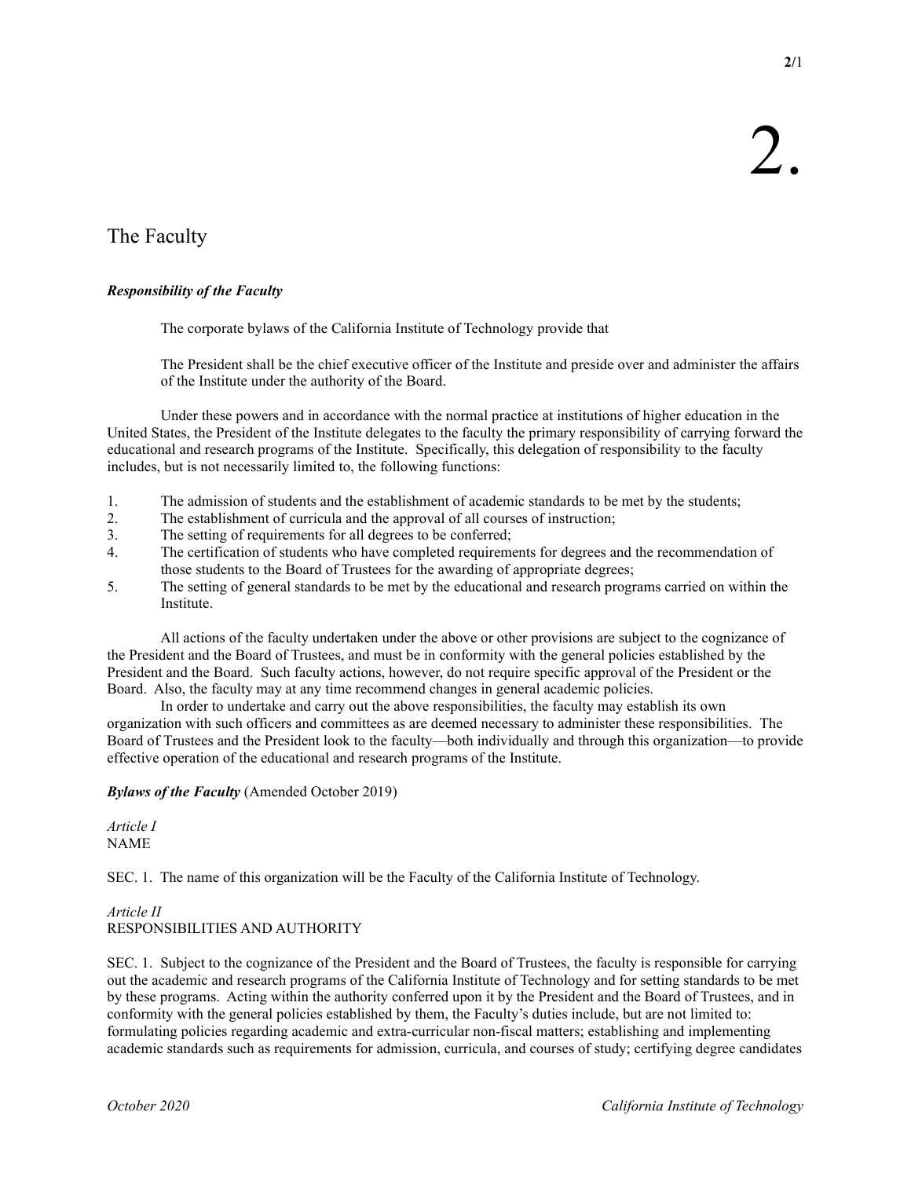# 2.

## The Faculty

***Responsibility of the Faculty***

The corporate bylaws of the California Institute of Technology provide that

> The President shall be the chief executive officer of the Institute and preside over and administer the affairs of the Institute under the authority of the Board.

Under these powers and in accordance with the normal practice at institutions of higher education in the United States, the President of the Institute delegates to the faculty the primary responsibility of carrying forward the educational and research programs of the Institute. Specifically, this delegation of responsibility to the faculty includes, but is not necessarily limited to, the following functions:

1. The admission of students and the establishment of academic standards to be met by the students;
2. The establishment of curricula and the approval of all courses of instruction;
3. The setting of requirements for all degrees to be conferred;
4. The certification of students who have completed requirements for degrees and the recommendation of those students to the Board of Trustees for the awarding of appropriate degrees;
5. The setting of general standards to be met by the educational and research programs carried on within the Institute.

All actions of the faculty undertaken under the above or other provisions are subject to the cognizance of the President and the Board of Trustees, and must be in conformity with the general policies established by the President and the Board. Such faculty actions, however, do not require specific approval of the President or the Board. Also, the faculty may at any time recommend changes in general academic policies.

In order to undertake and carry out the above responsibilities, the faculty may establish its own organization with such officers and committees as are deemed necessary to administer these responsibilities. The Board of Trustees and the President look to the faculty—both individually and through this organization—to provide effective operation of the educational and research programs of the Institute.

***Bylaws of the Faculty*** (Amended October 2019)

*Article I*
NAME

SEC. 1. The name of this organization will be the Faculty of the California Institute of Technology.

*Article II*
RESPONSIBILITIES AND AUTHORITY

SEC. 1. Subject to the cognizance of the President and the Board of Trustees, the faculty is responsible for carrying out the academic and research programs of the California Institute of Technology and for setting standards to be met by these programs. Acting within the authority conferred upon it by the President and the Board of Trustees, and in conformity with the general policies established by them, the Faculty's duties include, but are not limited to: formulating policies regarding academic and extra-curricular non-fiscal matters; establishing and implementing academic standards such as requirements for admission, curricula, and courses of study; certifying degree candidates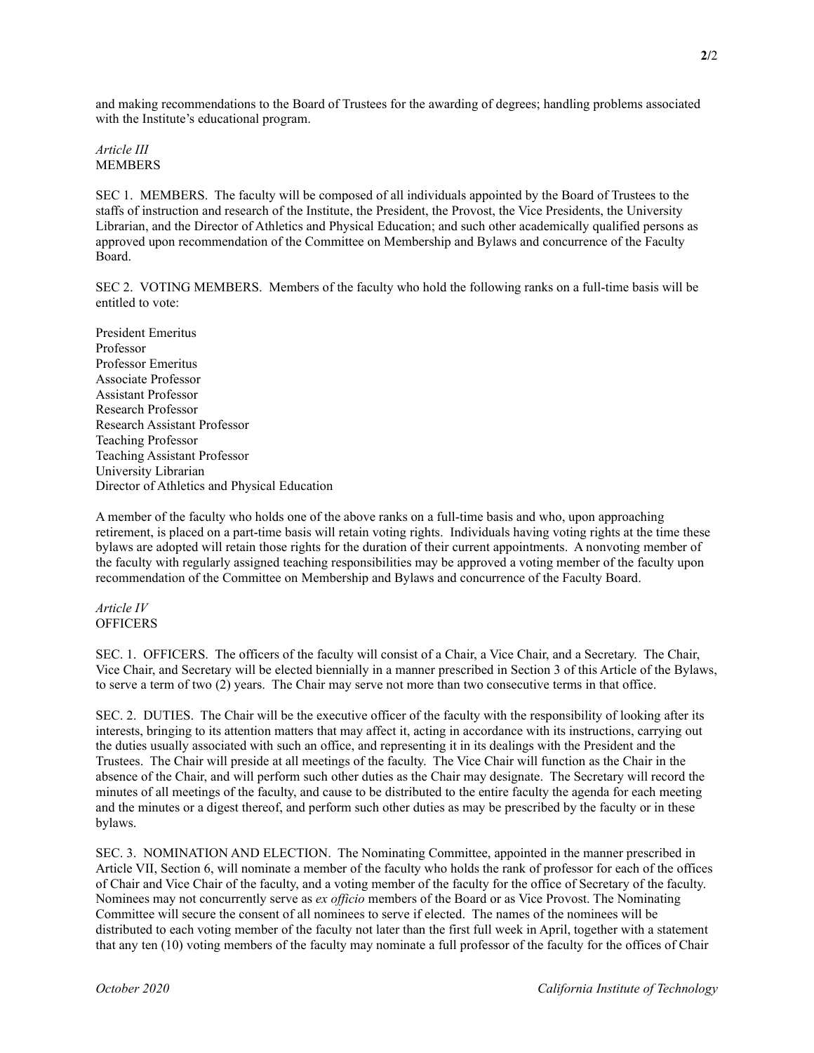and making recommendations to the Board of Trustees for the awarding of degrees; handling problems associated with the Institute's educational program.

*Article III*
MEMBERS

SEC 1. MEMBERS. The faculty will be composed of all individuals appointed by the Board of Trustees to the staffs of instruction and research of the Institute, the President, the Provost, the Vice Presidents, the University Librarian, and the Director of Athletics and Physical Education; and such other academically qualified persons as approved upon recommendation of the Committee on Membership and Bylaws and concurrence of the Faculty Board.

SEC 2. VOTING MEMBERS. Members of the faculty who hold the following ranks on a full-time basis will be entitled to vote:

President Emeritus
Professor
Professor Emeritus
Associate Professor
Assistant Professor
Research Professor
Research Assistant Professor
Teaching Professor
Teaching Assistant Professor
University Librarian
Director of Athletics and Physical Education

A member of the faculty who holds one of the above ranks on a full-time basis and who, upon approaching retirement, is placed on a part-time basis will retain voting rights. Individuals having voting rights at the time these bylaws are adopted will retain those rights for the duration of their current appointments. A nonvoting member of the faculty with regularly assigned teaching responsibilities may be approved a voting member of the faculty upon recommendation of the Committee on Membership and Bylaws and concurrence of the Faculty Board.

*Article IV*
OFFICERS

SEC. 1. OFFICERS. The officers of the faculty will consist of a Chair, a Vice Chair, and a Secretary. The Chair, Vice Chair, and Secretary will be elected biennially in a manner prescribed in Section 3 of this Article of the Bylaws, to serve a term of two (2) years. The Chair may serve not more than two consecutive terms in that office.

SEC. 2. DUTIES. The Chair will be the executive officer of the faculty with the responsibility of looking after its interests, bringing to its attention matters that may affect it, acting in accordance with its instructions, carrying out the duties usually associated with such an office, and representing it in its dealings with the President and the Trustees. The Chair will preside at all meetings of the faculty. The Vice Chair will function as the Chair in the absence of the Chair, and will perform such other duties as the Chair may designate. The Secretary will record the minutes of all meetings of the faculty, and cause to be distributed to the entire faculty the agenda for each meeting and the minutes or a digest thereof, and perform such other duties as may be prescribed by the faculty or in these bylaws.

SEC. 3. NOMINATION AND ELECTION. The Nominating Committee, appointed in the manner prescribed in Article VII, Section 6, will nominate a member of the faculty who holds the rank of professor for each of the offices of Chair and Vice Chair of the faculty, and a voting member of the faculty for the office of Secretary of the faculty. Nominees may not concurrently serve as *ex officio* members of the Board or as Vice Provost. The Nominating Committee will secure the consent of all nominees to serve if elected. The names of the nominees will be distributed to each voting member of the faculty not later than the first full week in April, together with a statement that any ten (10) voting members of the faculty may nominate a full professor of the faculty for the offices of Chair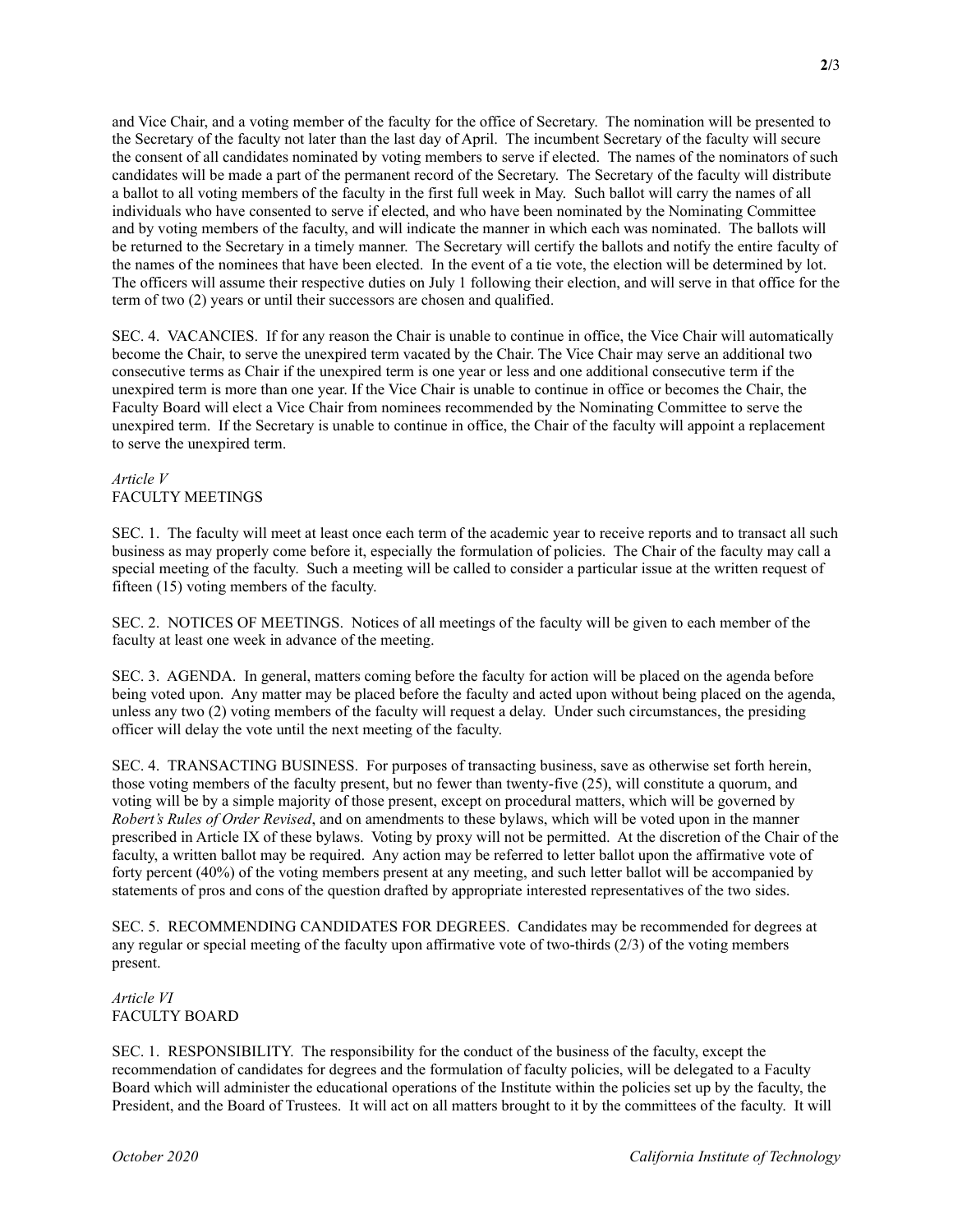and Vice Chair, and a voting member of the faculty for the office of Secretary. The nomination will be presented to the Secretary of the faculty not later than the last day of April. The incumbent Secretary of the faculty will secure the consent of all candidates nominated by voting members to serve if elected. The names of the nominators of such candidates will be made a part of the permanent record of the Secretary. The Secretary of the faculty will distribute a ballot to all voting members of the faculty in the first full week in May. Such ballot will carry the names of all individuals who have consented to serve if elected, and who have been nominated by the Nominating Committee and by voting members of the faculty, and will indicate the manner in which each was nominated. The ballots will be returned to the Secretary in a timely manner. The Secretary will certify the ballots and notify the entire faculty of the names of the nominees that have been elected. In the event of a tie vote, the election will be determined by lot. The officers will assume their respective duties on July 1 following their election, and will serve in that office for the term of two (2) years or until their successors are chosen and qualified.

SEC. 4. VACANCIES. If for any reason the Chair is unable to continue in office, the Vice Chair will automatically become the Chair, to serve the unexpired term vacated by the Chair. The Vice Chair may serve an additional two consecutive terms as Chair if the unexpired term is one year or less and one additional consecutive term if the unexpired term is more than one year. If the Vice Chair is unable to continue in office or becomes the Chair, the Faculty Board will elect a Vice Chair from nominees recommended by the Nominating Committee to serve the unexpired term. If the Secretary is unable to continue in office, the Chair of the faculty will appoint a replacement to serve the unexpired term.

## *Article V*
## FACULTY MEETINGS

SEC. 1. The faculty will meet at least once each term of the academic year to receive reports and to transact all such business as may properly come before it, especially the formulation of policies. The Chair of the faculty may call a special meeting of the faculty. Such a meeting will be called to consider a particular issue at the written request of fifteen (15) voting members of the faculty.

SEC. 2. NOTICES OF MEETINGS. Notices of all meetings of the faculty will be given to each member of the faculty at least one week in advance of the meeting.

SEC. 3. AGENDA. In general, matters coming before the faculty for action will be placed on the agenda before being voted upon. Any matter may be placed before the faculty and acted upon without being placed on the agenda, unless any two (2) voting members of the faculty will request a delay. Under such circumstances, the presiding officer will delay the vote until the next meeting of the faculty.

SEC. 4. TRANSACTING BUSINESS. For purposes of transacting business, save as otherwise set forth herein, those voting members of the faculty present, but no fewer than twenty-five (25), will constitute a quorum, and voting will be by a simple majority of those present, except on procedural matters, which will be governed by *Robert's Rules of Order Revised*, and on amendments to these bylaws, which will be voted upon in the manner prescribed in Article IX of these bylaws. Voting by proxy will not be permitted. At the discretion of the Chair of the faculty, a written ballot may be required. Any action may be referred to letter ballot upon the affirmative vote of forty percent (40%) of the voting members present at any meeting, and such letter ballot will be accompanied by statements of pros and cons of the question drafted by appropriate interested representatives of the two sides.

SEC. 5. RECOMMENDING CANDIDATES FOR DEGREES. Candidates may be recommended for degrees at any regular or special meeting of the faculty upon affirmative vote of two-thirds (2/3) of the voting members present.

## *Article VI*
## FACULTY BOARD

SEC. 1. RESPONSIBILITY. The responsibility for the conduct of the business of the faculty, except the recommendation of candidates for degrees and the formulation of faculty policies, will be delegated to a Faculty Board which will administer the educational operations of the Institute within the policies set up by the faculty, the President, and the Board of Trustees. It will act on all matters brought to it by the committees of the faculty. It will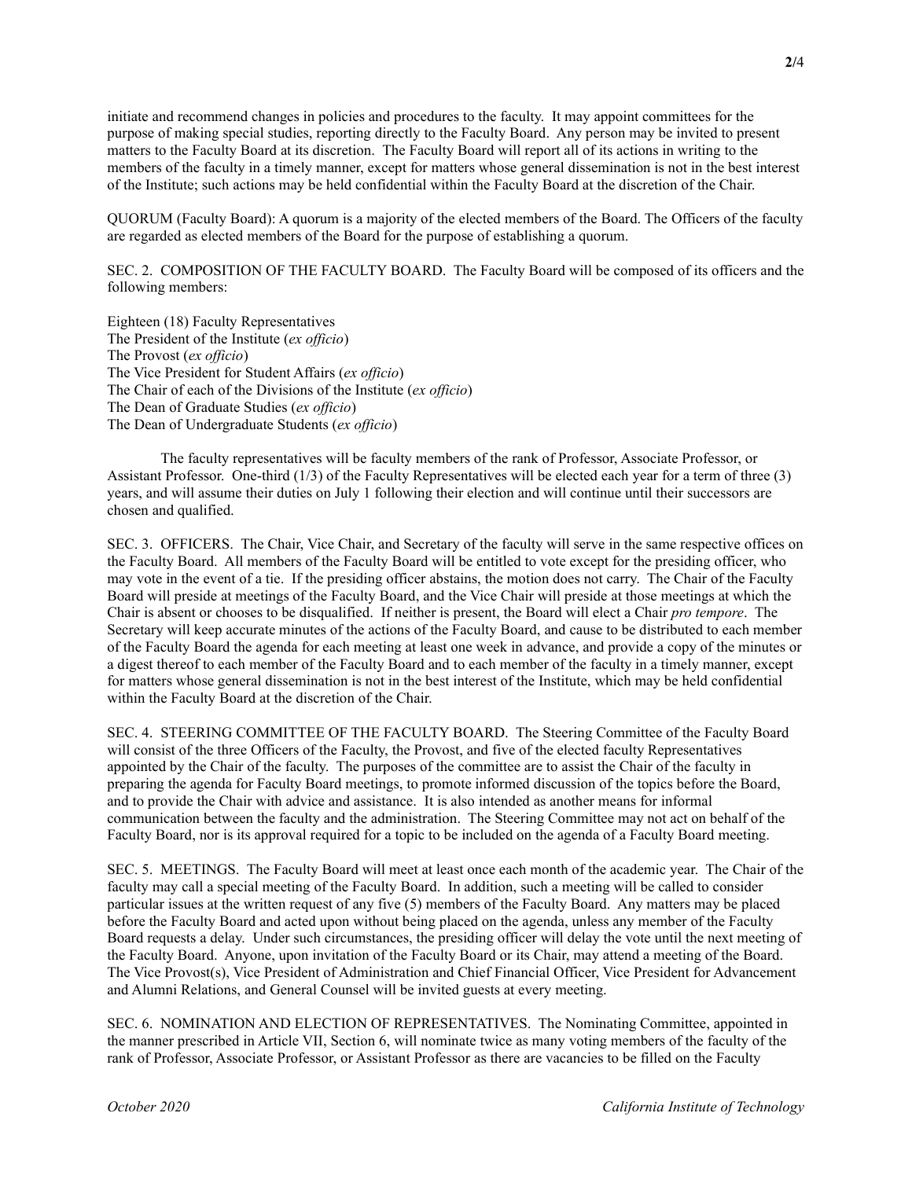initiate and recommend changes in policies and procedures to the faculty. It may appoint committees for the purpose of making special studies, reporting directly to the Faculty Board. Any person may be invited to present matters to the Faculty Board at its discretion. The Faculty Board will report all of its actions in writing to the members of the faculty in a timely manner, except for matters whose general dissemination is not in the best interest of the Institute; such actions may be held confidential within the Faculty Board at the discretion of the Chair.

QUORUM (Faculty Board): A quorum is a majority of the elected members of the Board. The Officers of the faculty are regarded as elected members of the Board for the purpose of establishing a quorum.

SEC. 2. COMPOSITION OF THE FACULTY BOARD. The Faculty Board will be composed of its officers and the following members:

Eighteen (18) Faculty Representatives
The President of the Institute (*ex officio*)
The Provost (*ex officio*)
The Vice President for Student Affairs (*ex officio*)
The Chair of each of the Divisions of the Institute (*ex officio*)
The Dean of Graduate Studies (*ex officio*)
The Dean of Undergraduate Students (*ex officio*)

The faculty representatives will be faculty members of the rank of Professor, Associate Professor, or Assistant Professor. One-third (1/3) of the Faculty Representatives will be elected each year for a term of three (3) years, and will assume their duties on July 1 following their election and will continue until their successors are chosen and qualified.

SEC. 3. OFFICERS. The Chair, Vice Chair, and Secretary of the faculty will serve in the same respective offices on the Faculty Board. All members of the Faculty Board will be entitled to vote except for the presiding officer, who may vote in the event of a tie. If the presiding officer abstains, the motion does not carry. The Chair of the Faculty Board will preside at meetings of the Faculty Board, and the Vice Chair will preside at those meetings at which the Chair is absent or chooses to be disqualified. If neither is present, the Board will elect a Chair *pro tempore*. The Secretary will keep accurate minutes of the actions of the Faculty Board, and cause to be distributed to each member of the Faculty Board the agenda for each meeting at least one week in advance, and provide a copy of the minutes or a digest thereof to each member of the Faculty Board and to each member of the faculty in a timely manner, except for matters whose general dissemination is not in the best interest of the Institute, which may be held confidential within the Faculty Board at the discretion of the Chair.

SEC. 4. STEERING COMMITTEE OF THE FACULTY BOARD. The Steering Committee of the Faculty Board will consist of the three Officers of the Faculty, the Provost, and five of the elected faculty Representatives appointed by the Chair of the faculty. The purposes of the committee are to assist the Chair of the faculty in preparing the agenda for Faculty Board meetings, to promote informed discussion of the topics before the Board, and to provide the Chair with advice and assistance. It is also intended as another means for informal communication between the faculty and the administration. The Steering Committee may not act on behalf of the Faculty Board, nor is its approval required for a topic to be included on the agenda of a Faculty Board meeting.

SEC. 5. MEETINGS. The Faculty Board will meet at least once each month of the academic year. The Chair of the faculty may call a special meeting of the Faculty Board. In addition, such a meeting will be called to consider particular issues at the written request of any five (5) members of the Faculty Board. Any matters may be placed before the Faculty Board and acted upon without being placed on the agenda, unless any member of the Faculty Board requests a delay. Under such circumstances, the presiding officer will delay the vote until the next meeting of the Faculty Board. Anyone, upon invitation of the Faculty Board or its Chair, may attend a meeting of the Board. The Vice Provost(s), Vice President of Administration and Chief Financial Officer, Vice President for Advancement and Alumni Relations, and General Counsel will be invited guests at every meeting.

SEC. 6. NOMINATION AND ELECTION OF REPRESENTATIVES. The Nominating Committee, appointed in the manner prescribed in Article VII, Section 6, will nominate twice as many voting members of the faculty of the rank of Professor, Associate Professor, or Assistant Professor as there are vacancies to be filled on the Faculty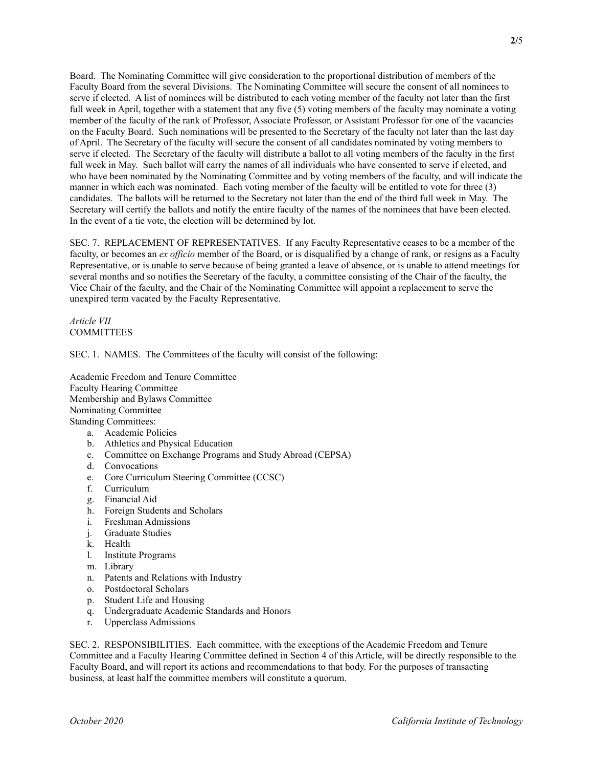Board. The Nominating Committee will give consideration to the proportional distribution of members of the Faculty Board from the several Divisions. The Nominating Committee will secure the consent of all nominees to serve if elected. A list of nominees will be distributed to each voting member of the faculty not later than the first full week in April, together with a statement that any five (5) voting members of the faculty may nominate a voting member of the faculty of the rank of Professor, Associate Professor, or Assistant Professor for one of the vacancies on the Faculty Board. Such nominations will be presented to the Secretary of the faculty not later than the last day of April. The Secretary of the faculty will secure the consent of all candidates nominated by voting members to serve if elected. The Secretary of the faculty will distribute a ballot to all voting members of the faculty in the first full week in May. Such ballot will carry the names of all individuals who have consented to serve if elected, and who have been nominated by the Nominating Committee and by voting members of the faculty, and will indicate the manner in which each was nominated. Each voting member of the faculty will be entitled to vote for three (3) candidates. The ballots will be returned to the Secretary not later than the end of the third full week in May. The Secretary will certify the ballots and notify the entire faculty of the names of the nominees that have been elected. In the event of a tie vote, the election will be determined by lot.

SEC. 7. REPLACEMENT OF REPRESENTATIVES. If any Faculty Representative ceases to be a member of the faculty, or becomes an *ex officio* member of the Board, or is disqualified by a change of rank, or resigns as a Faculty Representative, or is unable to serve because of being granted a leave of absence, or is unable to attend meetings for several months and so notifies the Secretary of the faculty, a committee consisting of the Chair of the faculty, the Vice Chair of the faculty, and the Chair of the Nominating Committee will appoint a replacement to serve the unexpired term vacated by the Faculty Representative.

## *Article VII*
## COMMITTEES

SEC. 1. NAMES. The Committees of the faculty will consist of the following:

Academic Freedom and Tenure Committee
Faculty Hearing Committee
Membership and Bylaws Committee
Nominating Committee
Standing Committees:

a. Academic Policies
b. Athletics and Physical Education
c. Committee on Exchange Programs and Study Abroad (CEPSA)
d. Convocations
e. Core Curriculum Steering Committee (CCSC)
f. Curriculum
g. Financial Aid
h. Foreign Students and Scholars
i. Freshman Admissions
j. Graduate Studies
k. Health
l. Institute Programs
m. Library
n. Patents and Relations with Industry
o. Postdoctoral Scholars
p. Student Life and Housing
q. Undergraduate Academic Standards and Honors
r. Upperclass Admissions

SEC. 2. RESPONSIBILITIES. Each committee, with the exceptions of the Academic Freedom and Tenure Committee and a Faculty Hearing Committee defined in Section 4 of this Article, will be directly responsible to the Faculty Board, and will report its actions and recommendations to that body. For the purposes of transacting business, at least half the committee members will constitute a quorum.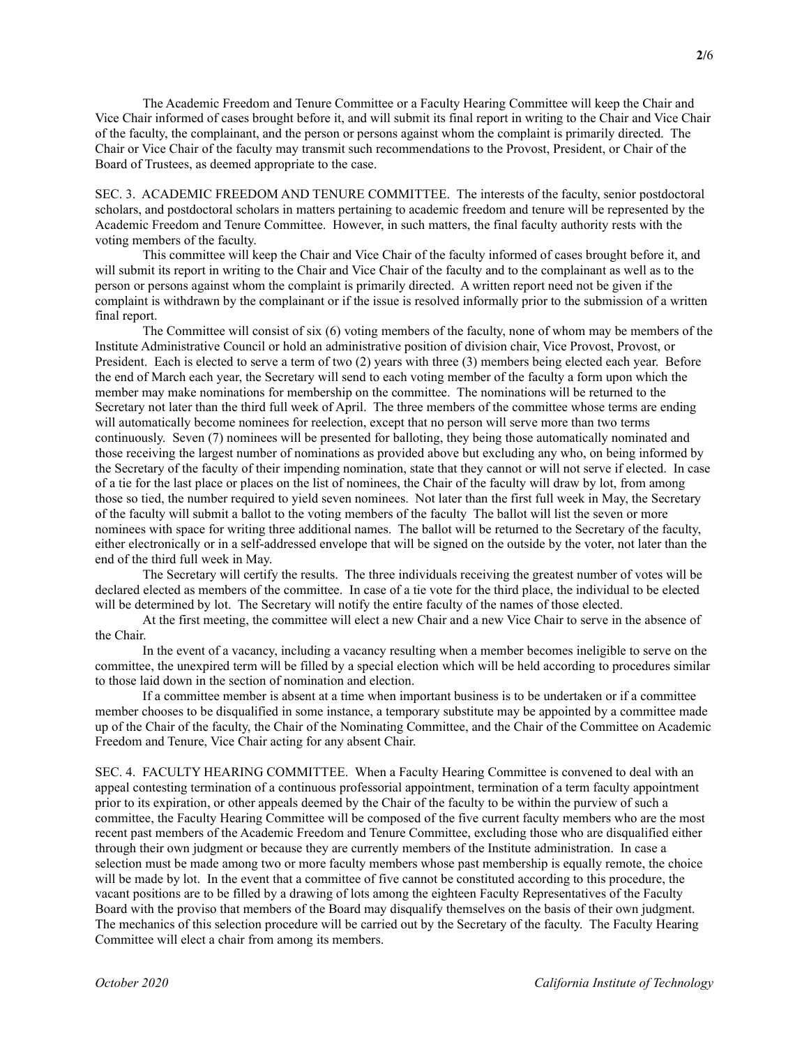The Academic Freedom and Tenure Committee or a Faculty Hearing Committee will keep the Chair and Vice Chair informed of cases brought before it, and will submit its final report in writing to the Chair and Vice Chair of the faculty, the complainant, and the person or persons against whom the complaint is primarily directed. The Chair or Vice Chair of the faculty may transmit such recommendations to the Provost, President, or Chair of the Board of Trustees, as deemed appropriate to the case.

SEC. 3. ACADEMIC FREEDOM AND TENURE COMMITTEE. The interests of the faculty, senior postdoctoral scholars, and postdoctoral scholars in matters pertaining to academic freedom and tenure will be represented by the Academic Freedom and Tenure Committee. However, in such matters, the final faculty authority rests with the voting members of the faculty.

This committee will keep the Chair and Vice Chair of the faculty informed of cases brought before it, and will submit its report in writing to the Chair and Vice Chair of the faculty and to the complainant as well as to the person or persons against whom the complaint is primarily directed. A written report need not be given if the complaint is withdrawn by the complainant or if the issue is resolved informally prior to the submission of a written final report.

The Committee will consist of six (6) voting members of the faculty, none of whom may be members of the Institute Administrative Council or hold an administrative position of division chair, Vice Provost, Provost, or President. Each is elected to serve a term of two (2) years with three (3) members being elected each year. Before the end of March each year, the Secretary will send to each voting member of the faculty a form upon which the member may make nominations for membership on the committee. The nominations will be returned to the Secretary not later than the third full week of April. The three members of the committee whose terms are ending will automatically become nominees for reelection, except that no person will serve more than two terms continuously. Seven (7) nominees will be presented for balloting, they being those automatically nominated and those receiving the largest number of nominations as provided above but excluding any who, on being informed by the Secretary of the faculty of their impending nomination, state that they cannot or will not serve if elected. In case of a tie for the last place or places on the list of nominees, the Chair of the faculty will draw by lot, from among those so tied, the number required to yield seven nominees. Not later than the first full week in May, the Secretary of the faculty will submit a ballot to the voting members of the faculty The ballot will list the seven or more nominees with space for writing three additional names. The ballot will be returned to the Secretary of the faculty, either electronically or in a self-addressed envelope that will be signed on the outside by the voter, not later than the end of the third full week in May.

The Secretary will certify the results. The three individuals receiving the greatest number of votes will be declared elected as members of the committee. In case of a tie vote for the third place, the individual to be elected will be determined by lot. The Secretary will notify the entire faculty of the names of those elected.

At the first meeting, the committee will elect a new Chair and a new Vice Chair to serve in the absence of the Chair.

In the event of a vacancy, including a vacancy resulting when a member becomes ineligible to serve on the committee, the unexpired term will be filled by a special election which will be held according to procedures similar to those laid down in the section of nomination and election.

If a committee member is absent at a time when important business is to be undertaken or if a committee member chooses to be disqualified in some instance, a temporary substitute may be appointed by a committee made up of the Chair of the faculty, the Chair of the Nominating Committee, and the Chair of the Committee on Academic Freedom and Tenure, Vice Chair acting for any absent Chair.

SEC. 4. FACULTY HEARING COMMITTEE. When a Faculty Hearing Committee is convened to deal with an appeal contesting termination of a continuous professorial appointment, termination of a term faculty appointment prior to its expiration, or other appeals deemed by the Chair of the faculty to be within the purview of such a committee, the Faculty Hearing Committee will be composed of the five current faculty members who are the most recent past members of the Academic Freedom and Tenure Committee, excluding those who are disqualified either through their own judgment or because they are currently members of the Institute administration. In case a selection must be made among two or more faculty members whose past membership is equally remote, the choice will be made by lot. In the event that a committee of five cannot be constituted according to this procedure, the vacant positions are to be filled by a drawing of lots among the eighteen Faculty Representatives of the Faculty Board with the proviso that members of the Board may disqualify themselves on the basis of their own judgment. The mechanics of this selection procedure will be carried out by the Secretary of the faculty. The Faculty Hearing Committee will elect a chair from among its members.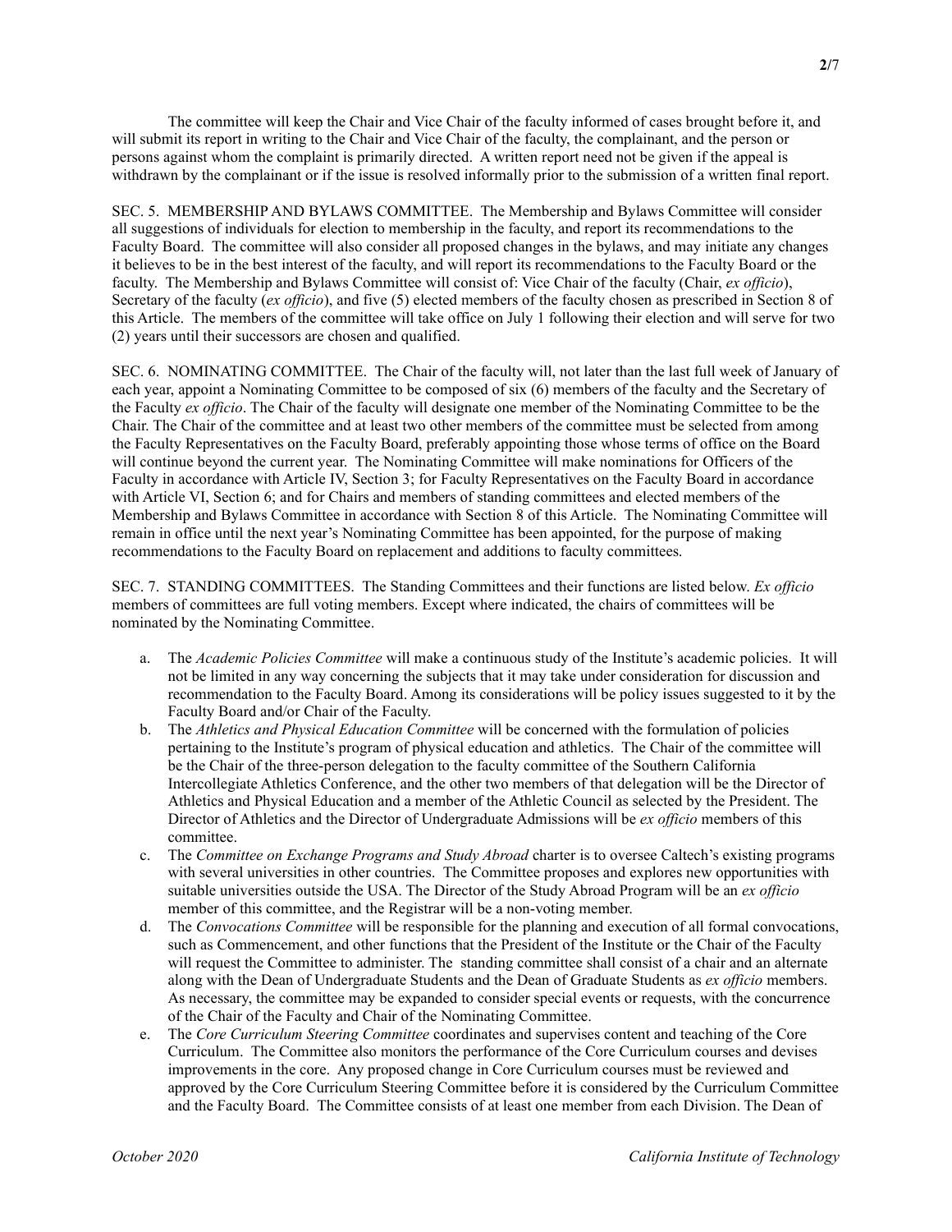The committee will keep the Chair and Vice Chair of the faculty informed of cases brought before it, and will submit its report in writing to the Chair and Vice Chair of the faculty, the complainant, and the person or persons against whom the complaint is primarily directed. A written report need not be given if the appeal is withdrawn by the complainant or if the issue is resolved informally prior to the submission of a written final report.

SEC. 5. MEMBERSHIP AND BYLAWS COMMITTEE. The Membership and Bylaws Committee will consider all suggestions of individuals for election to membership in the faculty, and report its recommendations to the Faculty Board. The committee will also consider all proposed changes in the bylaws, and may initiate any changes it believes to be in the best interest of the faculty, and will report its recommendations to the Faculty Board or the faculty. The Membership and Bylaws Committee will consist of: Vice Chair of the faculty (Chair, *ex officio*), Secretary of the faculty (*ex officio*), and five (5) elected members of the faculty chosen as prescribed in Section 8 of this Article. The members of the committee will take office on July 1 following their election and will serve for two (2) years until their successors are chosen and qualified.

SEC. 6. NOMINATING COMMITTEE. The Chair of the faculty will, not later than the last full week of January of each year, appoint a Nominating Committee to be composed of six (6) members of the faculty and the Secretary of the Faculty *ex officio*. The Chair of the faculty will designate one member of the Nominating Committee to be the Chair. The Chair of the committee and at least two other members of the committee must be selected from among the Faculty Representatives on the Faculty Board, preferably appointing those whose terms of office on the Board will continue beyond the current year. The Nominating Committee will make nominations for Officers of the Faculty in accordance with Article IV, Section 3; for Faculty Representatives on the Faculty Board in accordance with Article VI, Section 6; and for Chairs and members of standing committees and elected members of the Membership and Bylaws Committee in accordance with Section 8 of this Article. The Nominating Committee will remain in office until the next year's Nominating Committee has been appointed, for the purpose of making recommendations to the Faculty Board on replacement and additions to faculty committees.

SEC. 7. STANDING COMMITTEES. The Standing Committees and their functions are listed below. *Ex officio* members of committees are full voting members. Except where indicated, the chairs of committees will be nominated by the Nominating Committee.

a. The *Academic Policies Committee* will make a continuous study of the Institute's academic policies. It will not be limited in any way concerning the subjects that it may take under consideration for discussion and recommendation to the Faculty Board. Among its considerations will be policy issues suggested to it by the Faculty Board and/or Chair of the Faculty.
b. The *Athletics and Physical Education Committee* will be concerned with the formulation of policies pertaining to the Institute's program of physical education and athletics. The Chair of the committee will be the Chair of the three-person delegation to the faculty committee of the Southern California Intercollegiate Athletics Conference, and the other two members of that delegation will be the Director of Athletics and Physical Education and a member of the Athletic Council as selected by the President. The Director of Athletics and the Director of Undergraduate Admissions will be *ex officio* members of this committee.
c. The *Committee on Exchange Programs and Study Abroad* charter is to oversee Caltech's existing programs with several universities in other countries. The Committee proposes and explores new opportunities with suitable universities outside the USA. The Director of the Study Abroad Program will be an *ex officio* member of this committee, and the Registrar will be a non-voting member.
d. The *Convocations Committee* will be responsible for the planning and execution of all formal convocations, such as Commencement, and other functions that the President of the Institute or the Chair of the Faculty will request the Committee to administer. The standing committee shall consist of a chair and an alternate along with the Dean of Undergraduate Students and the Dean of Graduate Students as *ex officio* members. As necessary, the committee may be expanded to consider special events or requests, with the concurrence of the Chair of the Faculty and Chair of the Nominating Committee.
e. The *Core Curriculum Steering Committee* coordinates and supervises content and teaching of the Core Curriculum. The Committee also monitors the performance of the Core Curriculum courses and devises improvements in the core. Any proposed change in Core Curriculum courses must be reviewed and approved by the Core Curriculum Steering Committee before it is considered by the Curriculum Committee and the Faculty Board. The Committee consists of at least one member from each Division. The Dean of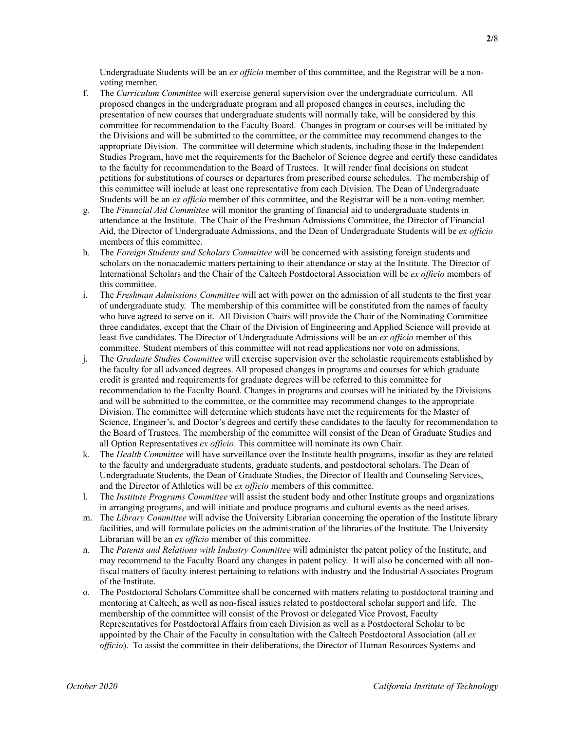Undergraduate Students will be an *ex officio* member of this committee, and the Registrar will be a non-voting member.

f. The *Curriculum Committee* will exercise general supervision over the undergraduate curriculum. All proposed changes in the undergraduate program and all proposed changes in courses, including the presentation of new courses that undergraduate students will normally take, will be considered by this committee for recommendation to the Faculty Board. Changes in program or courses will be initiated by the Divisions and will be submitted to the committee, or the committee may recommend changes to the appropriate Division. The committee will determine which students, including those in the Independent Studies Program, have met the requirements for the Bachelor of Science degree and certify these candidates to the faculty for recommendation to the Board of Trustees. It will render final decisions on student petitions for substitutions of courses or departures from prescribed course schedules. The membership of this committee will include at least one representative from each Division. The Dean of Undergraduate Students will be an *ex officio* member of this committee, and the Registrar will be a non-voting member.

g. The *Financial Aid Committee* will monitor the granting of financial aid to undergraduate students in attendance at the Institute. The Chair of the Freshman Admissions Committee, the Director of Financial Aid, the Director of Undergraduate Admissions, and the Dean of Undergraduate Students will be *ex officio* members of this committee.

h. The *Foreign Students and Scholars Committee* will be concerned with assisting foreign students and scholars on the nonacademic matters pertaining to their attendance or stay at the Institute. The Director of International Scholars and the Chair of the Caltech Postdoctoral Association will be *ex officio* members of this committee.

i. The *Freshman Admissions Committee* will act with power on the admission of all students to the first year of undergraduate study. The membership of this committee will be constituted from the names of faculty who have agreed to serve on it. All Division Chairs will provide the Chair of the Nominating Committee three candidates, except that the Chair of the Division of Engineering and Applied Science will provide at least five candidates. The Director of Undergraduate Admissions will be an *ex officio* member of this committee. Student members of this committee will not read applications nor vote on admissions.

j. The *Graduate Studies Committee* will exercise supervision over the scholastic requirements established by the faculty for all advanced degrees. All proposed changes in programs and courses for which graduate credit is granted and requirements for graduate degrees will be referred to this committee for recommendation to the Faculty Board. Changes in programs and courses will be initiated by the Divisions and will be submitted to the committee, or the committee may recommend changes to the appropriate Division. The committee will determine which students have met the requirements for the Master of Science, Engineer's, and Doctor's degrees and certify these candidates to the faculty for recommendation to the Board of Trustees. The membership of the committee will consist of the Dean of Graduate Studies and all Option Representatives *ex officio*. This committee will nominate its own Chair.

k. The *Health Committee* will have surveillance over the Institute health programs, insofar as they are related to the faculty and undergraduate students, graduate students, and postdoctoral scholars. The Dean of Undergraduate Students, the Dean of Graduate Studies, the Director of Health and Counseling Services, and the Director of Athletics will be *ex officio* members of this committee.

l. The *Institute Programs Committee* will assist the student body and other Institute groups and organizations in arranging programs, and will initiate and produce programs and cultural events as the need arises.

m. The *Library Committee* will advise the University Librarian concerning the operation of the Institute library facilities, and will formulate policies on the administration of the libraries of the Institute. The University Librarian will be an *ex officio* member of this committee.

n. The *Patents and Relations with Industry Committee* will administer the patent policy of the Institute, and may recommend to the Faculty Board any changes in patent policy. It will also be concerned with all non-fiscal matters of faculty interest pertaining to relations with industry and the Industrial Associates Program of the Institute.

o. The Postdoctoral Scholars Committee shall be concerned with matters relating to postdoctoral training and mentoring at Caltech, as well as non-fiscal issues related to postdoctoral scholar support and life. The membership of the committee will consist of the Provost or delegated Vice Provost, Faculty Representatives for Postdoctoral Affairs from each Division as well as a Postdoctoral Scholar to be appointed by the Chair of the Faculty in consultation with the Caltech Postdoctoral Association (all *ex officio*). To assist the committee in their deliberations, the Director of Human Resources Systems and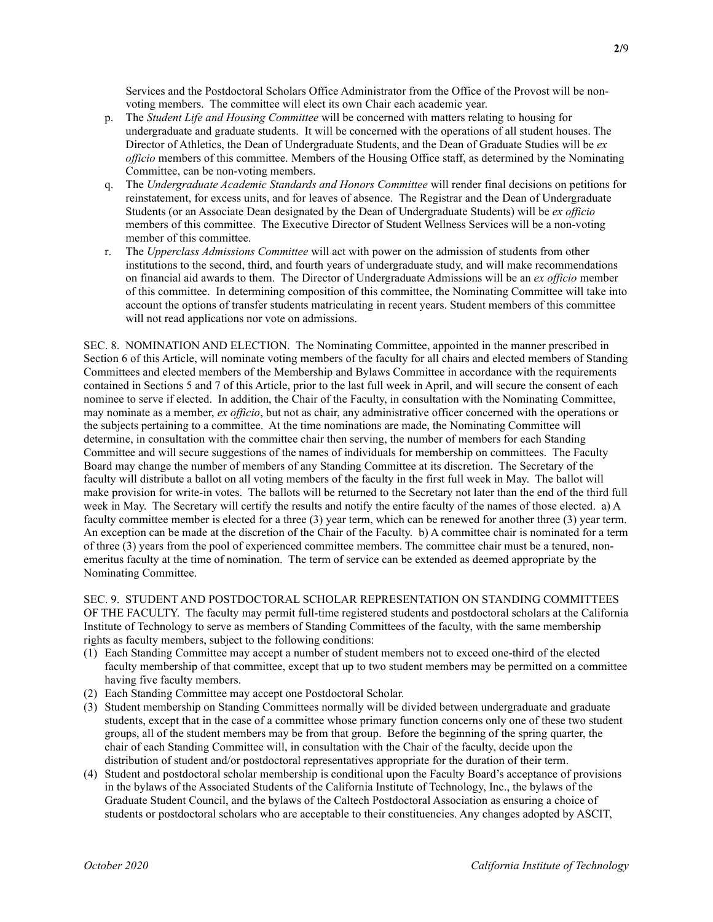Services and the Postdoctoral Scholars Office Administrator from the Office of the Provost will be non-voting members. The committee will elect its own Chair each academic year.

p. The *Student Life and Housing Committee* will be concerned with matters relating to housing for undergraduate and graduate students. It will be concerned with the operations of all student houses. The Director of Athletics, the Dean of Undergraduate Students, and the Dean of Graduate Studies will be *ex officio* members of this committee. Members of the Housing Office staff, as determined by the Nominating Committee, can be non-voting members.

q. The *Undergraduate Academic Standards and Honors Committee* will render final decisions on petitions for reinstatement, for excess units, and for leaves of absence. The Registrar and the Dean of Undergraduate Students (or an Associate Dean designated by the Dean of Undergraduate Students) will be *ex officio* members of this committee. The Executive Director of Student Wellness Services will be a non-voting member of this committee.

r. The *Upperclass Admissions Committee* will act with power on the admission of students from other institutions to the second, third, and fourth years of undergraduate study, and will make recommendations on financial aid awards to them. The Director of Undergraduate Admissions will be an *ex officio* member of this committee. In determining composition of this committee, the Nominating Committee will take into account the options of transfer students matriculating in recent years. Student members of this committee will not read applications nor vote on admissions.

SEC. 8. NOMINATION AND ELECTION. The Nominating Committee, appointed in the manner prescribed in Section 6 of this Article, will nominate voting members of the faculty for all chairs and elected members of Standing Committees and elected members of the Membership and Bylaws Committee in accordance with the requirements contained in Sections 5 and 7 of this Article, prior to the last full week in April, and will secure the consent of each nominee to serve if elected. In addition, the Chair of the Faculty, in consultation with the Nominating Committee, may nominate as a member, *ex officio*, but not as chair, any administrative officer concerned with the operations or the subjects pertaining to a committee. At the time nominations are made, the Nominating Committee will determine, in consultation with the committee chair then serving, the number of members for each Standing Committee and will secure suggestions of the names of individuals for membership on committees. The Faculty Board may change the number of members of any Standing Committee at its discretion. The Secretary of the faculty will distribute a ballot on all voting members of the faculty in the first full week in May. The ballot will make provision for write-in votes. The ballots will be returned to the Secretary not later than the end of the third full week in May. The Secretary will certify the results and notify the entire faculty of the names of those elected. a) A faculty committee member is elected for a three (3) year term, which can be renewed for another three (3) year term. An exception can be made at the discretion of the Chair of the Faculty. b) A committee chair is nominated for a term of three (3) years from the pool of experienced committee members. The committee chair must be a tenured, non-emeritus faculty at the time of nomination. The term of service can be extended as deemed appropriate by the Nominating Committee.

SEC. 9. STUDENT AND POSTDOCTORAL SCHOLAR REPRESENTATION ON STANDING COMMITTEES OF THE FACULTY. The faculty may permit full-time registered students and postdoctoral scholars at the California Institute of Technology to serve as members of Standing Committees of the faculty, with the same membership rights as faculty members, subject to the following conditions:

(1) Each Standing Committee may accept a number of student members not to exceed one-third of the elected faculty membership of that committee, except that up to two student members may be permitted on a committee having five faculty members.

(2) Each Standing Committee may accept one Postdoctoral Scholar.

(3) Student membership on Standing Committees normally will be divided between undergraduate and graduate students, except that in the case of a committee whose primary function concerns only one of these two student groups, all of the student members may be from that group. Before the beginning of the spring quarter, the chair of each Standing Committee will, in consultation with the Chair of the faculty, decide upon the distribution of student and/or postdoctoral representatives appropriate for the duration of their term.

(4) Student and postdoctoral scholar membership is conditional upon the Faculty Board's acceptance of provisions in the bylaws of the Associated Students of the California Institute of Technology, Inc., the bylaws of the Graduate Student Council, and the bylaws of the Caltech Postdoctoral Association as ensuring a choice of students or postdoctoral scholars who are acceptable to their constituencies. Any changes adopted by ASCIT,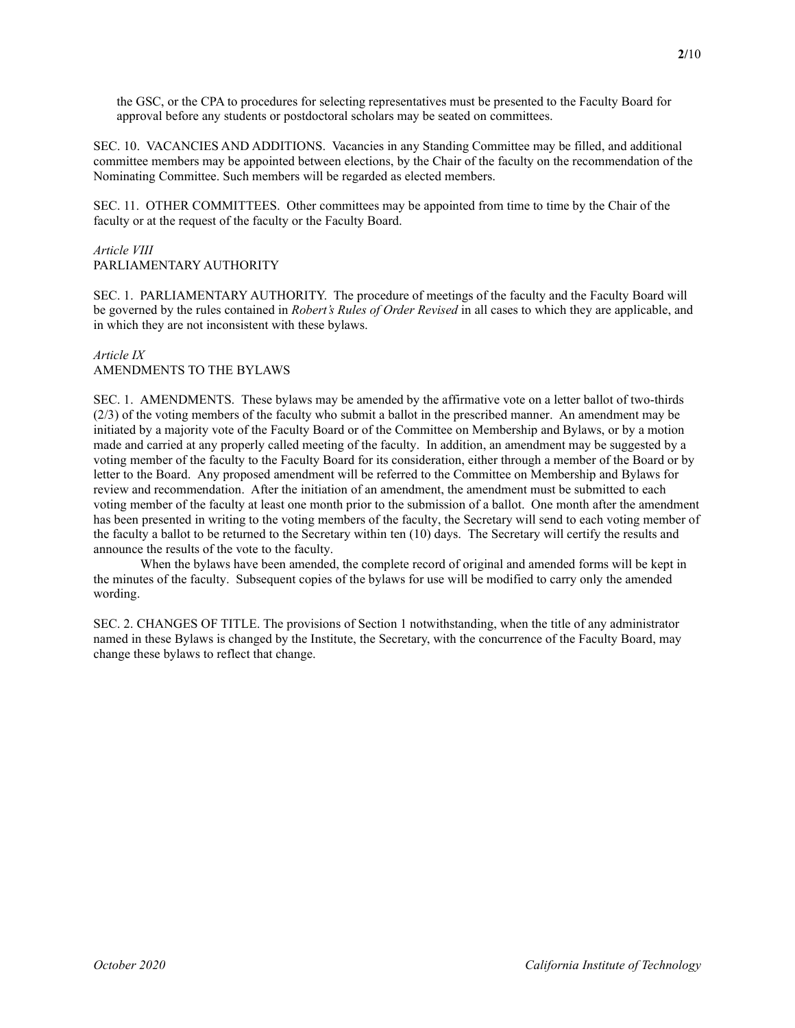the GSC, or the CPA to procedures for selecting representatives must be presented to the Faculty Board for approval before any students or postdoctoral scholars may be seated on committees.

SEC. 10. VACANCIES AND ADDITIONS. Vacancies in any Standing Committee may be filled, and additional committee members may be appointed between elections, by the Chair of the faculty on the recommendation of the Nominating Committee. Such members will be regarded as elected members.

SEC. 11. OTHER COMMITTEES. Other committees may be appointed from time to time by the Chair of the faculty or at the request of the faculty or the Faculty Board.

*Article VIII*

## PARLIAMENTARY AUTHORITY

SEC. 1. PARLIAMENTARY AUTHORITY. The procedure of meetings of the faculty and the Faculty Board will be governed by the rules contained in *Robert's Rules of Order Revised* in all cases to which they are applicable, and in which they are not inconsistent with these bylaws.

*Article IX*

## AMENDMENTS TO THE BYLAWS

SEC. 1. AMENDMENTS. These bylaws may be amended by the affirmative vote on a letter ballot of two-thirds (2/3) of the voting members of the faculty who submit a ballot in the prescribed manner. An amendment may be initiated by a majority vote of the Faculty Board or of the Committee on Membership and Bylaws, or by a motion made and carried at any properly called meeting of the faculty. In addition, an amendment may be suggested by a voting member of the faculty to the Faculty Board for its consideration, either through a member of the Board or by letter to the Board. Any proposed amendment will be referred to the Committee on Membership and Bylaws for review and recommendation. After the initiation of an amendment, the amendment must be submitted to each voting member of the faculty at least one month prior to the submission of a ballot. One month after the amendment has been presented in writing to the voting members of the faculty, the Secretary will send to each voting member of the faculty a ballot to be returned to the Secretary within ten (10) days. The Secretary will certify the results and announce the results of the vote to the faculty.

When the bylaws have been amended, the complete record of original and amended forms will be kept in the minutes of the faculty. Subsequent copies of the bylaws for use will be modified to carry only the amended wording.

SEC. 2. CHANGES OF TITLE. The provisions of Section 1 notwithstanding, when the title of any administrator named in these Bylaws is changed by the Institute, the Secretary, with the concurrence of the Faculty Board, may change these bylaws to reflect that change.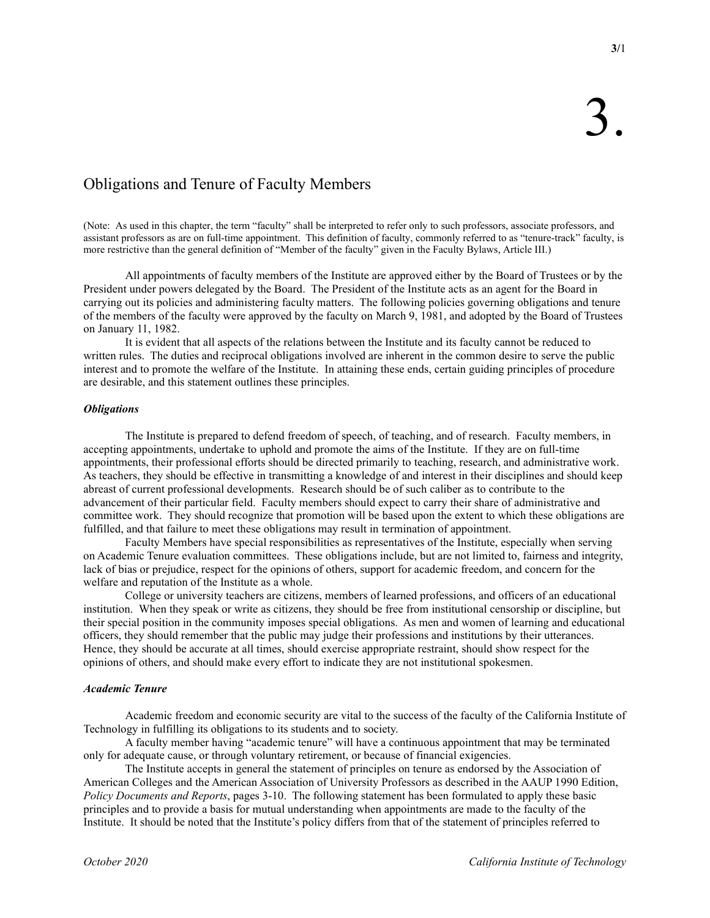# 3.

## Obligations and Tenure of Faculty Members

(Note: As used in this chapter, the term "faculty" shall be interpreted to refer only to such professors, associate professors, and assistant professors as are on full-time appointment. This definition of faculty, commonly referred to as "tenure-track" faculty, is more restrictive than the general definition of "Member of the faculty" given in the Faculty Bylaws, Article III.)

All appointments of faculty members of the Institute are approved either by the Board of Trustees or by the President under powers delegated by the Board. The President of the Institute acts as an agent for the Board in carrying out its policies and administering faculty matters. The following policies governing obligations and tenure of the members of the faculty were approved by the faculty on March 9, 1981, and adopted by the Board of Trustees on January 11, 1982.

It is evident that all aspects of the relations between the Institute and its faculty cannot be reduced to written rules. The duties and reciprocal obligations involved are inherent in the common desire to serve the public interest and to promote the welfare of the Institute. In attaining these ends, certain guiding principles of procedure are desirable, and this statement outlines these principles.

### *Obligations*

The Institute is prepared to defend freedom of speech, of teaching, and of research. Faculty members, in accepting appointments, undertake to uphold and promote the aims of the Institute. If they are on full-time appointments, their professional efforts should be directed primarily to teaching, research, and administrative work. As teachers, they should be effective in transmitting a knowledge of and interest in their disciplines and should keep abreast of current professional developments. Research should be of such caliber as to contribute to the advancement of their particular field. Faculty members should expect to carry their share of administrative and committee work. They should recognize that promotion will be based upon the extent to which these obligations are fulfilled, and that failure to meet these obligations may result in termination of appointment.

Faculty Members have special responsibilities as representatives of the Institute, especially when serving on Academic Tenure evaluation committees. These obligations include, but are not limited to, fairness and integrity, lack of bias or prejudice, respect for the opinions of others, support for academic freedom, and concern for the welfare and reputation of the Institute as a whole.

College or university teachers are citizens, members of learned professions, and officers of an educational institution. When they speak or write as citizens, they should be free from institutional censorship or discipline, but their special position in the community imposes special obligations. As men and women of learning and educational officers, they should remember that the public may judge their professions and institutions by their utterances. Hence, they should be accurate at all times, should exercise appropriate restraint, should show respect for the opinions of others, and should make every effort to indicate they are not institutional spokesmen.

### *Academic Tenure*

Academic freedom and economic security are vital to the success of the faculty of the California Institute of Technology in fulfilling its obligations to its students and to society.

A faculty member having "academic tenure" will have a continuous appointment that may be terminated only for adequate cause, or through voluntary retirement, or because of financial exigencies.

The Institute accepts in general the statement of principles on tenure as endorsed by the Association of American Colleges and the American Association of University Professors as described in the AAUP 1990 Edition, *Policy Documents and Reports*, pages 3-10. The following statement has been formulated to apply these basic principles and to provide a basis for mutual understanding when appointments are made to the faculty of the Institute. It should be noted that the Institute's policy differs from that of the statement of principles referred to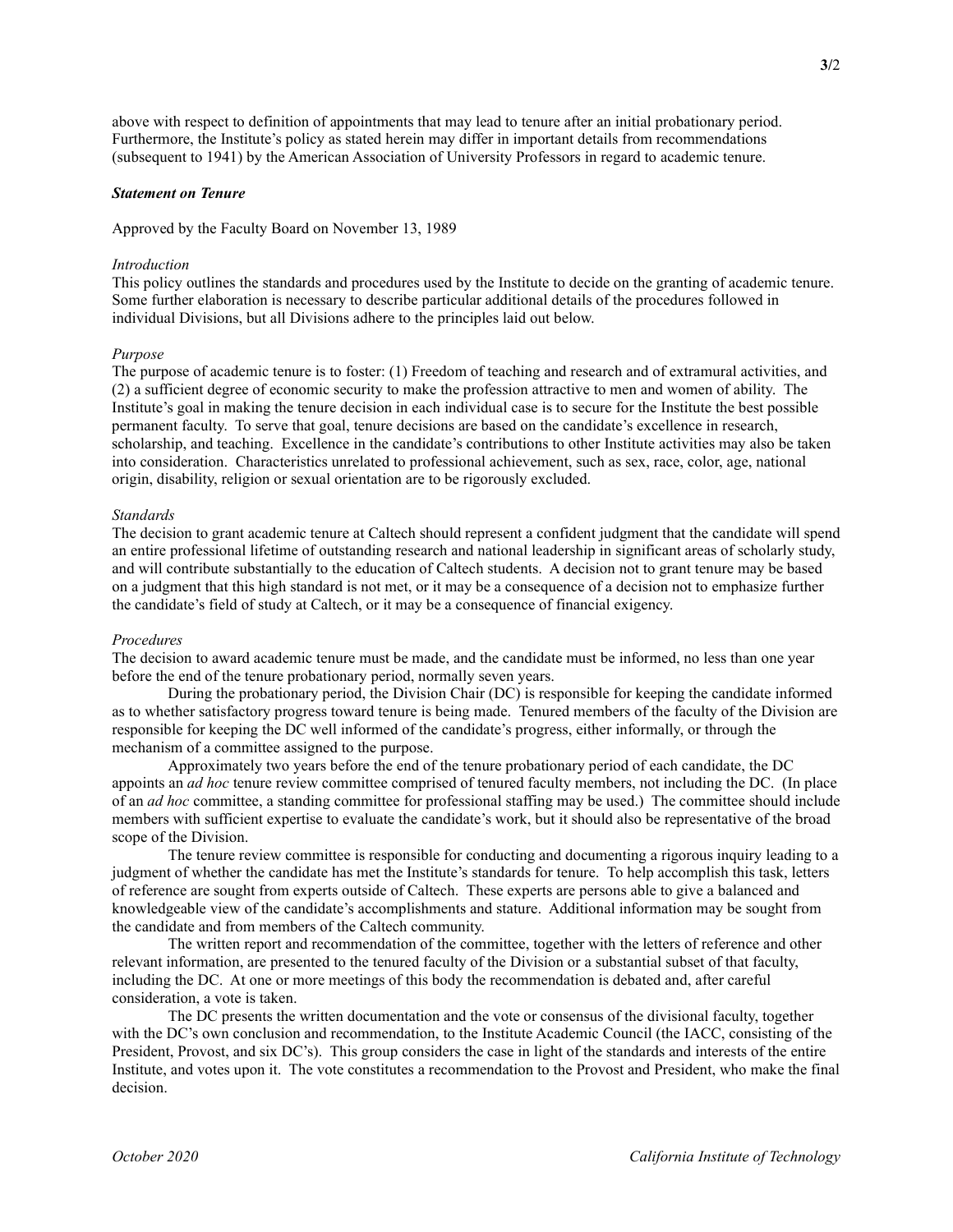above with respect to definition of appointments that may lead to tenure after an initial probationary period. Furthermore, the Institute's policy as stated herein may differ in important details from recommendations (subsequent to 1941) by the American Association of University Professors in regard to academic tenure.

### ***Statement on Tenure***

Approved by the Faculty Board on November 13, 1989

*Introduction*

This policy outlines the standards and procedures used by the Institute to decide on the granting of academic tenure. Some further elaboration is necessary to describe particular additional details of the procedures followed in individual Divisions, but all Divisions adhere to the principles laid out below.

*Purpose*

The purpose of academic tenure is to foster: (1) Freedom of teaching and research and of extramural activities, and (2) a sufficient degree of economic security to make the profession attractive to men and women of ability. The Institute's goal in making the tenure decision in each individual case is to secure for the Institute the best possible permanent faculty. To serve that goal, tenure decisions are based on the candidate's excellence in research, scholarship, and teaching. Excellence in the candidate's contributions to other Institute activities may also be taken into consideration. Characteristics unrelated to professional achievement, such as sex, race, color, age, national origin, disability, religion or sexual orientation are to be rigorously excluded.

*Standards*

The decision to grant academic tenure at Caltech should represent a confident judgment that the candidate will spend an entire professional lifetime of outstanding research and national leadership in significant areas of scholarly study, and will contribute substantially to the education of Caltech students. A decision not to grant tenure may be based on a judgment that this high standard is not met, or it may be a consequence of a decision not to emphasize further the candidate's field of study at Caltech, or it may be a consequence of financial exigency.

*Procedures*

The decision to award academic tenure must be made, and the candidate must be informed, no less than one year before the end of the tenure probationary period, normally seven years.

During the probationary period, the Division Chair (DC) is responsible for keeping the candidate informed as to whether satisfactory progress toward tenure is being made. Tenured members of the faculty of the Division are responsible for keeping the DC well informed of the candidate's progress, either informally, or through the mechanism of a committee assigned to the purpose.

Approximately two years before the end of the tenure probationary period of each candidate, the DC appoints an *ad hoc* tenure review committee comprised of tenured faculty members, not including the DC. (In place of an *ad hoc* committee, a standing committee for professional staffing may be used.) The committee should include members with sufficient expertise to evaluate the candidate's work, but it should also be representative of the broad scope of the Division.

The tenure review committee is responsible for conducting and documenting a rigorous inquiry leading to a judgment of whether the candidate has met the Institute's standards for tenure. To help accomplish this task, letters of reference are sought from experts outside of Caltech. These experts are persons able to give a balanced and knowledgeable view of the candidate's accomplishments and stature. Additional information may be sought from the candidate and from members of the Caltech community.

The written report and recommendation of the committee, together with the letters of reference and other relevant information, are presented to the tenured faculty of the Division or a substantial subset of that faculty, including the DC. At one or more meetings of this body the recommendation is debated and, after careful consideration, a vote is taken.

The DC presents the written documentation and the vote or consensus of the divisional faculty, together with the DC's own conclusion and recommendation, to the Institute Academic Council (the IACC, consisting of the President, Provost, and six DC's). This group considers the case in light of the standards and interests of the entire Institute, and votes upon it. The vote constitutes a recommendation to the Provost and President, who make the final decision.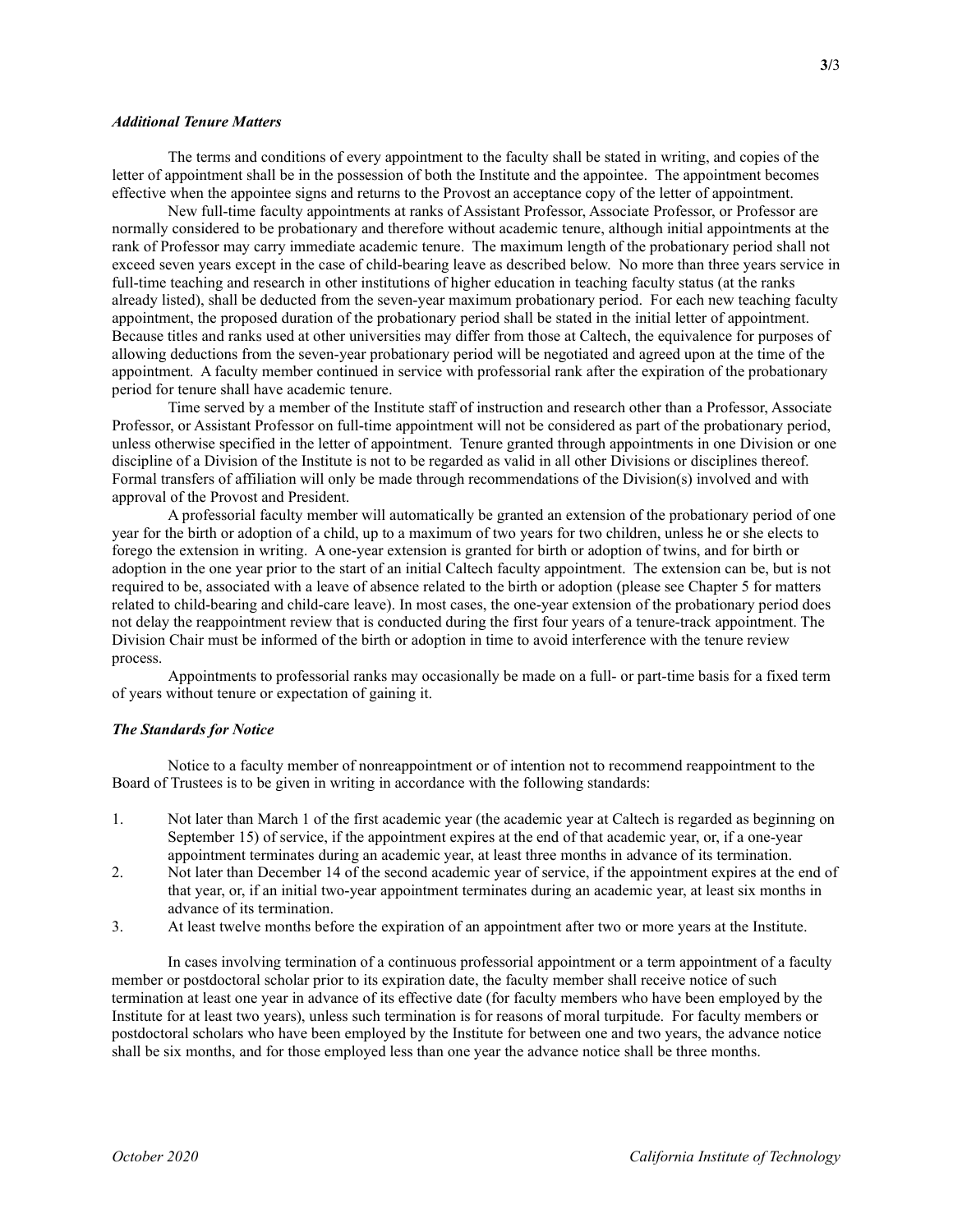### *Additional Tenure Matters*

The terms and conditions of every appointment to the faculty shall be stated in writing, and copies of the letter of appointment shall be in the possession of both the Institute and the appointee. The appointment becomes effective when the appointee signs and returns to the Provost an acceptance copy of the letter of appointment.

New full-time faculty appointments at ranks of Assistant Professor, Associate Professor, or Professor are normally considered to be probationary and therefore without academic tenure, although initial appointments at the rank of Professor may carry immediate academic tenure. The maximum length of the probationary period shall not exceed seven years except in the case of child-bearing leave as described below. No more than three years service in full-time teaching and research in other institutions of higher education in teaching faculty status (at the ranks already listed), shall be deducted from the seven-year maximum probationary period. For each new teaching faculty appointment, the proposed duration of the probationary period shall be stated in the initial letter of appointment. Because titles and ranks used at other universities may differ from those at Caltech, the equivalence for purposes of allowing deductions from the seven-year probationary period will be negotiated and agreed upon at the time of the appointment. A faculty member continued in service with professorial rank after the expiration of the probationary period for tenure shall have academic tenure.

Time served by a member of the Institute staff of instruction and research other than a Professor, Associate Professor, or Assistant Professor on full-time appointment will not be considered as part of the probationary period, unless otherwise specified in the letter of appointment. Tenure granted through appointments in one Division or one discipline of a Division of the Institute is not to be regarded as valid in all other Divisions or disciplines thereof. Formal transfers of affiliation will only be made through recommendations of the Division(s) involved and with approval of the Provost and President.

A professorial faculty member will automatically be granted an extension of the probationary period of one year for the birth or adoption of a child, up to a maximum of two years for two children, unless he or she elects to forego the extension in writing. A one-year extension is granted for birth or adoption of twins, and for birth or adoption in the one year prior to the start of an initial Caltech faculty appointment. The extension can be, but is not required to be, associated with a leave of absence related to the birth or adoption (please see Chapter 5 for matters related to child-bearing and child-care leave). In most cases, the one-year extension of the probationary period does not delay the reappointment review that is conducted during the first four years of a tenure-track appointment. The Division Chair must be informed of the birth or adoption in time to avoid interference with the tenure review process.

Appointments to professorial ranks may occasionally be made on a full- or part-time basis for a fixed term of years without tenure or expectation of gaining it.

### *The Standards for Notice*

Notice to a faculty member of nonreappointment or of intention not to recommend reappointment to the Board of Trustees is to be given in writing in accordance with the following standards:

1. Not later than March 1 of the first academic year (the academic year at Caltech is regarded as beginning on September 15) of service, if the appointment expires at the end of that academic year, or, if a one-year appointment terminates during an academic year, at least three months in advance of its termination.
2. Not later than December 14 of the second academic year of service, if the appointment expires at the end of that year, or, if an initial two-year appointment terminates during an academic year, at least six months in advance of its termination.
3. At least twelve months before the expiration of an appointment after two or more years at the Institute.

In cases involving termination of a continuous professorial appointment or a term appointment of a faculty member or postdoctoral scholar prior to its expiration date, the faculty member shall receive notice of such termination at least one year in advance of its effective date (for faculty members who have been employed by the Institute for at least two years), unless such termination is for reasons of moral turpitude. For faculty members or postdoctoral scholars who have been employed by the Institute for between one and two years, the advance notice shall be six months, and for those employed less than one year the advance notice shall be three months.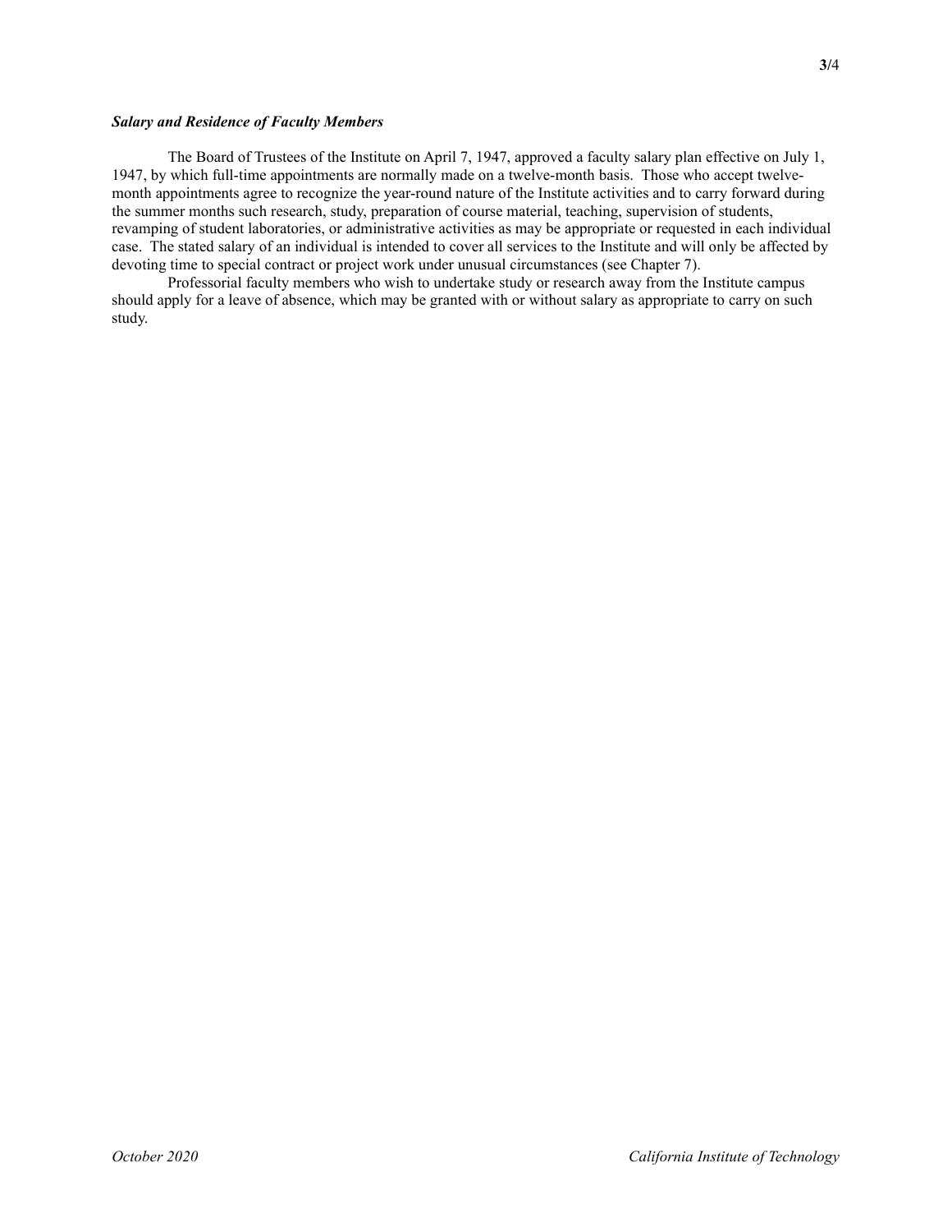***Salary and Residence of Faculty Members***

The Board of Trustees of the Institute on April 7, 1947, approved a faculty salary plan effective on July 1, 1947, by which full-time appointments are normally made on a twelve-month basis. Those who accept twelve-month appointments agree to recognize the year-round nature of the Institute activities and to carry forward during the summer months such research, study, preparation of course material, teaching, supervision of students, revamping of student laboratories, or administrative activities as may be appropriate or requested in each individual case. The stated salary of an individual is intended to cover all services to the Institute and will only be affected by devoting time to special contract or project work under unusual circumstances (see Chapter 7).

Professorial faculty members who wish to undertake study or research away from the Institute campus should apply for a leave of absence, which may be granted with or without salary as appropriate to carry on such study.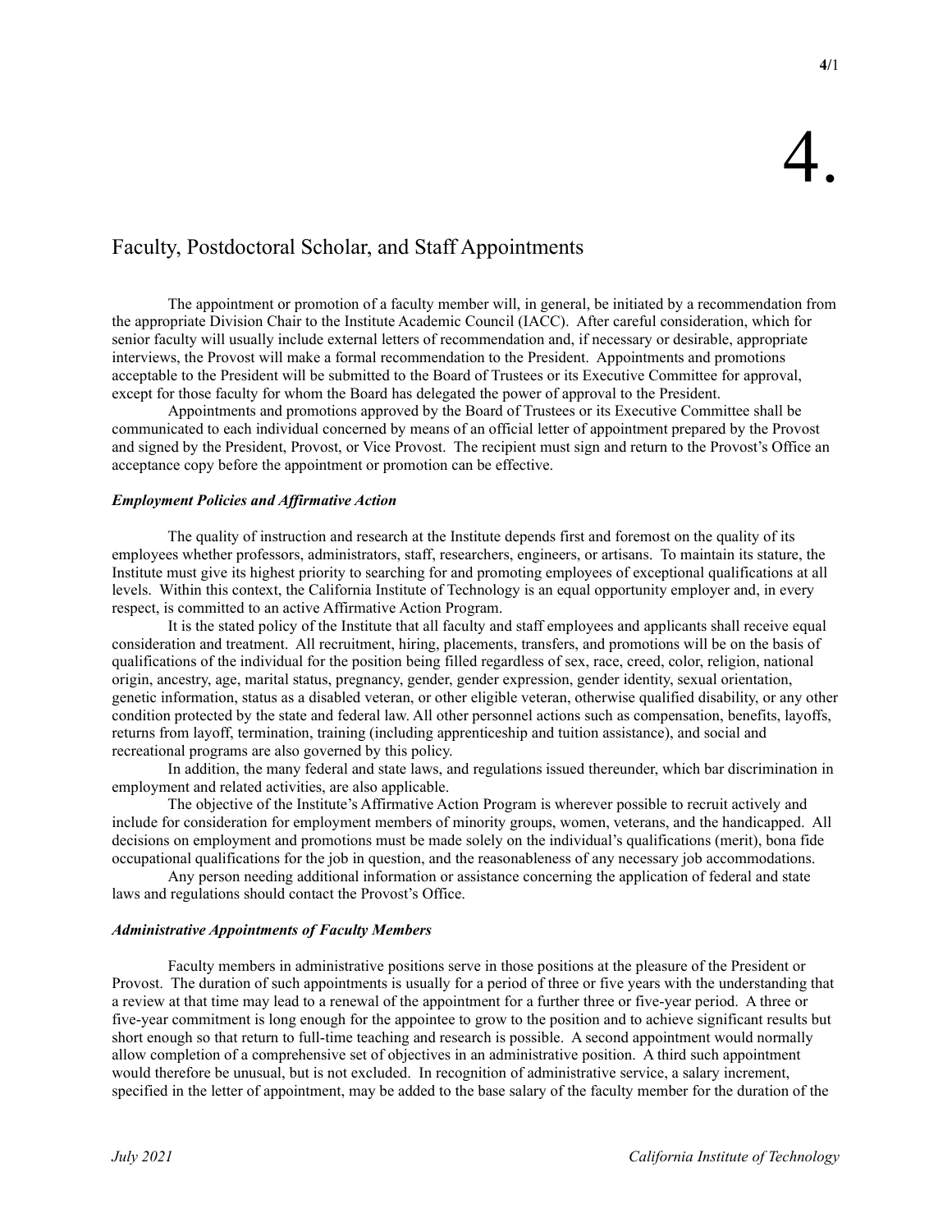# 4.

## Faculty, Postdoctoral Scholar, and Staff Appointments

The appointment or promotion of a faculty member will, in general, be initiated by a recommendation from the appropriate Division Chair to the Institute Academic Council (IACC). After careful consideration, which for senior faculty will usually include external letters of recommendation and, if necessary or desirable, appropriate interviews, the Provost will make a formal recommendation to the President. Appointments and promotions acceptable to the President will be submitted to the Board of Trustees or its Executive Committee for approval, except for those faculty for whom the Board has delegated the power of approval to the President.

Appointments and promotions approved by the Board of Trustees or its Executive Committee shall be communicated to each individual concerned by means of an official letter of appointment prepared by the Provost and signed by the President, Provost, or Vice Provost. The recipient must sign and return to the Provost's Office an acceptance copy before the appointment or promotion can be effective.

### *Employment Policies and Affirmative Action*

The quality of instruction and research at the Institute depends first and foremost on the quality of its employees whether professors, administrators, staff, researchers, engineers, or artisans. To maintain its stature, the Institute must give its highest priority to searching for and promoting employees of exceptional qualifications at all levels. Within this context, the California Institute of Technology is an equal opportunity employer and, in every respect, is committed to an active Affirmative Action Program.

It is the stated policy of the Institute that all faculty and staff employees and applicants shall receive equal consideration and treatment. All recruitment, hiring, placements, transfers, and promotions will be on the basis of qualifications of the individual for the position being filled regardless of sex, race, creed, color, religion, national origin, ancestry, age, marital status, pregnancy, gender, gender expression, gender identity, sexual orientation, genetic information, status as a disabled veteran, or other eligible veteran, otherwise qualified disability, or any other condition protected by the state and federal law. All other personnel actions such as compensation, benefits, layoffs, returns from layoff, termination, training (including apprenticeship and tuition assistance), and social and recreational programs are also governed by this policy.

In addition, the many federal and state laws, and regulations issued thereunder, which bar discrimination in employment and related activities, are also applicable.

The objective of the Institute's Affirmative Action Program is wherever possible to recruit actively and include for consideration for employment members of minority groups, women, veterans, and the handicapped. All decisions on employment and promotions must be made solely on the individual's qualifications (merit), bona fide occupational qualifications for the job in question, and the reasonableness of any necessary job accommodations.

Any person needing additional information or assistance concerning the application of federal and state laws and regulations should contact the Provost's Office.

### *Administrative Appointments of Faculty Members*

Faculty members in administrative positions serve in those positions at the pleasure of the President or Provost. The duration of such appointments is usually for a period of three or five years with the understanding that a review at that time may lead to a renewal of the appointment for a further three or five-year period. A three or five-year commitment is long enough for the appointee to grow to the position and to achieve significant results but short enough so that return to full-time teaching and research is possible. A second appointment would normally allow completion of a comprehensive set of objectives in an administrative position. A third such appointment would therefore be unusual, but is not excluded. In recognition of administrative service, a salary increment, specified in the letter of appointment, may be added to the base salary of the faculty member for the duration of the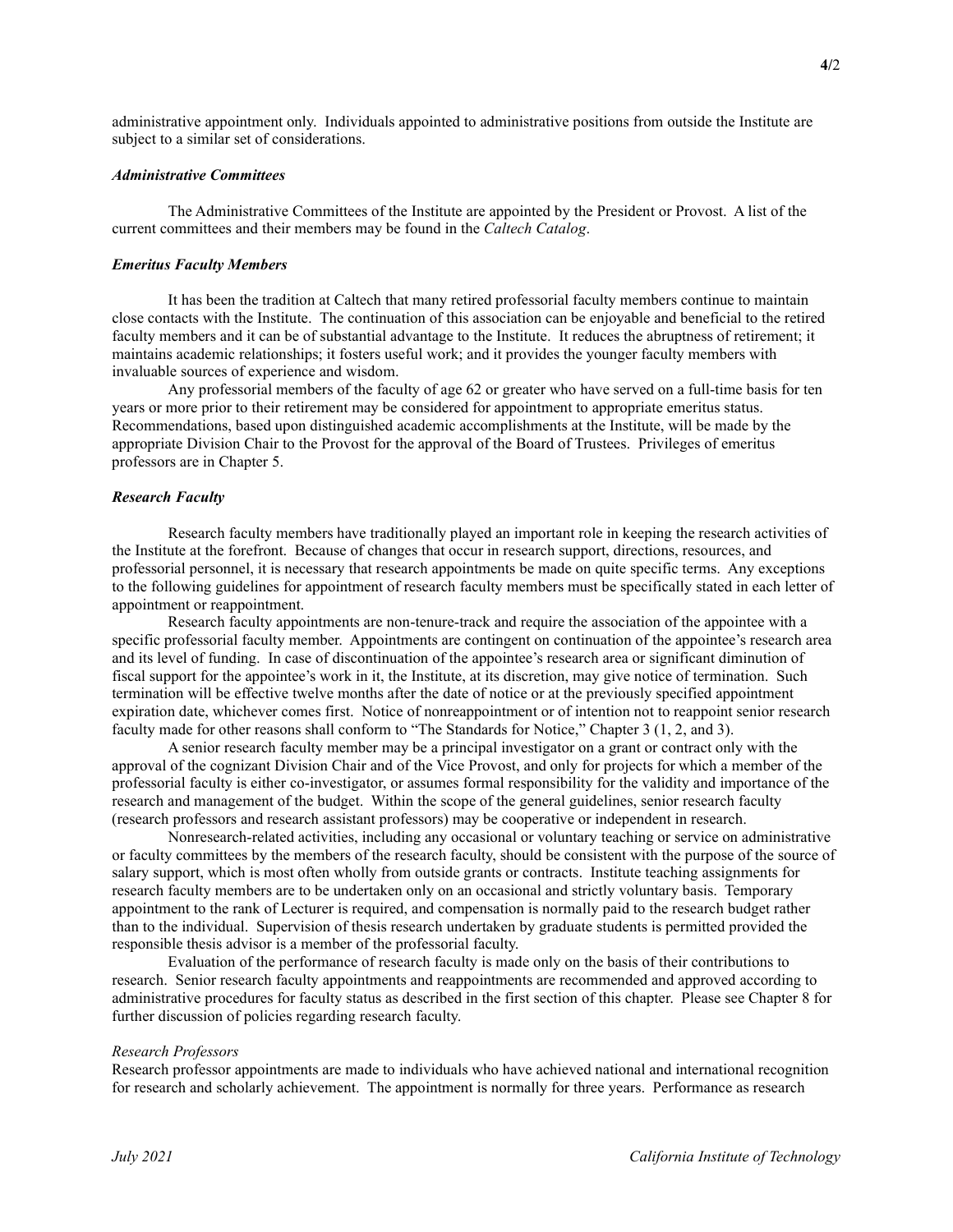administrative appointment only. Individuals appointed to administrative positions from outside the Institute are subject to a similar set of considerations.

### *Administrative Committees*

The Administrative Committees of the Institute are appointed by the President or Provost. A list of the current committees and their members may be found in the *Caltech Catalog*.

### *Emeritus Faculty Members*

It has been the tradition at Caltech that many retired professorial faculty members continue to maintain close contacts with the Institute. The continuation of this association can be enjoyable and beneficial to the retired faculty members and it can be of substantial advantage to the Institute. It reduces the abruptness of retirement; it maintains academic relationships; it fosters useful work; and it provides the younger faculty members with invaluable sources of experience and wisdom.

Any professorial members of the faculty of age 62 or greater who have served on a full-time basis for ten years or more prior to their retirement may be considered for appointment to appropriate emeritus status. Recommendations, based upon distinguished academic accomplishments at the Institute, will be made by the appropriate Division Chair to the Provost for the approval of the Board of Trustees. Privileges of emeritus professors are in Chapter 5.

### *Research Faculty*

Research faculty members have traditionally played an important role in keeping the research activities of the Institute at the forefront. Because of changes that occur in research support, directions, resources, and professorial personnel, it is necessary that research appointments be made on quite specific terms. Any exceptions to the following guidelines for appointment of research faculty members must be specifically stated in each letter of appointment or reappointment.

Research faculty appointments are non-tenure-track and require the association of the appointee with a specific professorial faculty member. Appointments are contingent on continuation of the appointee's research area and its level of funding. In case of discontinuation of the appointee's research area or significant diminution of fiscal support for the appointee's work in it, the Institute, at its discretion, may give notice of termination. Such termination will be effective twelve months after the date of notice or at the previously specified appointment expiration date, whichever comes first. Notice of nonreappointment or of intention not to reappoint senior research faculty made for other reasons shall conform to "The Standards for Notice," Chapter 3 (1, 2, and 3).

A senior research faculty member may be a principal investigator on a grant or contract only with the approval of the cognizant Division Chair and of the Vice Provost, and only for projects for which a member of the professorial faculty is either co-investigator, or assumes formal responsibility for the validity and importance of the research and management of the budget. Within the scope of the general guidelines, senior research faculty (research professors and research assistant professors) may be cooperative or independent in research.

Nonresearch-related activities, including any occasional or voluntary teaching or service on administrative or faculty committees by the members of the research faculty, should be consistent with the purpose of the source of salary support, which is most often wholly from outside grants or contracts. Institute teaching assignments for research faculty members are to be undertaken only on an occasional and strictly voluntary basis. Temporary appointment to the rank of Lecturer is required, and compensation is normally paid to the research budget rather than to the individual. Supervision of thesis research undertaken by graduate students is permitted provided the responsible thesis advisor is a member of the professorial faculty.

Evaluation of the performance of research faculty is made only on the basis of their contributions to research. Senior research faculty appointments and reappointments are recommended and approved according to administrative procedures for faculty status as described in the first section of this chapter. Please see Chapter 8 for further discussion of policies regarding research faculty.

#### *Research Professors*

Research professor appointments are made to individuals who have achieved national and international recognition for research and scholarly achievement. The appointment is normally for three years. Performance as research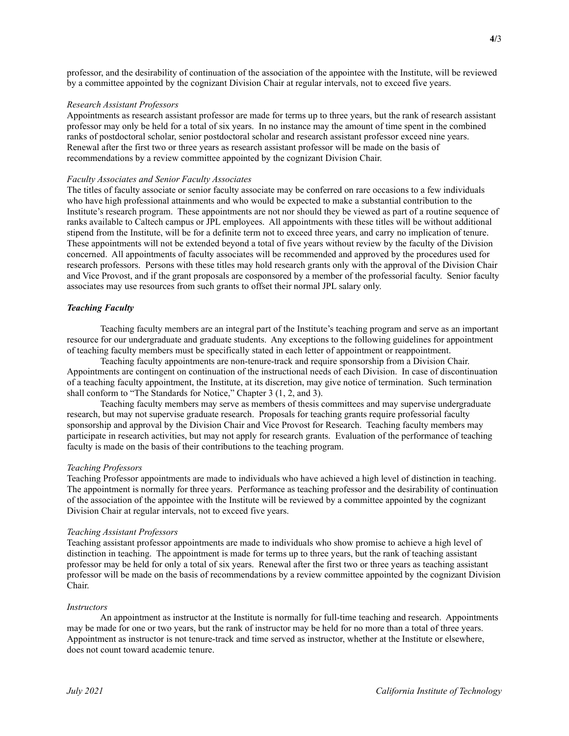professor, and the desirability of continuation of the association of the appointee with the Institute, will be reviewed by a committee appointed by the cognizant Division Chair at regular intervals, not to exceed five years.

*Research Assistant Professors*

Appointments as research assistant professor are made for terms up to three years, but the rank of research assistant professor may only be held for a total of six years. In no instance may the amount of time spent in the combined ranks of postdoctoral scholar, senior postdoctoral scholar and research assistant professor exceed nine years. Renewal after the first two or three years as research assistant professor will be made on the basis of recommendations by a review committee appointed by the cognizant Division Chair.

*Faculty Associates and Senior Faculty Associates*

The titles of faculty associate or senior faculty associate may be conferred on rare occasions to a few individuals who have high professional attainments and who would be expected to make a substantial contribution to the Institute's research program. These appointments are not nor should they be viewed as part of a routine sequence of ranks available to Caltech campus or JPL employees. All appointments with these titles will be without additional stipend from the Institute, will be for a definite term not to exceed three years, and carry no implication of tenure. These appointments will not be extended beyond a total of five years without review by the faculty of the Division concerned. All appointments of faculty associates will be recommended and approved by the procedures used for research professors. Persons with these titles may hold research grants only with the approval of the Division Chair and Vice Provost, and if the grant proposals are cosponsored by a member of the professorial faculty. Senior faculty associates may use resources from such grants to offset their normal JPL salary only.

***Teaching Faculty***

Teaching faculty members are an integral part of the Institute's teaching program and serve as an important resource for our undergraduate and graduate students. Any exceptions to the following guidelines for appointment of teaching faculty members must be specifically stated in each letter of appointment or reappointment.

Teaching faculty appointments are non-tenure-track and require sponsorship from a Division Chair. Appointments are contingent on continuation of the instructional needs of each Division. In case of discontinuation of a teaching faculty appointment, the Institute, at its discretion, may give notice of termination. Such termination shall conform to "The Standards for Notice," Chapter 3 (1, 2, and 3).

Teaching faculty members may serve as members of thesis committees and may supervise undergraduate research, but may not supervise graduate research. Proposals for teaching grants require professorial faculty sponsorship and approval by the Division Chair and Vice Provost for Research. Teaching faculty members may participate in research activities, but may not apply for research grants. Evaluation of the performance of teaching faculty is made on the basis of their contributions to the teaching program.

*Teaching Professors*

Teaching Professor appointments are made to individuals who have achieved a high level of distinction in teaching. The appointment is normally for three years. Performance as teaching professor and the desirability of continuation of the association of the appointee with the Institute will be reviewed by a committee appointed by the cognizant Division Chair at regular intervals, not to exceed five years.

*Teaching Assistant Professors*

Teaching assistant professor appointments are made to individuals who show promise to achieve a high level of distinction in teaching. The appointment is made for terms up to three years, but the rank of teaching assistant professor may be held for only a total of six years. Renewal after the first two or three years as teaching assistant professor will be made on the basis of recommendations by a review committee appointed by the cognizant Division Chair.

*Instructors*

An appointment as instructor at the Institute is normally for full-time teaching and research. Appointments may be made for one or two years, but the rank of instructor may be held for no more than a total of three years. Appointment as instructor is not tenure-track and time served as instructor, whether at the Institute or elsewhere, does not count toward academic tenure.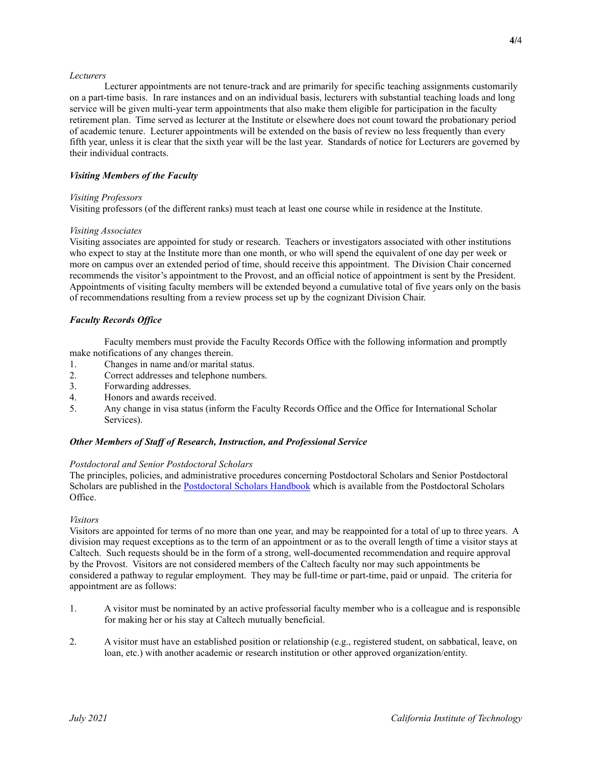*Lecturers*

Lecturer appointments are not tenure-track and are primarily for specific teaching assignments customarily on a part-time basis. In rare instances and on an individual basis, lecturers with substantial teaching loads and long service will be given multi-year term appointments that also make them eligible for participation in the faculty retirement plan. Time served as lecturer at the Institute or elsewhere does not count toward the probationary period of academic tenure. Lecturer appointments will be extended on the basis of review no less frequently than every fifth year, unless it is clear that the sixth year will be the last year. Standards of notice for Lecturers are governed by their individual contracts.

### ***Visiting Members of the Faculty***

*Visiting Professors*

Visiting professors (of the different ranks) must teach at least one course while in residence at the Institute.

*Visiting Associates*

Visiting associates are appointed for study or research. Teachers or investigators associated with other institutions who expect to stay at the Institute more than one month, or who will spend the equivalent of one day per week or more on campus over an extended period of time, should receive this appointment. The Division Chair concerned recommends the visitor's appointment to the Provost, and an official notice of appointment is sent by the President. Appointments of visiting faculty members will be extended beyond a cumulative total of five years only on the basis of recommendations resulting from a review process set up by the cognizant Division Chair.

### ***Faculty Records Office***

Faculty members must provide the Faculty Records Office with the following information and promptly make notifications of any changes therein.

1. Changes in name and/or marital status.
2. Correct addresses and telephone numbers.
3. Forwarding addresses.
4. Honors and awards received.
5. Any change in visa status (inform the Faculty Records Office and the Office for International Scholar Services).

### ***Other Members of Staff of Research, Instruction, and Professional Service***

*Postdoctoral and Senior Postdoctoral Scholars*

The principles, policies, and administrative procedures concerning Postdoctoral Scholars and Senior Postdoctoral Scholars are published in the Postdoctoral Scholars Handbook which is available from the Postdoctoral Scholars Office.

*Visitors*

Visitors are appointed for terms of no more than one year, and may be reappointed for a total of up to three years. A division may request exceptions as to the term of an appointment or as to the overall length of time a visitor stays at Caltech. Such requests should be in the form of a strong, well-documented recommendation and require approval by the Provost. Visitors are not considered members of the Caltech faculty nor may such appointments be considered a pathway to regular employment. They may be full-time or part-time, paid or unpaid. The criteria for appointment are as follows:

1. A visitor must be nominated by an active professorial faculty member who is a colleague and is responsible for making her or his stay at Caltech mutually beneficial.

2. A visitor must have an established position or relationship (e.g., registered student, on sabbatical, leave, on loan, etc.) with another academic or research institution or other approved organization/entity.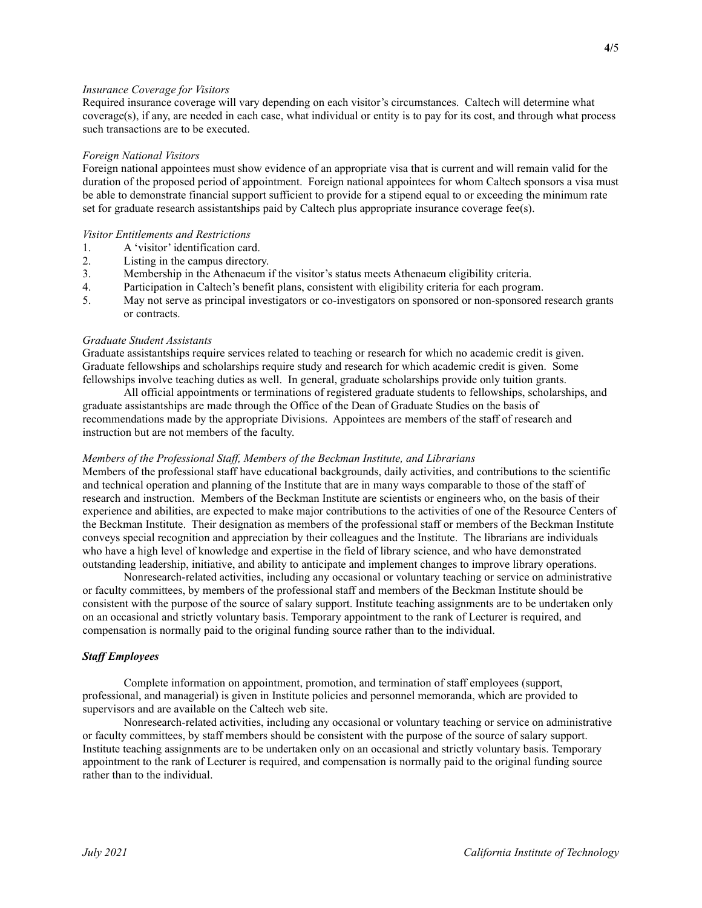*Insurance Coverage for Visitors*

Required insurance coverage will vary depending on each visitor's circumstances. Caltech will determine what coverage(s), if any, are needed in each case, what individual or entity is to pay for its cost, and through what process such transactions are to be executed.

*Foreign National Visitors*

Foreign national appointees must show evidence of an appropriate visa that is current and will remain valid for the duration of the proposed period of appointment. Foreign national appointees for whom Caltech sponsors a visa must be able to demonstrate financial support sufficient to provide for a stipend equal to or exceeding the minimum rate set for graduate research assistantships paid by Caltech plus appropriate insurance coverage fee(s).

*Visitor Entitlements and Restrictions*

1. A 'visitor' identification card.
2. Listing in the campus directory.
3. Membership in the Athenaeum if the visitor's status meets Athenaeum eligibility criteria.
4. Participation in Caltech's benefit plans, consistent with eligibility criteria for each program.
5. May not serve as principal investigators or co-investigators on sponsored or non-sponsored research grants or contracts.

*Graduate Student Assistants*

Graduate assistantships require services related to teaching or research for which no academic credit is given. Graduate fellowships and scholarships require study and research for which academic credit is given. Some fellowships involve teaching duties as well. In general, graduate scholarships provide only tuition grants.

All official appointments or terminations of registered graduate students to fellowships, scholarships, and graduate assistantships are made through the Office of the Dean of Graduate Studies on the basis of recommendations made by the appropriate Divisions. Appointees are members of the staff of research and instruction but are not members of the faculty.

*Members of the Professional Staff, Members of the Beckman Institute, and Librarians*

Members of the professional staff have educational backgrounds, daily activities, and contributions to the scientific and technical operation and planning of the Institute that are in many ways comparable to those of the staff of research and instruction. Members of the Beckman Institute are scientists or engineers who, on the basis of their experience and abilities, are expected to make major contributions to the activities of one of the Resource Centers of the Beckman Institute. Their designation as members of the professional staff or members of the Beckman Institute conveys special recognition and appreciation by their colleagues and the Institute. The librarians are individuals who have a high level of knowledge and expertise in the field of library science, and who have demonstrated outstanding leadership, initiative, and ability to anticipate and implement changes to improve library operations.

Nonresearch-related activities, including any occasional or voluntary teaching or service on administrative or faculty committees, by members of the professional staff and members of the Beckman Institute should be consistent with the purpose of the source of salary support. Institute teaching assignments are to be undertaken only on an occasional and strictly voluntary basis. Temporary appointment to the rank of Lecturer is required, and compensation is normally paid to the original funding source rather than to the individual.

### *Staff Employees*

Complete information on appointment, promotion, and termination of staff employees (support, professional, and managerial) is given in Institute policies and personnel memoranda, which are provided to supervisors and are available on the Caltech web site.

Nonresearch-related activities, including any occasional or voluntary teaching or service on administrative or faculty committees, by staff members should be consistent with the purpose of the source of salary support. Institute teaching assignments are to be undertaken only on an occasional and strictly voluntary basis. Temporary appointment to the rank of Lecturer is required, and compensation is normally paid to the original funding source rather than to the individual.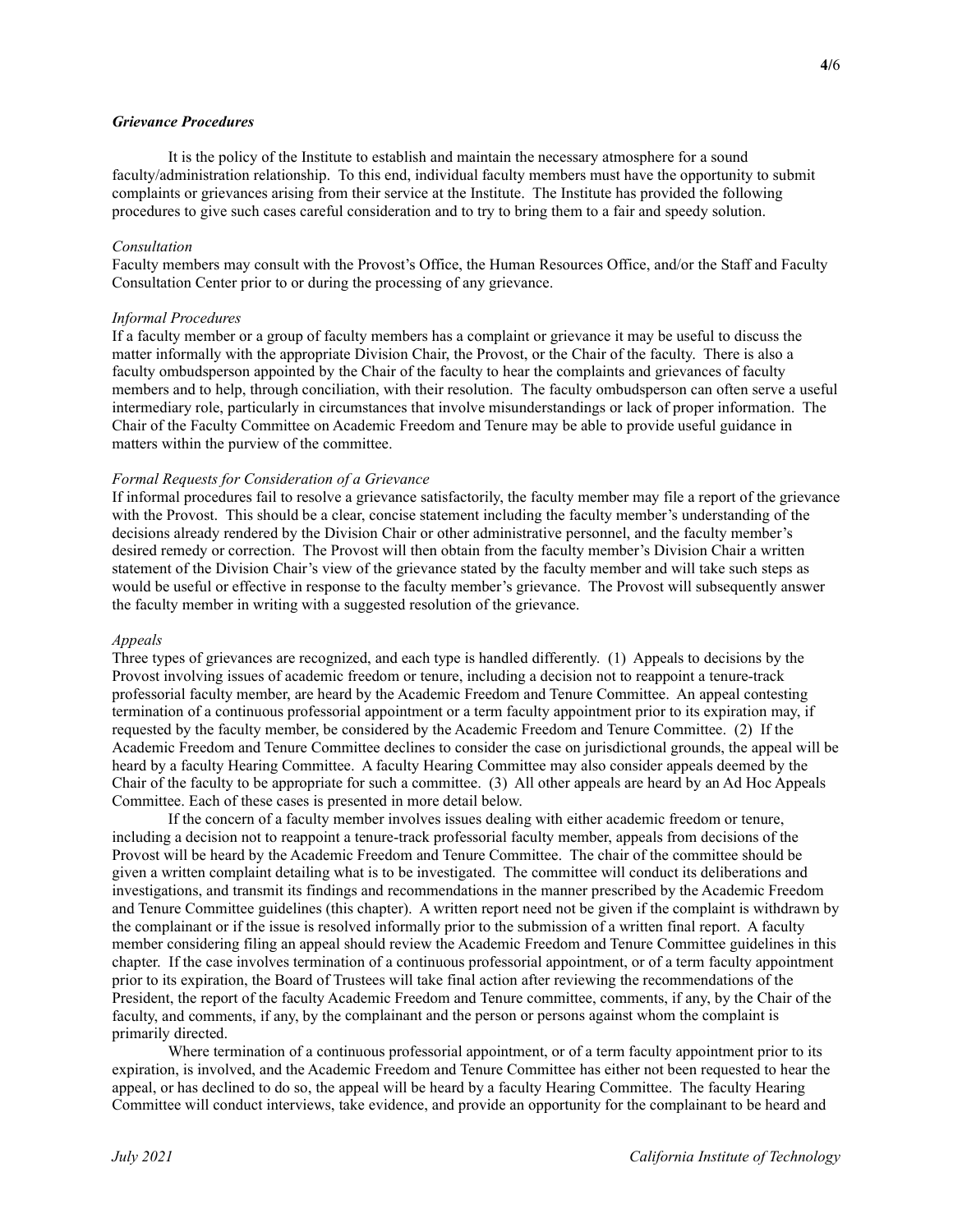### *Grievance Procedures*

It is the policy of the Institute to establish and maintain the necessary atmosphere for a sound faculty/administration relationship. To this end, individual faculty members must have the opportunity to submit complaints or grievances arising from their service at the Institute. The Institute has provided the following procedures to give such cases careful consideration and to try to bring them to a fair and speedy solution.

*Consultation*

Faculty members may consult with the Provost's Office, the Human Resources Office, and/or the Staff and Faculty Consultation Center prior to or during the processing of any grievance.

*Informal Procedures*

If a faculty member or a group of faculty members has a complaint or grievance it may be useful to discuss the matter informally with the appropriate Division Chair, the Provost, or the Chair of the faculty. There is also a faculty ombudsperson appointed by the Chair of the faculty to hear the complaints and grievances of faculty members and to help, through conciliation, with their resolution. The faculty ombudsperson can often serve a useful intermediary role, particularly in circumstances that involve misunderstandings or lack of proper information. The Chair of the Faculty Committee on Academic Freedom and Tenure may be able to provide useful guidance in matters within the purview of the committee.

*Formal Requests for Consideration of a Grievance*

If informal procedures fail to resolve a grievance satisfactorily, the faculty member may file a report of the grievance with the Provost. This should be a clear, concise statement including the faculty member's understanding of the decisions already rendered by the Division Chair or other administrative personnel, and the faculty member's desired remedy or correction. The Provost will then obtain from the faculty member's Division Chair a written statement of the Division Chair's view of the grievance stated by the faculty member and will take such steps as would be useful or effective in response to the faculty member's grievance. The Provost will subsequently answer the faculty member in writing with a suggested resolution of the grievance.

*Appeals*

Three types of grievances are recognized, and each type is handled differently. (1) Appeals to decisions by the Provost involving issues of academic freedom or tenure, including a decision not to reappoint a tenure-track professorial faculty member, are heard by the Academic Freedom and Tenure Committee. An appeal contesting termination of a continuous professorial appointment or a term faculty appointment prior to its expiration may, if requested by the faculty member, be considered by the Academic Freedom and Tenure Committee. (2) If the Academic Freedom and Tenure Committee declines to consider the case on jurisdictional grounds, the appeal will be heard by a faculty Hearing Committee. A faculty Hearing Committee may also consider appeals deemed by the Chair of the faculty to be appropriate for such a committee. (3) All other appeals are heard by an Ad Hoc Appeals Committee. Each of these cases is presented in more detail below.

If the concern of a faculty member involves issues dealing with either academic freedom or tenure, including a decision not to reappoint a tenure-track professorial faculty member, appeals from decisions of the Provost will be heard by the Academic Freedom and Tenure Committee. The chair of the committee should be given a written complaint detailing what is to be investigated. The committee will conduct its deliberations and investigations, and transmit its findings and recommendations in the manner prescribed by the Academic Freedom and Tenure Committee guidelines (this chapter). A written report need not be given if the complaint is withdrawn by the complainant or if the issue is resolved informally prior to the submission of a written final report. A faculty member considering filing an appeal should review the Academic Freedom and Tenure Committee guidelines in this chapter. If the case involves termination of a continuous professorial appointment, or of a term faculty appointment prior to its expiration, the Board of Trustees will take final action after reviewing the recommendations of the President, the report of the faculty Academic Freedom and Tenure committee, comments, if any, by the Chair of the faculty, and comments, if any, by the complainant and the person or persons against whom the complaint is primarily directed.

Where termination of a continuous professorial appointment, or of a term faculty appointment prior to its expiration, is involved, and the Academic Freedom and Tenure Committee has either not been requested to hear the appeal, or has declined to do so, the appeal will be heard by a faculty Hearing Committee. The faculty Hearing Committee will conduct interviews, take evidence, and provide an opportunity for the complainant to be heard and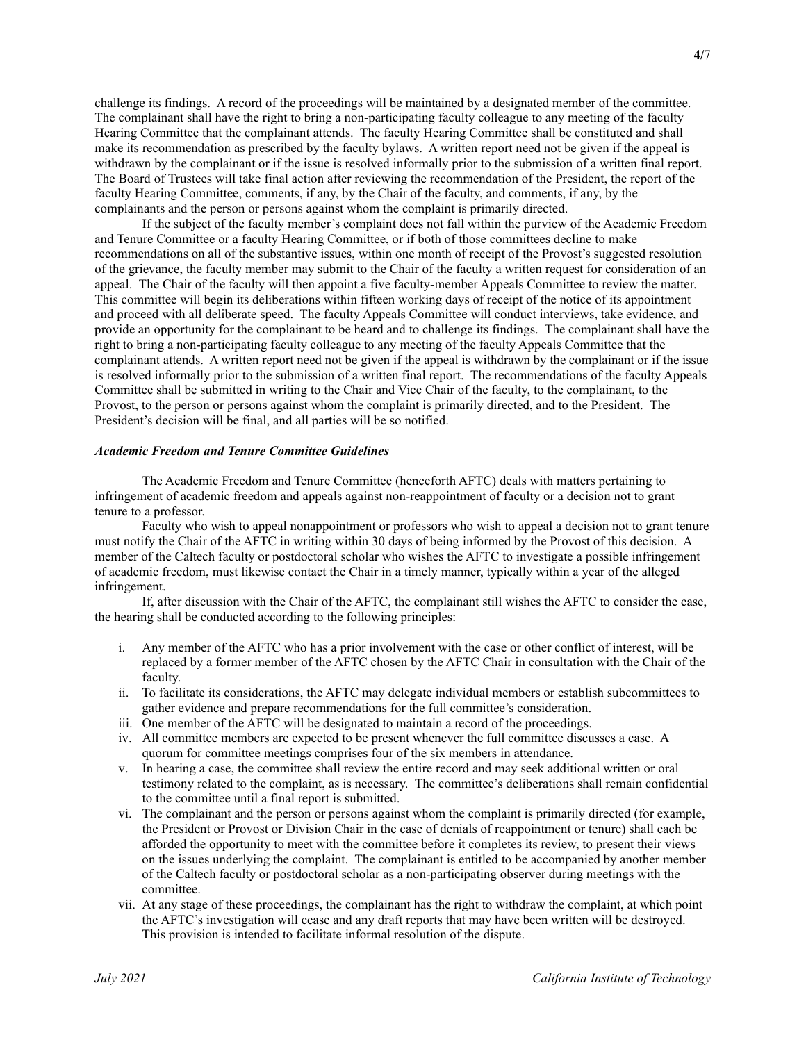challenge its findings. A record of the proceedings will be maintained by a designated member of the committee. The complainant shall have the right to bring a non-participating faculty colleague to any meeting of the faculty Hearing Committee that the complainant attends. The faculty Hearing Committee shall be constituted and shall make its recommendation as prescribed by the faculty bylaws. A written report need not be given if the appeal is withdrawn by the complainant or if the issue is resolved informally prior to the submission of a written final report. The Board of Trustees will take final action after reviewing the recommendation of the President, the report of the faculty Hearing Committee, comments, if any, by the Chair of the faculty, and comments, if any, by the complainants and the person or persons against whom the complaint is primarily directed.

If the subject of the faculty member's complaint does not fall within the purview of the Academic Freedom and Tenure Committee or a faculty Hearing Committee, or if both of those committees decline to make recommendations on all of the substantive issues, within one month of receipt of the Provost's suggested resolution of the grievance, the faculty member may submit to the Chair of the faculty a written request for consideration of an appeal. The Chair of the faculty will then appoint a five faculty-member Appeals Committee to review the matter. This committee will begin its deliberations within fifteen working days of receipt of the notice of its appointment and proceed with all deliberate speed. The faculty Appeals Committee will conduct interviews, take evidence, and provide an opportunity for the complainant to be heard and to challenge its findings. The complainant shall have the right to bring a non-participating faculty colleague to any meeting of the faculty Appeals Committee that the complainant attends. A written report need not be given if the appeal is withdrawn by the complainant or if the issue is resolved informally prior to the submission of a written final report. The recommendations of the faculty Appeals Committee shall be submitted in writing to the Chair and Vice Chair of the faculty, to the complainant, to the Provost, to the person or persons against whom the complaint is primarily directed, and to the President. The President's decision will be final, and all parties will be so notified.

***Academic Freedom and Tenure Committee Guidelines***

The Academic Freedom and Tenure Committee (henceforth AFTC) deals with matters pertaining to infringement of academic freedom and appeals against non-reappointment of faculty or a decision not to grant tenure to a professor.

Faculty who wish to appeal nonappointment or professors who wish to appeal a decision not to grant tenure must notify the Chair of the AFTC in writing within 30 days of being informed by the Provost of this decision. A member of the Caltech faculty or postdoctoral scholar who wishes the AFTC to investigate a possible infringement of academic freedom, must likewise contact the Chair in a timely manner, typically within a year of the alleged infringement.

If, after discussion with the Chair of the AFTC, the complainant still wishes the AFTC to consider the case, the hearing shall be conducted according to the following principles:

i. Any member of the AFTC who has a prior involvement with the case or other conflict of interest, will be replaced by a former member of the AFTC chosen by the AFTC Chair in consultation with the Chair of the faculty.
ii. To facilitate its considerations, the AFTC may delegate individual members or establish subcommittees to gather evidence and prepare recommendations for the full committee's consideration.
iii. One member of the AFTC will be designated to maintain a record of the proceedings.
iv. All committee members are expected to be present whenever the full committee discusses a case. A quorum for committee meetings comprises four of the six members in attendance.
v. In hearing a case, the committee shall review the entire record and may seek additional written or oral testimony related to the complaint, as is necessary. The committee's deliberations shall remain confidential to the committee until a final report is submitted.
vi. The complainant and the person or persons against whom the complaint is primarily directed (for example, the President or Provost or Division Chair in the case of denials of reappointment or tenure) shall each be afforded the opportunity to meet with the committee before it completes its review, to present their views on the issues underlying the complaint. The complainant is entitled to be accompanied by another member of the Caltech faculty or postdoctoral scholar as a non-participating observer during meetings with the committee.
vii. At any stage of these proceedings, the complainant has the right to withdraw the complaint, at which point the AFTC's investigation will cease and any draft reports that may have been written will be destroyed. This provision is intended to facilitate informal resolution of the dispute.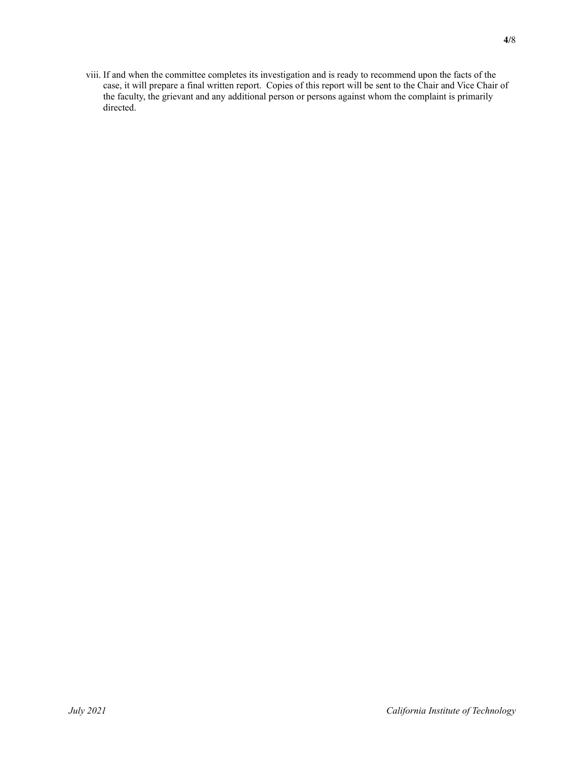viii. If and when the committee completes its investigation and is ready to recommend upon the facts of the case, it will prepare a final written report. Copies of this report will be sent to the Chair and Vice Chair of the faculty, the grievant and any additional person or persons against whom the complaint is primarily directed.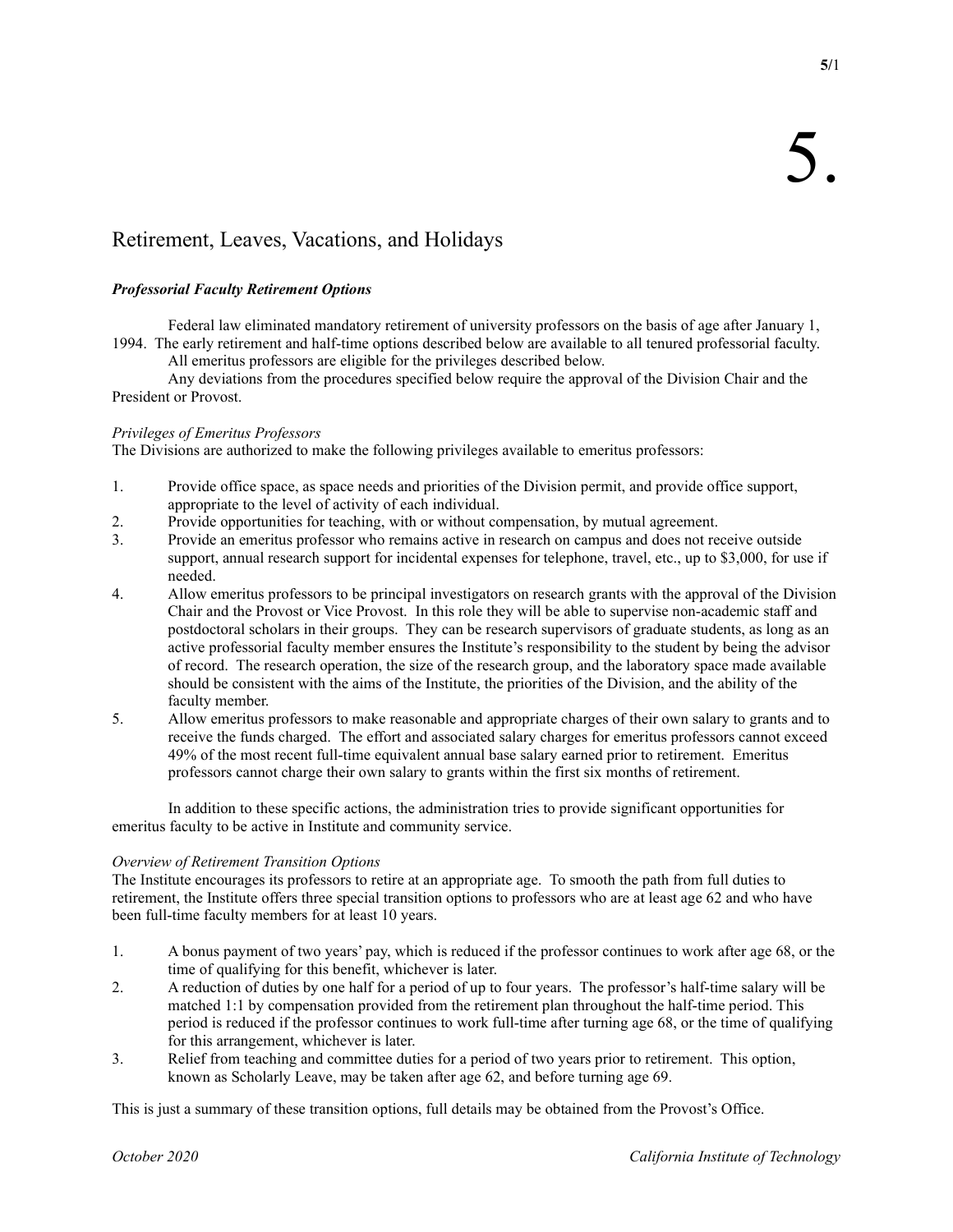# 5.

## Retirement, Leaves, Vacations, and Holidays

### *Professorial Faculty Retirement Options*

Federal law eliminated mandatory retirement of university professors on the basis of age after January 1, 1994. The early retirement and half-time options described below are available to all tenured professorial faculty.

All emeritus professors are eligible for the privileges described below.

Any deviations from the procedures specified below require the approval of the Division Chair and the President or Provost.

*Privileges of Emeritus Professors*

The Divisions are authorized to make the following privileges available to emeritus professors:

1. Provide office space, as space needs and priorities of the Division permit, and provide office support, appropriate to the level of activity of each individual.
2. Provide opportunities for teaching, with or without compensation, by mutual agreement.
3. Provide an emeritus professor who remains active in research on campus and does not receive outside support, annual research support for incidental expenses for telephone, travel, etc., up to $3,000, for use if needed.
4. Allow emeritus professors to be principal investigators on research grants with the approval of the Division Chair and the Provost or Vice Provost. In this role they will be able to supervise non-academic staff and postdoctoral scholars in their groups. They can be research supervisors of graduate students, as long as an active professorial faculty member ensures the Institute's responsibility to the student by being the advisor of record. The research operation, the size of the research group, and the laboratory space made available should be consistent with the aims of the Institute, the priorities of the Division, and the ability of the faculty member.
5. Allow emeritus professors to make reasonable and appropriate charges of their own salary to grants and to receive the funds charged. The effort and associated salary charges for emeritus professors cannot exceed 49% of the most recent full-time equivalent annual base salary earned prior to retirement. Emeritus professors cannot charge their own salary to grants within the first six months of retirement.

In addition to these specific actions, the administration tries to provide significant opportunities for emeritus faculty to be active in Institute and community service.

*Overview of Retirement Transition Options*

The Institute encourages its professors to retire at an appropriate age. To smooth the path from full duties to retirement, the Institute offers three special transition options to professors who are at least age 62 and who have been full-time faculty members for at least 10 years.

1. A bonus payment of two years' pay, which is reduced if the professor continues to work after age 68, or the time of qualifying for this benefit, whichever is later.
2. A reduction of duties by one half for a period of up to four years. The professor's half-time salary will be matched 1:1 by compensation provided from the retirement plan throughout the half-time period. This period is reduced if the professor continues to work full-time after turning age 68, or the time of qualifying for this arrangement, whichever is later.
3. Relief from teaching and committee duties for a period of two years prior to retirement. This option, known as Scholarly Leave, may be taken after age 62, and before turning age 69.

This is just a summary of these transition options, full details may be obtained from the Provost's Office.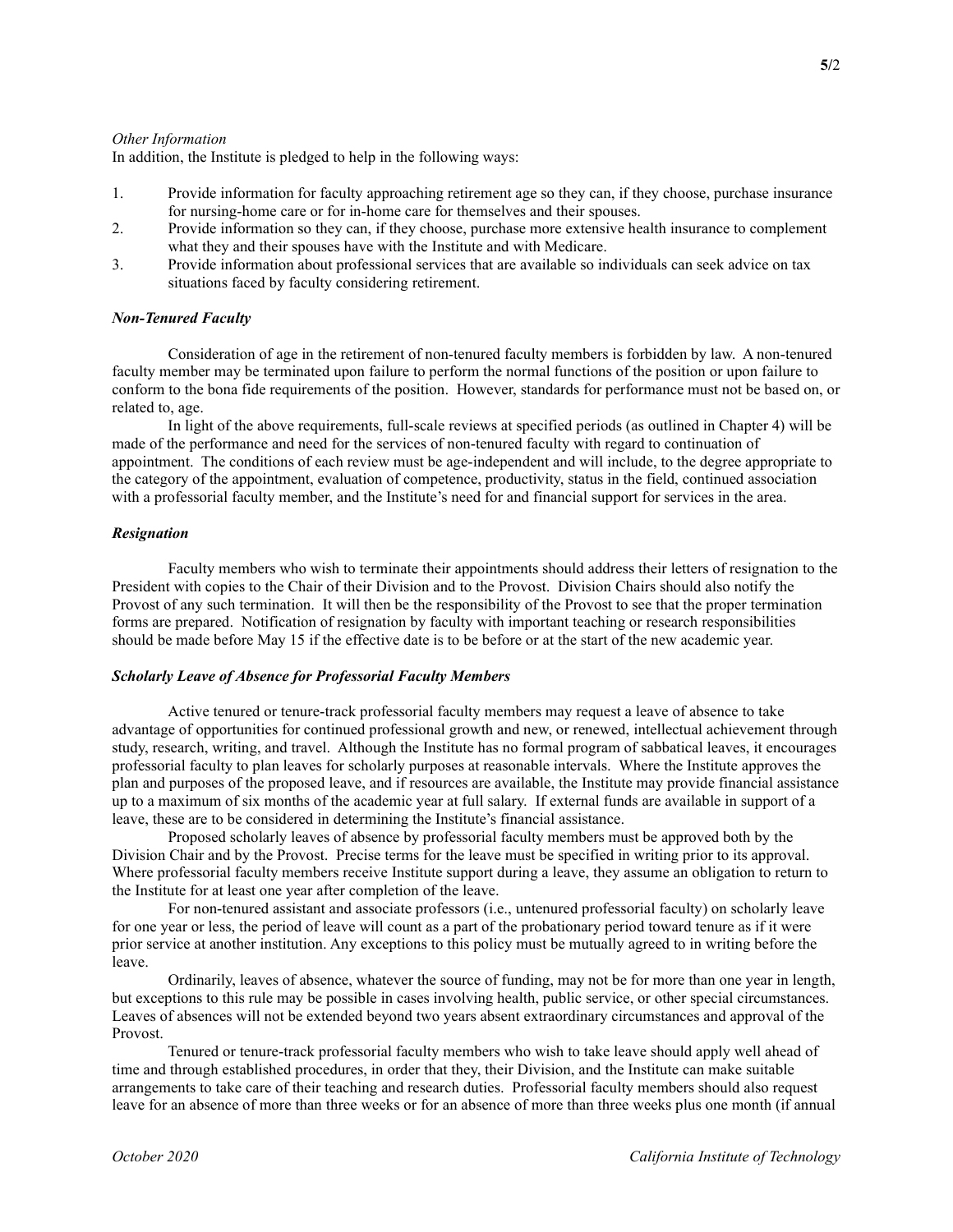*Other Information*

In addition, the Institute is pledged to help in the following ways:

1. Provide information for faculty approaching retirement age so they can, if they choose, purchase insurance for nursing-home care or for in-home care for themselves and their spouses.
2. Provide information so they can, if they choose, purchase more extensive health insurance to complement what they and their spouses have with the Institute and with Medicare.
3. Provide information about professional services that are available so individuals can seek advice on tax situations faced by faculty considering retirement.

### *Non-Tenured Faculty*

Consideration of age in the retirement of non-tenured faculty members is forbidden by law. A non-tenured faculty member may be terminated upon failure to perform the normal functions of the position or upon failure to conform to the bona fide requirements of the position. However, standards for performance must not be based on, or related to, age.

In light of the above requirements, full-scale reviews at specified periods (as outlined in Chapter 4) will be made of the performance and need for the services of non-tenured faculty with regard to continuation of appointment. The conditions of each review must be age-independent and will include, to the degree appropriate to the category of the appointment, evaluation of competence, productivity, status in the field, continued association with a professorial faculty member, and the Institute's need for and financial support for services in the area.

### *Resignation*

Faculty members who wish to terminate their appointments should address their letters of resignation to the President with copies to the Chair of their Division and to the Provost. Division Chairs should also notify the Provost of any such termination. It will then be the responsibility of the Provost to see that the proper termination forms are prepared. Notification of resignation by faculty with important teaching or research responsibilities should be made before May 15 if the effective date is to be before or at the start of the new academic year.

### *Scholarly Leave of Absence for Professorial Faculty Members*

Active tenured or tenure-track professorial faculty members may request a leave of absence to take advantage of opportunities for continued professional growth and new, or renewed, intellectual achievement through study, research, writing, and travel. Although the Institute has no formal program of sabbatical leaves, it encourages professorial faculty to plan leaves for scholarly purposes at reasonable intervals. Where the Institute approves the plan and purposes of the proposed leave, and if resources are available, the Institute may provide financial assistance up to a maximum of six months of the academic year at full salary. If external funds are available in support of a leave, these are to be considered in determining the Institute's financial assistance.

Proposed scholarly leaves of absence by professorial faculty members must be approved both by the Division Chair and by the Provost. Precise terms for the leave must be specified in writing prior to its approval. Where professorial faculty members receive Institute support during a leave, they assume an obligation to return to the Institute for at least one year after completion of the leave.

For non-tenured assistant and associate professors (i.e., untenured professorial faculty) on scholarly leave for one year or less, the period of leave will count as a part of the probationary period toward tenure as if it were prior service at another institution. Any exceptions to this policy must be mutually agreed to in writing before the leave.

Ordinarily, leaves of absence, whatever the source of funding, may not be for more than one year in length, but exceptions to this rule may be possible in cases involving health, public service, or other special circumstances. Leaves of absences will not be extended beyond two years absent extraordinary circumstances and approval of the Provost.

Tenured or tenure-track professorial faculty members who wish to take leave should apply well ahead of time and through established procedures, in order that they, their Division, and the Institute can make suitable arrangements to take care of their teaching and research duties. Professorial faculty members should also request leave for an absence of more than three weeks or for an absence of more than three weeks plus one month (if annual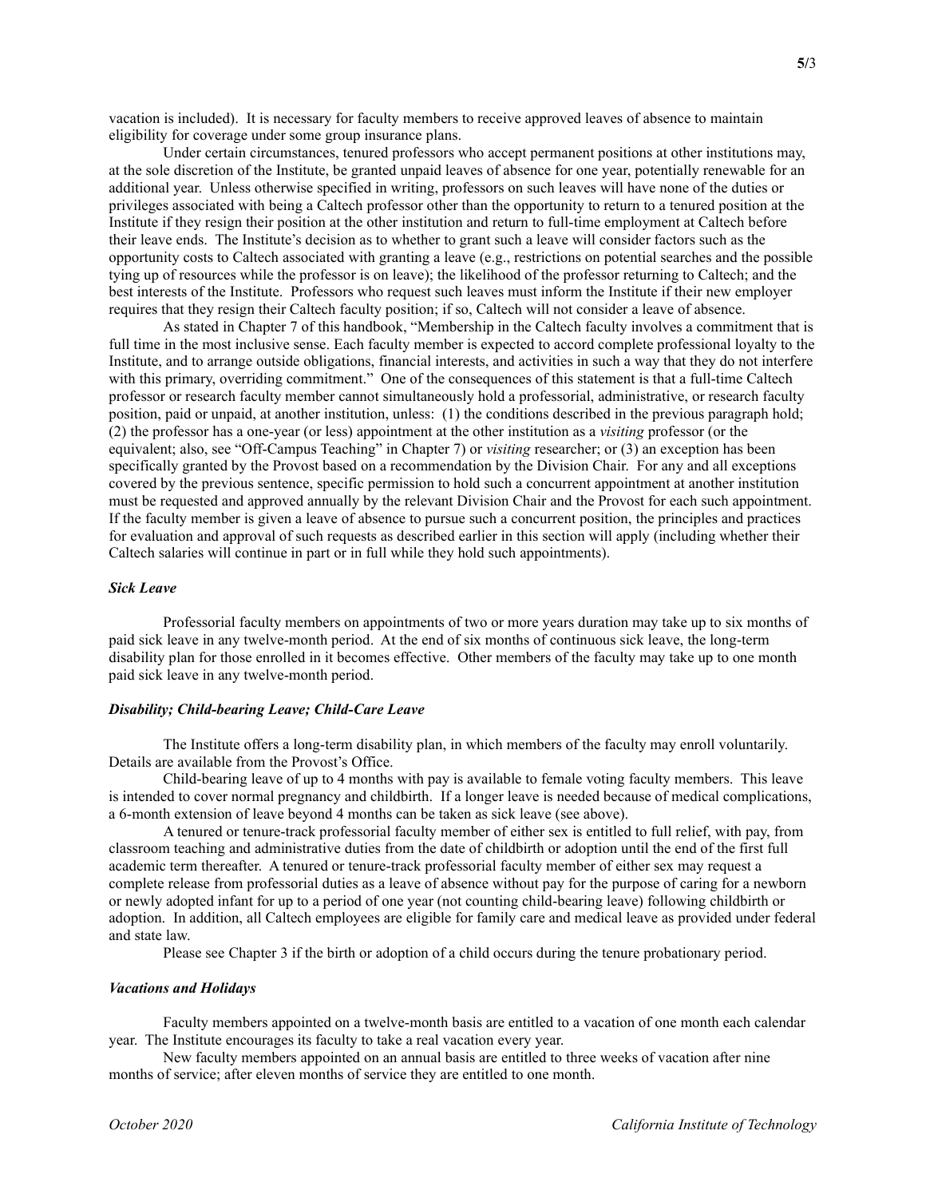vacation is included). It is necessary for faculty members to receive approved leaves of absence to maintain eligibility for coverage under some group insurance plans.

Under certain circumstances, tenured professors who accept permanent positions at other institutions may, at the sole discretion of the Institute, be granted unpaid leaves of absence for one year, potentially renewable for an additional year. Unless otherwise specified in writing, professors on such leaves will have none of the duties or privileges associated with being a Caltech professor other than the opportunity to return to a tenured position at the Institute if they resign their position at the other institution and return to full-time employment at Caltech before their leave ends. The Institute's decision as to whether to grant such a leave will consider factors such as the opportunity costs to Caltech associated with granting a leave (e.g., restrictions on potential searches and the possible tying up of resources while the professor is on leave); the likelihood of the professor returning to Caltech; and the best interests of the Institute. Professors who request such leaves must inform the Institute if their new employer requires that they resign their Caltech faculty position; if so, Caltech will not consider a leave of absence.

As stated in Chapter 7 of this handbook, "Membership in the Caltech faculty involves a commitment that is full time in the most inclusive sense. Each faculty member is expected to accord complete professional loyalty to the Institute, and to arrange outside obligations, financial interests, and activities in such a way that they do not interfere with this primary, overriding commitment." One of the consequences of this statement is that a full-time Caltech professor or research faculty member cannot simultaneously hold a professorial, administrative, or research faculty position, paid or unpaid, at another institution, unless: (1) the conditions described in the previous paragraph hold; (2) the professor has a one-year (or less) appointment at the other institution as a *visiting* professor (or the equivalent; also, see "Off-Campus Teaching" in Chapter 7) or *visiting* researcher; or (3) an exception has been specifically granted by the Provost based on a recommendation by the Division Chair. For any and all exceptions covered by the previous sentence, specific permission to hold such a concurrent appointment at another institution must be requested and approved annually by the relevant Division Chair and the Provost for each such appointment. If the faculty member is given a leave of absence to pursue such a concurrent position, the principles and practices for evaluation and approval of such requests as described earlier in this section will apply (including whether their Caltech salaries will continue in part or in full while they hold such appointments).

### *Sick Leave*

Professorial faculty members on appointments of two or more years duration may take up to six months of paid sick leave in any twelve-month period. At the end of six months of continuous sick leave, the long-term disability plan for those enrolled in it becomes effective. Other members of the faculty may take up to one month paid sick leave in any twelve-month period.

### *Disability; Child-bearing Leave; Child-Care Leave*

The Institute offers a long-term disability plan, in which members of the faculty may enroll voluntarily. Details are available from the Provost's Office.

Child-bearing leave of up to 4 months with pay is available to female voting faculty members. This leave is intended to cover normal pregnancy and childbirth. If a longer leave is needed because of medical complications, a 6-month extension of leave beyond 4 months can be taken as sick leave (see above).

A tenured or tenure-track professorial faculty member of either sex is entitled to full relief, with pay, from classroom teaching and administrative duties from the date of childbirth or adoption until the end of the first full academic term thereafter. A tenured or tenure-track professorial faculty member of either sex may request a complete release from professorial duties as a leave of absence without pay for the purpose of caring for a newborn or newly adopted infant for up to a period of one year (not counting child-bearing leave) following childbirth or adoption. In addition, all Caltech employees are eligible for family care and medical leave as provided under federal and state law.

Please see Chapter 3 if the birth or adoption of a child occurs during the tenure probationary period.

### *Vacations and Holidays*

Faculty members appointed on a twelve-month basis are entitled to a vacation of one month each calendar year. The Institute encourages its faculty to take a real vacation every year.

New faculty members appointed on an annual basis are entitled to three weeks of vacation after nine months of service; after eleven months of service they are entitled to one month.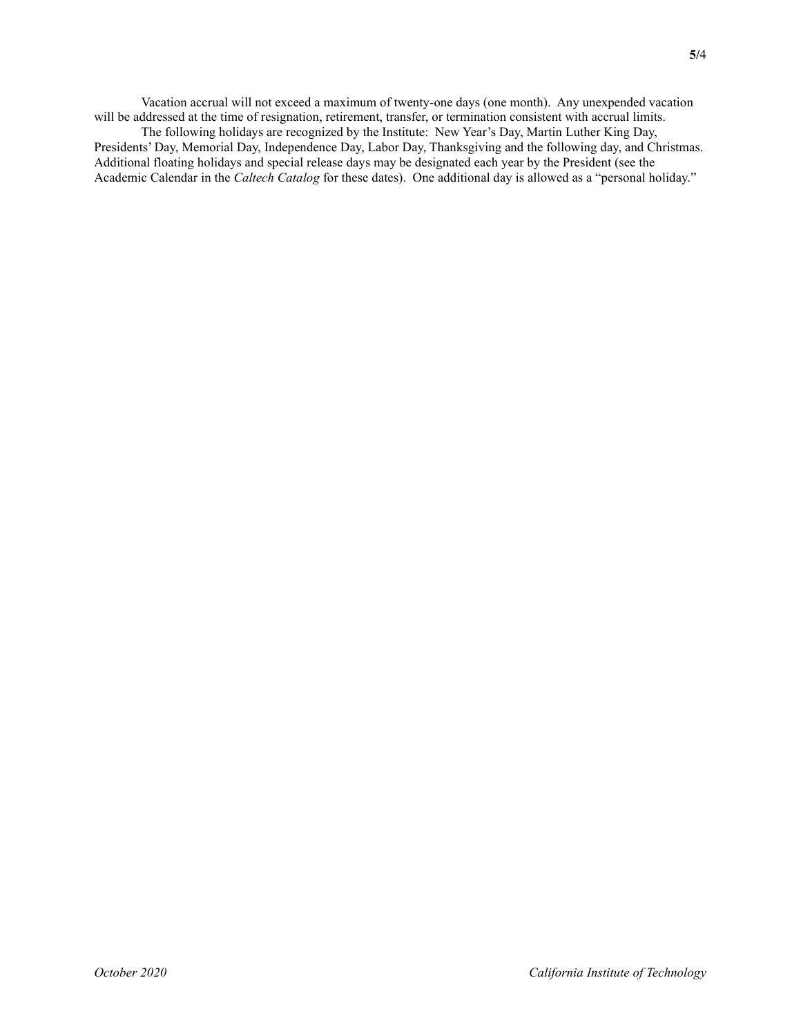Vacation accrual will not exceed a maximum of twenty-one days (one month). Any unexpended vacation will be addressed at the time of resignation, retirement, transfer, or termination consistent with accrual limits.

The following holidays are recognized by the Institute: New Year's Day, Martin Luther King Day, Presidents' Day, Memorial Day, Independence Day, Labor Day, Thanksgiving and the following day, and Christmas. Additional floating holidays and special release days may be designated each year by the President (see the Academic Calendar in the *Caltech Catalog* for these dates). One additional day is allowed as a "personal holiday."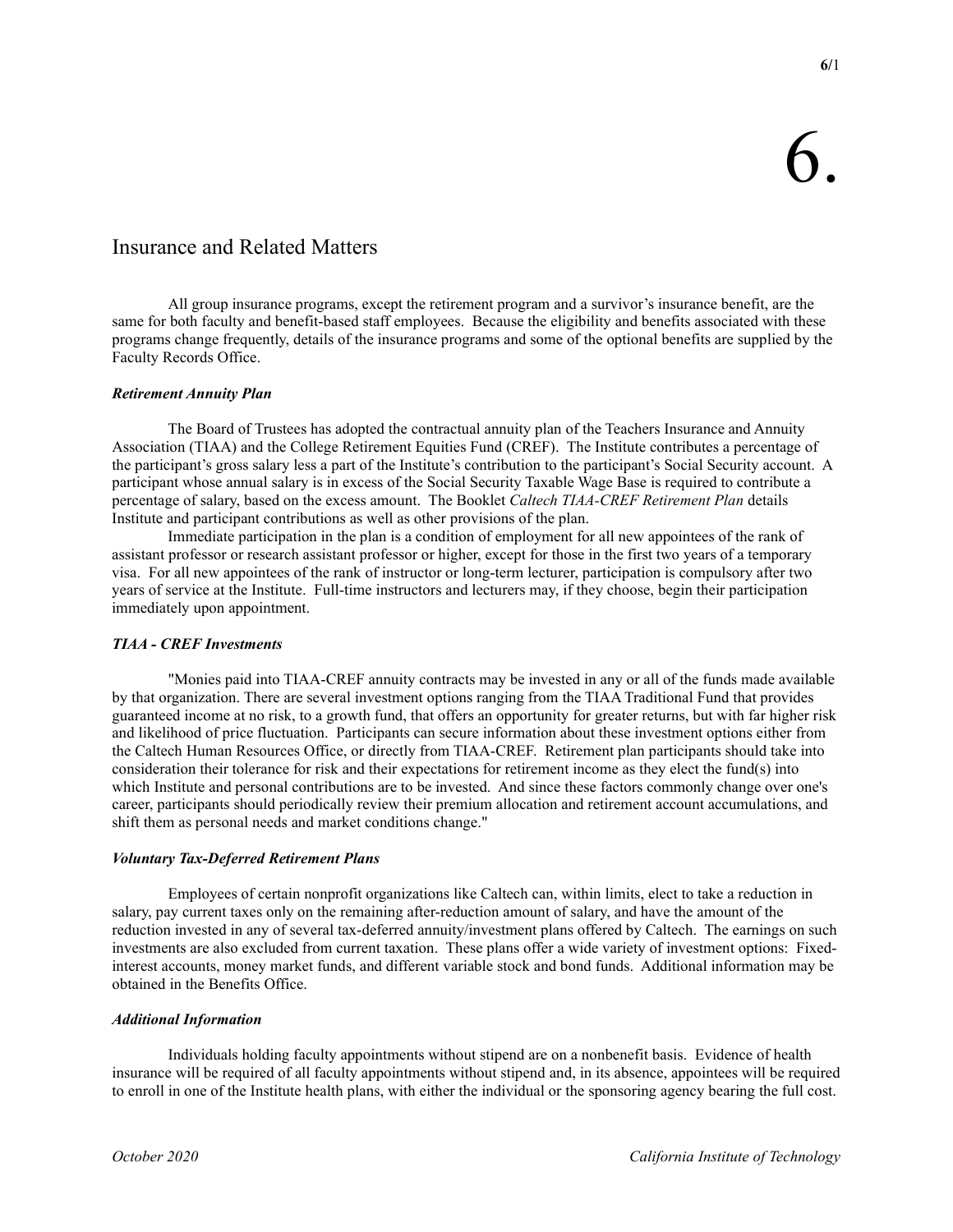# 6.

## Insurance and Related Matters

All group insurance programs, except the retirement program and a survivor's insurance benefit, are the same for both faculty and benefit-based staff employees. Because the eligibility and benefits associated with these programs change frequently, details of the insurance programs and some of the optional benefits are supplied by the Faculty Records Office.

### *Retirement Annuity Plan*

The Board of Trustees has adopted the contractual annuity plan of the Teachers Insurance and Annuity Association (TIAA) and the College Retirement Equities Fund (CREF). The Institute contributes a percentage of the participant's gross salary less a part of the Institute's contribution to the participant's Social Security account. A participant whose annual salary is in excess of the Social Security Taxable Wage Base is required to contribute a percentage of salary, based on the excess amount. The Booklet *Caltech TIAA-CREF Retirement Plan* details Institute and participant contributions as well as other provisions of the plan.

Immediate participation in the plan is a condition of employment for all new appointees of the rank of assistant professor or research assistant professor or higher, except for those in the first two years of a temporary visa. For all new appointees of the rank of instructor or long-term lecturer, participation is compulsory after two years of service at the Institute. Full-time instructors and lecturers may, if they choose, begin their participation immediately upon appointment.

### *TIAA - CREF Investments*

"Monies paid into TIAA-CREF annuity contracts may be invested in any or all of the funds made available by that organization. There are several investment options ranging from the TIAA Traditional Fund that provides guaranteed income at no risk, to a growth fund, that offers an opportunity for greater returns, but with far higher risk and likelihood of price fluctuation. Participants can secure information about these investment options either from the Caltech Human Resources Office, or directly from TIAA-CREF. Retirement plan participants should take into consideration their tolerance for risk and their expectations for retirement income as they elect the fund(s) into which Institute and personal contributions are to be invested. And since these factors commonly change over one's career, participants should periodically review their premium allocation and retirement account accumulations, and shift them as personal needs and market conditions change."

### *Voluntary Tax-Deferred Retirement Plans*

Employees of certain nonprofit organizations like Caltech can, within limits, elect to take a reduction in salary, pay current taxes only on the remaining after-reduction amount of salary, and have the amount of the reduction invested in any of several tax-deferred annuity/investment plans offered by Caltech. The earnings on such investments are also excluded from current taxation. These plans offer a wide variety of investment options: Fixed-interest accounts, money market funds, and different variable stock and bond funds. Additional information may be obtained in the Benefits Office.

### *Additional Information*

Individuals holding faculty appointments without stipend are on a nonbenefit basis. Evidence of health insurance will be required of all faculty appointments without stipend and, in its absence, appointees will be required to enroll in one of the Institute health plans, with either the individual or the sponsoring agency bearing the full cost.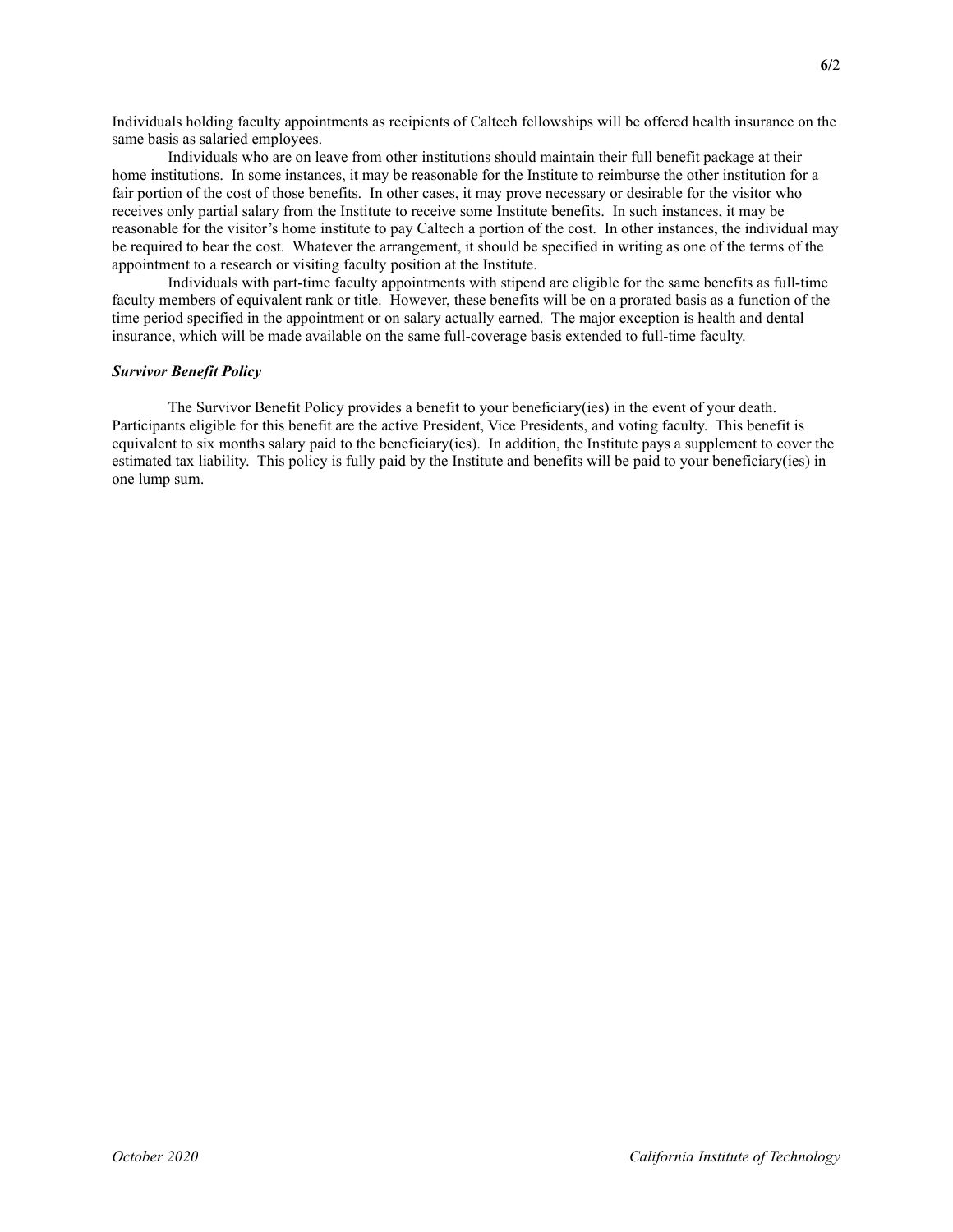Individuals holding faculty appointments as recipients of Caltech fellowships will be offered health insurance on the same basis as salaried employees.

Individuals who are on leave from other institutions should maintain their full benefit package at their home institutions. In some instances, it may be reasonable for the Institute to reimburse the other institution for a fair portion of the cost of those benefits. In other cases, it may prove necessary or desirable for the visitor who receives only partial salary from the Institute to receive some Institute benefits. In such instances, it may be reasonable for the visitor's home institute to pay Caltech a portion of the cost. In other instances, the individual may be required to bear the cost. Whatever the arrangement, it should be specified in writing as one of the terms of the appointment to a research or visiting faculty position at the Institute.

Individuals with part-time faculty appointments with stipend are eligible for the same benefits as full-time faculty members of equivalent rank or title. However, these benefits will be on a prorated basis as a function of the time period specified in the appointment or on salary actually earned. The major exception is health and dental insurance, which will be made available on the same full-coverage basis extended to full-time faculty.

***Survivor Benefit Policy***

The Survivor Benefit Policy provides a benefit to your beneficiary(ies) in the event of your death. Participants eligible for this benefit are the active President, Vice Presidents, and voting faculty. This benefit is equivalent to six months salary paid to the beneficiary(ies). In addition, the Institute pays a supplement to cover the estimated tax liability. This policy is fully paid by the Institute and benefits will be paid to your beneficiary(ies) in one lump sum.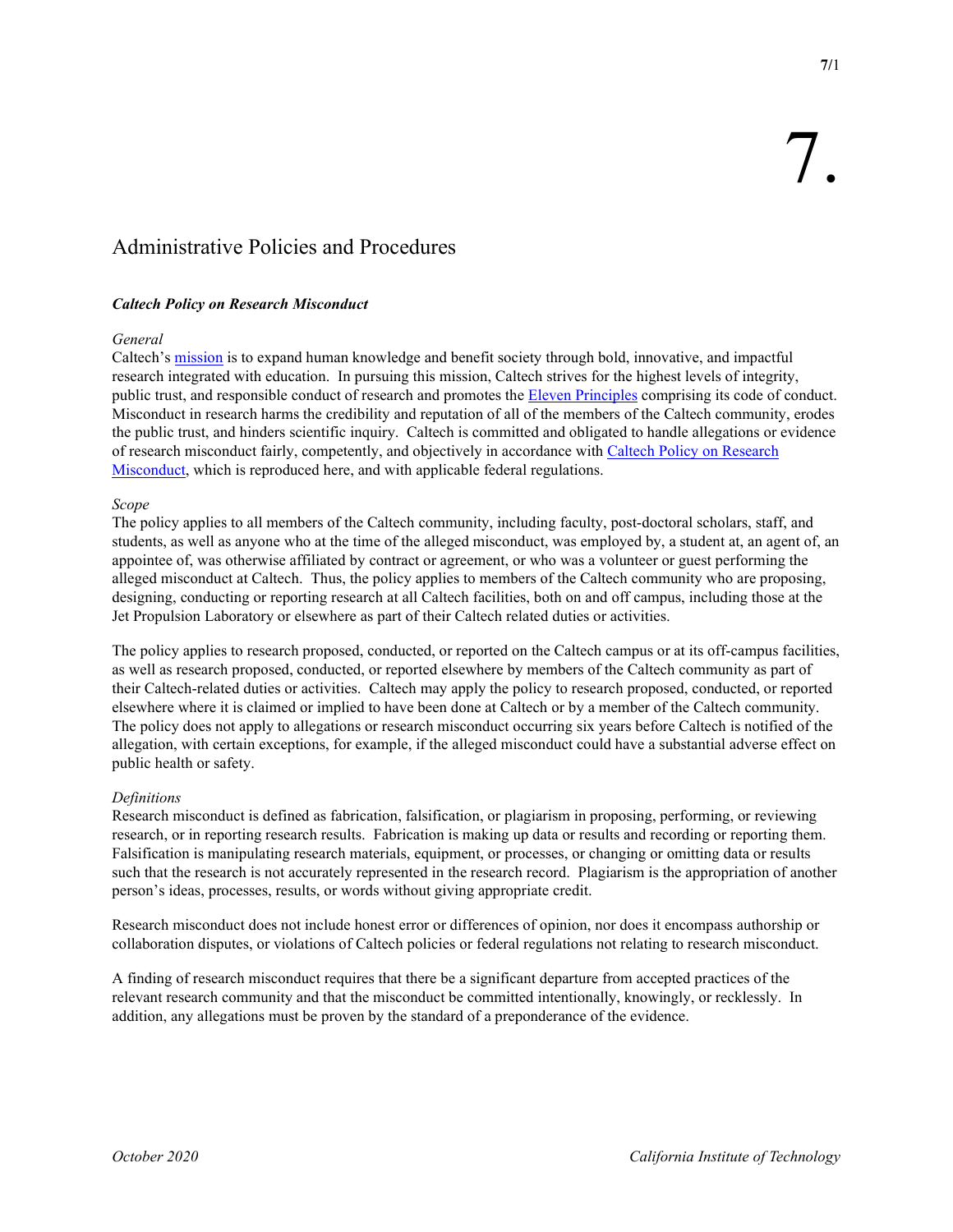# 7.

## Administrative Policies and Procedures

### ***Caltech Policy on Research Misconduct***

*General*

Caltech's mission is to expand human knowledge and benefit society through bold, innovative, and impactful research integrated with education. In pursuing this mission, Caltech strives for the highest levels of integrity, public trust, and responsible conduct of research and promotes the Eleven Principles comprising its code of conduct. Misconduct in research harms the credibility and reputation of all of the members of the Caltech community, erodes the public trust, and hinders scientific inquiry. Caltech is committed and obligated to handle allegations or evidence of research misconduct fairly, competently, and objectively in accordance with Caltech Policy on Research Misconduct, which is reproduced here, and with applicable federal regulations.

*Scope*

The policy applies to all members of the Caltech community, including faculty, post-doctoral scholars, staff, and students, as well as anyone who at the time of the alleged misconduct, was employed by, a student at, an agent of, an appointee of, was otherwise affiliated by contract or agreement, or who was a volunteer or guest performing the alleged misconduct at Caltech. Thus, the policy applies to members of the Caltech community who are proposing, designing, conducting or reporting research at all Caltech facilities, both on and off campus, including those at the Jet Propulsion Laboratory or elsewhere as part of their Caltech related duties or activities.

The policy applies to research proposed, conducted, or reported on the Caltech campus or at its off-campus facilities, as well as research proposed, conducted, or reported elsewhere by members of the Caltech community as part of their Caltech-related duties or activities. Caltech may apply the policy to research proposed, conducted, or reported elsewhere where it is claimed or implied to have been done at Caltech or by a member of the Caltech community. The policy does not apply to allegations or research misconduct occurring six years before Caltech is notified of the allegation, with certain exceptions, for example, if the alleged misconduct could have a substantial adverse effect on public health or safety.

*Definitions*

Research misconduct is defined as fabrication, falsification, or plagiarism in proposing, performing, or reviewing research, or in reporting research results. Fabrication is making up data or results and recording or reporting them. Falsification is manipulating research materials, equipment, or processes, or changing or omitting data or results such that the research is not accurately represented in the research record. Plagiarism is the appropriation of another person's ideas, processes, results, or words without giving appropriate credit.

Research misconduct does not include honest error or differences of opinion, nor does it encompass authorship or collaboration disputes, or violations of Caltech policies or federal regulations not relating to research misconduct.

A finding of research misconduct requires that there be a significant departure from accepted practices of the relevant research community and that the misconduct be committed intentionally, knowingly, or recklessly. In addition, any allegations must be proven by the standard of a preponderance of the evidence.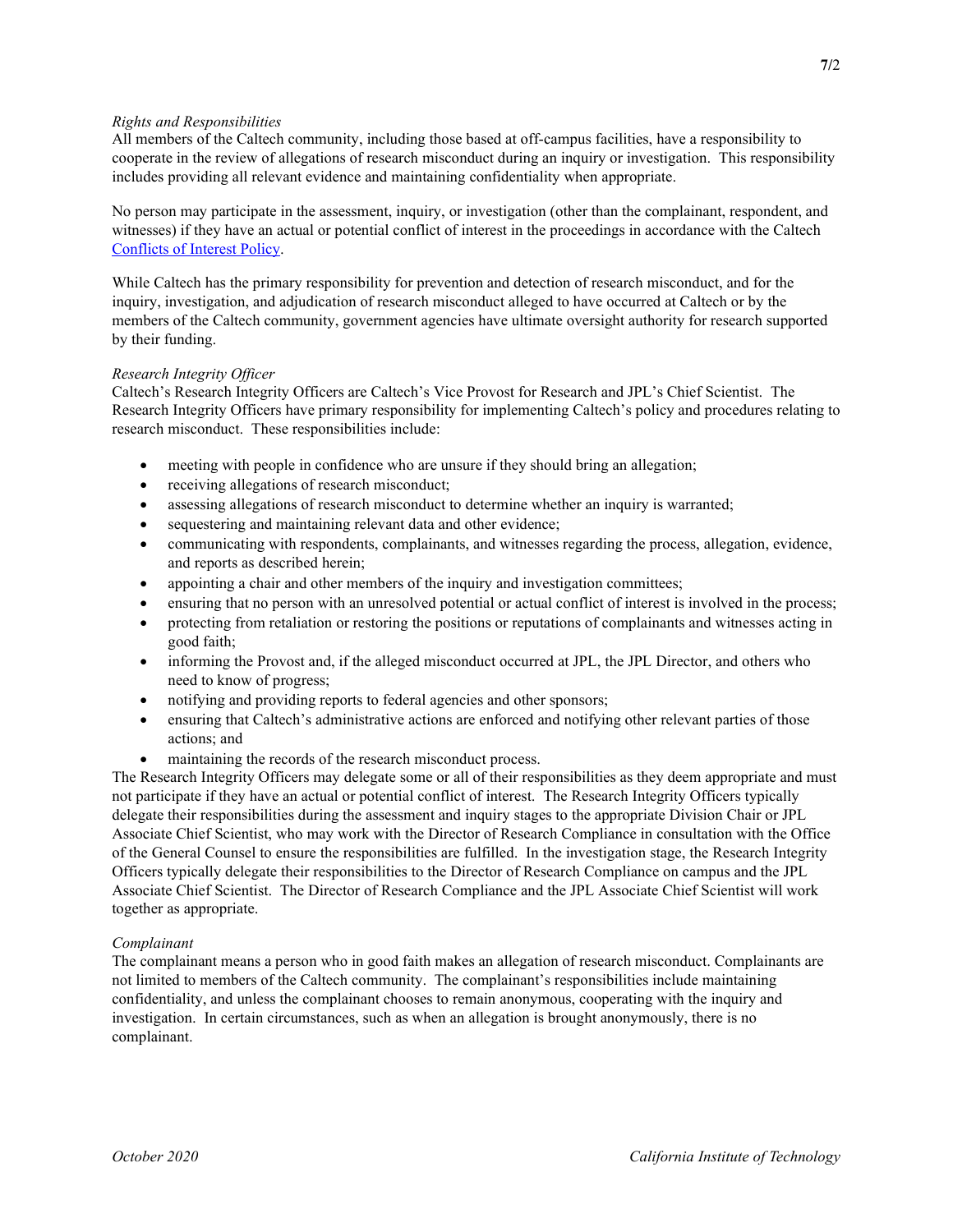*Rights and Responsibilities*
All members of the Caltech community, including those based at off-campus facilities, have a responsibility to cooperate in the review of allegations of research misconduct during an inquiry or investigation. This responsibility includes providing all relevant evidence and maintaining confidentiality when appropriate.

No person may participate in the assessment, inquiry, or investigation (other than the complainant, respondent, and witnesses) if they have an actual or potential conflict of interest in the proceedings in accordance with the Caltech [Conflicts of Interest Policy](#).

While Caltech has the primary responsibility for prevention and detection of research misconduct, and for the inquiry, investigation, and adjudication of research misconduct alleged to have occurred at Caltech or by the members of the Caltech community, government agencies have ultimate oversight authority for research supported by their funding.

*Research Integrity Officer*
Caltech's Research Integrity Officers are Caltech's Vice Provost for Research and JPL's Chief Scientist. The Research Integrity Officers have primary responsibility for implementing Caltech's policy and procedures relating to research misconduct. These responsibilities include:

- meeting with people in confidence who are unsure if they should bring an allegation;
- receiving allegations of research misconduct;
- assessing allegations of research misconduct to determine whether an inquiry is warranted;
- sequestering and maintaining relevant data and other evidence;
- communicating with respondents, complainants, and witnesses regarding the process, allegation, evidence, and reports as described herein;
- appointing a chair and other members of the inquiry and investigation committees;
- ensuring that no person with an unresolved potential or actual conflict of interest is involved in the process;
- protecting from retaliation or restoring the positions or reputations of complainants and witnesses acting in good faith;
- informing the Provost and, if the alleged misconduct occurred at JPL, the JPL Director, and others who need to know of progress;
- notifying and providing reports to federal agencies and other sponsors;
- ensuring that Caltech's administrative actions are enforced and notifying other relevant parties of those actions; and
- maintaining the records of the research misconduct process.

The Research Integrity Officers may delegate some or all of their responsibilities as they deem appropriate and must not participate if they have an actual or potential conflict of interest. The Research Integrity Officers typically delegate their responsibilities during the assessment and inquiry stages to the appropriate Division Chair or JPL Associate Chief Scientist, who may work with the Director of Research Compliance in consultation with the Office of the General Counsel to ensure the responsibilities are fulfilled. In the investigation stage, the Research Integrity Officers typically delegate their responsibilities to the Director of Research Compliance on campus and the JPL Associate Chief Scientist. The Director of Research Compliance and the JPL Associate Chief Scientist will work together as appropriate.

*Complainant*
The complainant means a person who in good faith makes an allegation of research misconduct. Complainants are not limited to members of the Caltech community. The complainant's responsibilities include maintaining confidentiality, and unless the complainant chooses to remain anonymous, cooperating with the inquiry and investigation. In certain circumstances, such as when an allegation is brought anonymously, there is no complainant.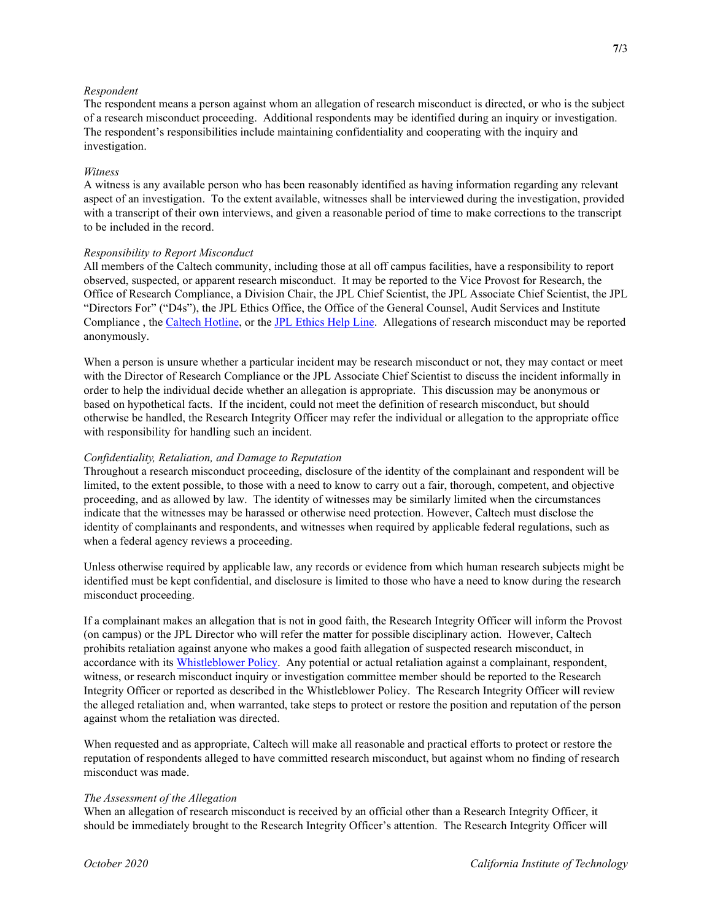*Respondent*
The respondent means a person against whom an allegation of research misconduct is directed, or who is the subject of a research misconduct proceeding. Additional respondents may be identified during an inquiry or investigation. The respondent's responsibilities include maintaining confidentiality and cooperating with the inquiry and investigation.

*Witness*
A witness is any available person who has been reasonably identified as having information regarding any relevant aspect of an investigation. To the extent available, witnesses shall be interviewed during the investigation, provided with a transcript of their own interviews, and given a reasonable period of time to make corrections to the transcript to be included in the record.

*Responsibility to Report Misconduct*
All members of the Caltech community, including those at all off campus facilities, have a responsibility to report observed, suspected, or apparent research misconduct. It may be reported to the Vice Provost for Research, the Office of Research Compliance, a Division Chair, the JPL Chief Scientist, the JPL Associate Chief Scientist, the JPL "Directors For" ("D4s"), the JPL Ethics Office, the Office of the General Counsel, Audit Services and Institute Compliance , the Caltech Hotline, or the JPL Ethics Help Line. Allegations of research misconduct may be reported anonymously.

When a person is unsure whether a particular incident may be research misconduct or not, they may contact or meet with the Director of Research Compliance or the JPL Associate Chief Scientist to discuss the incident informally in order to help the individual decide whether an allegation is appropriate. This discussion may be anonymous or based on hypothetical facts. If the incident, could not meet the definition of research misconduct, but should otherwise be handled, the Research Integrity Officer may refer the individual or allegation to the appropriate office with responsibility for handling such an incident.

*Confidentiality, Retaliation, and Damage to Reputation*
Throughout a research misconduct proceeding, disclosure of the identity of the complainant and respondent will be limited, to the extent possible, to those with a need to know to carry out a fair, thorough, competent, and objective proceeding, and as allowed by law. The identity of witnesses may be similarly limited when the circumstances indicate that the witnesses may be harassed or otherwise need protection. However, Caltech must disclose the identity of complainants and respondents, and witnesses when required by applicable federal regulations, such as when a federal agency reviews a proceeding.

Unless otherwise required by applicable law, any records or evidence from which human research subjects might be identified must be kept confidential, and disclosure is limited to those who have a need to know during the research misconduct proceeding.

If a complainant makes an allegation that is not in good faith, the Research Integrity Officer will inform the Provost (on campus) or the JPL Director who will refer the matter for possible disciplinary action. However, Caltech prohibits retaliation against anyone who makes a good faith allegation of suspected research misconduct, in accordance with its Whistleblower Policy. Any potential or actual retaliation against a complainant, respondent, witness, or research misconduct inquiry or investigation committee member should be reported to the Research Integrity Officer or reported as described in the Whistleblower Policy. The Research Integrity Officer will review the alleged retaliation and, when warranted, take steps to protect or restore the position and reputation of the person against whom the retaliation was directed.

When requested and as appropriate, Caltech will make all reasonable and practical efforts to protect or restore the reputation of respondents alleged to have committed research misconduct, but against whom no finding of research misconduct was made.

*The Assessment of the Allegation*
When an allegation of research misconduct is received by an official other than a Research Integrity Officer, it should be immediately brought to the Research Integrity Officer's attention. The Research Integrity Officer will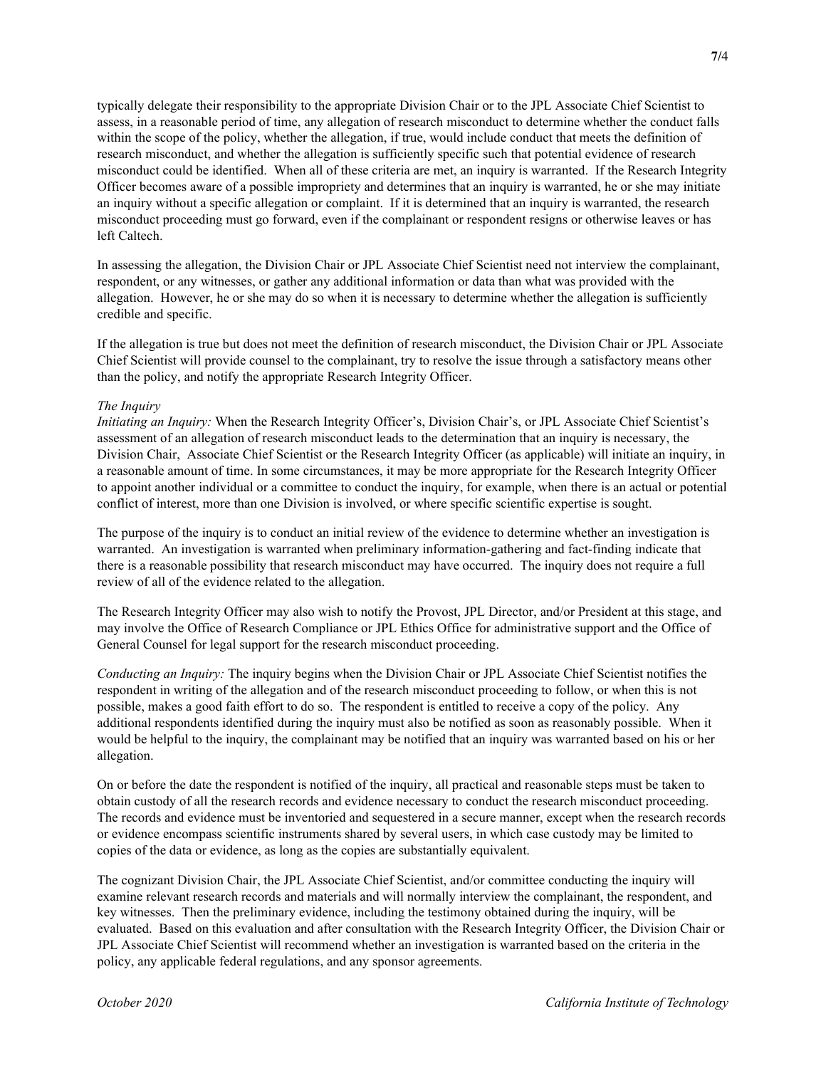typically delegate their responsibility to the appropriate Division Chair or to the JPL Associate Chief Scientist to assess, in a reasonable period of time, any allegation of research misconduct to determine whether the conduct falls within the scope of the policy, whether the allegation, if true, would include conduct that meets the definition of research misconduct, and whether the allegation is sufficiently specific such that potential evidence of research misconduct could be identified. When all of these criteria are met, an inquiry is warranted. If the Research Integrity Officer becomes aware of a possible impropriety and determines that an inquiry is warranted, he or she may initiate an inquiry without a specific allegation or complaint. If it is determined that an inquiry is warranted, the research misconduct proceeding must go forward, even if the complainant or respondent resigns or otherwise leaves or has left Caltech.

In assessing the allegation, the Division Chair or JPL Associate Chief Scientist need not interview the complainant, respondent, or any witnesses, or gather any additional information or data than what was provided with the allegation. However, he or she may do so when it is necessary to determine whether the allegation is sufficiently credible and specific.

If the allegation is true but does not meet the definition of research misconduct, the Division Chair or JPL Associate Chief Scientist will provide counsel to the complainant, try to resolve the issue through a satisfactory means other than the policy, and notify the appropriate Research Integrity Officer.

*The Inquiry*

*Initiating an Inquiry:* When the Research Integrity Officer's, Division Chair's, or JPL Associate Chief Scientist's assessment of an allegation of research misconduct leads to the determination that an inquiry is necessary, the Division Chair, Associate Chief Scientist or the Research Integrity Officer (as applicable) will initiate an inquiry, in a reasonable amount of time. In some circumstances, it may be more appropriate for the Research Integrity Officer to appoint another individual or a committee to conduct the inquiry, for example, when there is an actual or potential conflict of interest, more than one Division is involved, or where specific scientific expertise is sought.

The purpose of the inquiry is to conduct an initial review of the evidence to determine whether an investigation is warranted. An investigation is warranted when preliminary information-gathering and fact-finding indicate that there is a reasonable possibility that research misconduct may have occurred. The inquiry does not require a full review of all of the evidence related to the allegation.

The Research Integrity Officer may also wish to notify the Provost, JPL Director, and/or President at this stage, and may involve the Office of Research Compliance or JPL Ethics Office for administrative support and the Office of General Counsel for legal support for the research misconduct proceeding.

*Conducting an Inquiry:* The inquiry begins when the Division Chair or JPL Associate Chief Scientist notifies the respondent in writing of the allegation and of the research misconduct proceeding to follow, or when this is not possible, makes a good faith effort to do so. The respondent is entitled to receive a copy of the policy. Any additional respondents identified during the inquiry must also be notified as soon as reasonably possible. When it would be helpful to the inquiry, the complainant may be notified that an inquiry was warranted based on his or her allegation.

On or before the date the respondent is notified of the inquiry, all practical and reasonable steps must be taken to obtain custody of all the research records and evidence necessary to conduct the research misconduct proceeding. The records and evidence must be inventoried and sequestered in a secure manner, except when the research records or evidence encompass scientific instruments shared by several users, in which case custody may be limited to copies of the data or evidence, as long as the copies are substantially equivalent.

The cognizant Division Chair, the JPL Associate Chief Scientist, and/or committee conducting the inquiry will examine relevant research records and materials and will normally interview the complainant, the respondent, and key witnesses. Then the preliminary evidence, including the testimony obtained during the inquiry, will be evaluated. Based on this evaluation and after consultation with the Research Integrity Officer, the Division Chair or JPL Associate Chief Scientist will recommend whether an investigation is warranted based on the criteria in the policy, any applicable federal regulations, and any sponsor agreements.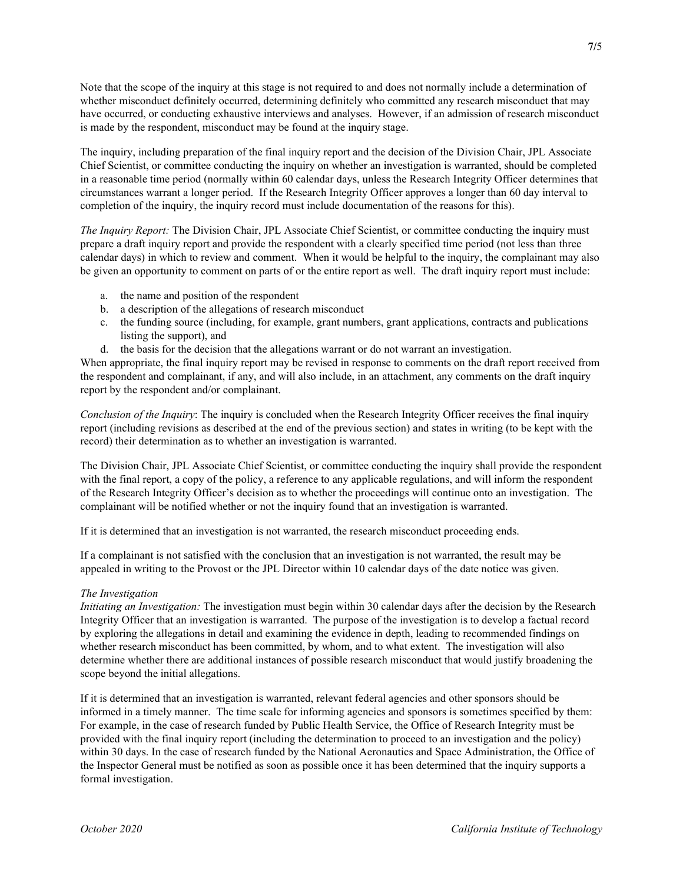Note that the scope of the inquiry at this stage is not required to and does not normally include a determination of whether misconduct definitely occurred, determining definitely who committed any research misconduct that may have occurred, or conducting exhaustive interviews and analyses. However, if an admission of research misconduct is made by the respondent, misconduct may be found at the inquiry stage.

The inquiry, including preparation of the final inquiry report and the decision of the Division Chair, JPL Associate Chief Scientist, or committee conducting the inquiry on whether an investigation is warranted, should be completed in a reasonable time period (normally within 60 calendar days, unless the Research Integrity Officer determines that circumstances warrant a longer period. If the Research Integrity Officer approves a longer than 60 day interval to completion of the inquiry, the inquiry record must include documentation of the reasons for this).

*The Inquiry Report:* The Division Chair, JPL Associate Chief Scientist, or committee conducting the inquiry must prepare a draft inquiry report and provide the respondent with a clearly specified time period (not less than three calendar days) in which to review and comment. When it would be helpful to the inquiry, the complainant may also be given an opportunity to comment on parts of or the entire report as well. The draft inquiry report must include:

a. the name and position of the respondent
b. a description of the allegations of research misconduct
c. the funding source (including, for example, grant numbers, grant applications, contracts and publications listing the support), and
d. the basis for the decision that the allegations warrant or do not warrant an investigation.

When appropriate, the final inquiry report may be revised in response to comments on the draft report received from the respondent and complainant, if any, and will also include, in an attachment, any comments on the draft inquiry report by the respondent and/or complainant.

*Conclusion of the Inquiry*: The inquiry is concluded when the Research Integrity Officer receives the final inquiry report (including revisions as described at the end of the previous section) and states in writing (to be kept with the record) their determination as to whether an investigation is warranted.

The Division Chair, JPL Associate Chief Scientist, or committee conducting the inquiry shall provide the respondent with the final report, a copy of the policy, a reference to any applicable regulations, and will inform the respondent of the Research Integrity Officer's decision as to whether the proceedings will continue onto an investigation. The complainant will be notified whether or not the inquiry found that an investigation is warranted.

If it is determined that an investigation is not warranted, the research misconduct proceeding ends.

If a complainant is not satisfied with the conclusion that an investigation is not warranted, the result may be appealed in writing to the Provost or the JPL Director within 10 calendar days of the date notice was given.

*The Investigation*

*Initiating an Investigation:* The investigation must begin within 30 calendar days after the decision by the Research Integrity Officer that an investigation is warranted. The purpose of the investigation is to develop a factual record by exploring the allegations in detail and examining the evidence in depth, leading to recommended findings on whether research misconduct has been committed, by whom, and to what extent. The investigation will also determine whether there are additional instances of possible research misconduct that would justify broadening the scope beyond the initial allegations.

If it is determined that an investigation is warranted, relevant federal agencies and other sponsors should be informed in a timely manner. The time scale for informing agencies and sponsors is sometimes specified by them: For example, in the case of research funded by Public Health Service, the Office of Research Integrity must be provided with the final inquiry report (including the determination to proceed to an investigation and the policy) within 30 days. In the case of research funded by the National Aeronautics and Space Administration, the Office of the Inspector General must be notified as soon as possible once it has been determined that the inquiry supports a formal investigation.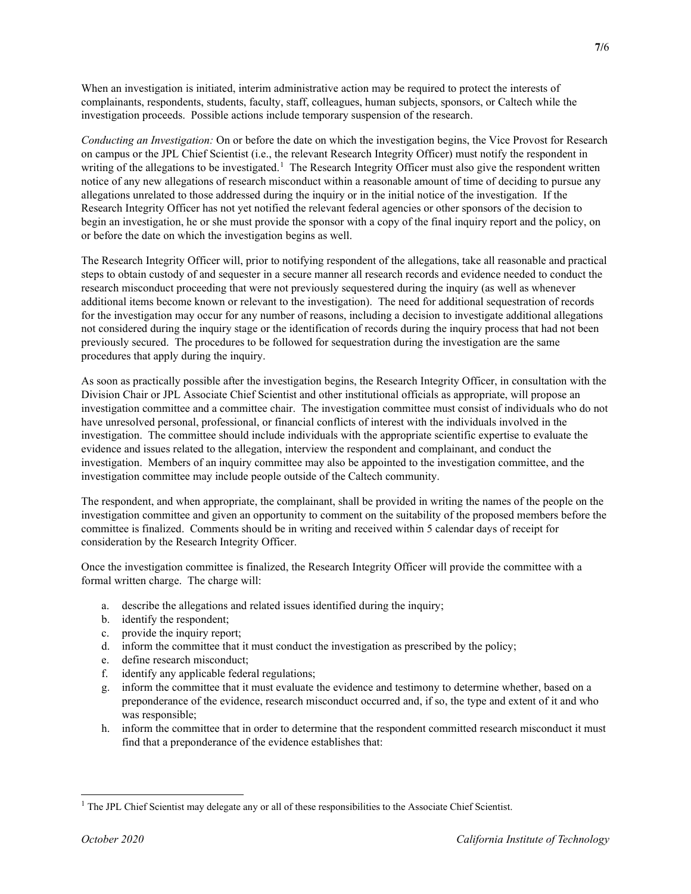When an investigation is initiated, interim administrative action may be required to protect the interests of complainants, respondents, students, faculty, staff, colleagues, human subjects, sponsors, or Caltech while the investigation proceeds. Possible actions include temporary suspension of the research.

*Conducting an Investigation:* On or before the date on which the investigation begins, the Vice Provost for Research on campus or the JPL Chief Scientist (i.e., the relevant Research Integrity Officer) must notify the respondent in writing of the allegations to be investigated.[1] The Research Integrity Officer must also give the respondent written notice of any new allegations of research misconduct within a reasonable amount of time of deciding to pursue any allegations unrelated to those addressed during the inquiry or in the initial notice of the investigation. If the Research Integrity Officer has not yet notified the relevant federal agencies or other sponsors of the decision to begin an investigation, he or she must provide the sponsor with a copy of the final inquiry report and the policy, on or before the date on which the investigation begins as well.

The Research Integrity Officer will, prior to notifying respondent of the allegations, take all reasonable and practical steps to obtain custody of and sequester in a secure manner all research records and evidence needed to conduct the research misconduct proceeding that were not previously sequestered during the inquiry (as well as whenever additional items become known or relevant to the investigation). The need for additional sequestration of records for the investigation may occur for any number of reasons, including a decision to investigate additional allegations not considered during the inquiry stage or the identification of records during the inquiry process that had not been previously secured. The procedures to be followed for sequestration during the investigation are the same procedures that apply during the inquiry.

As soon as practically possible after the investigation begins, the Research Integrity Officer, in consultation with the Division Chair or JPL Associate Chief Scientist and other institutional officials as appropriate, will propose an investigation committee and a committee chair. The investigation committee must consist of individuals who do not have unresolved personal, professional, or financial conflicts of interest with the individuals involved in the investigation. The committee should include individuals with the appropriate scientific expertise to evaluate the evidence and issues related to the allegation, interview the respondent and complainant, and conduct the investigation. Members of an inquiry committee may also be appointed to the investigation committee, and the investigation committee may include people outside of the Caltech community.

The respondent, and when appropriate, the complainant, shall be provided in writing the names of the people on the investigation committee and given an opportunity to comment on the suitability of the proposed members before the committee is finalized. Comments should be in writing and received within 5 calendar days of receipt for consideration by the Research Integrity Officer.

Once the investigation committee is finalized, the Research Integrity Officer will provide the committee with a formal written charge. The charge will:

a. describe the allegations and related issues identified during the inquiry;
b. identify the respondent;
c. provide the inquiry report;
d. inform the committee that it must conduct the investigation as prescribed by the policy;
e. define research misconduct;
f. identify any applicable federal regulations;
g. inform the committee that it must evaluate the evidence and testimony to determine whether, based on a preponderance of the evidence, research misconduct occurred and, if so, the type and extent of it and who was responsible;
h. inform the committee that in order to determine that the respondent committed research misconduct it must find that a preponderance of the evidence establishes that:

[1] The JPL Chief Scientist may delegate any or all of these responsibilities to the Associate Chief Scientist.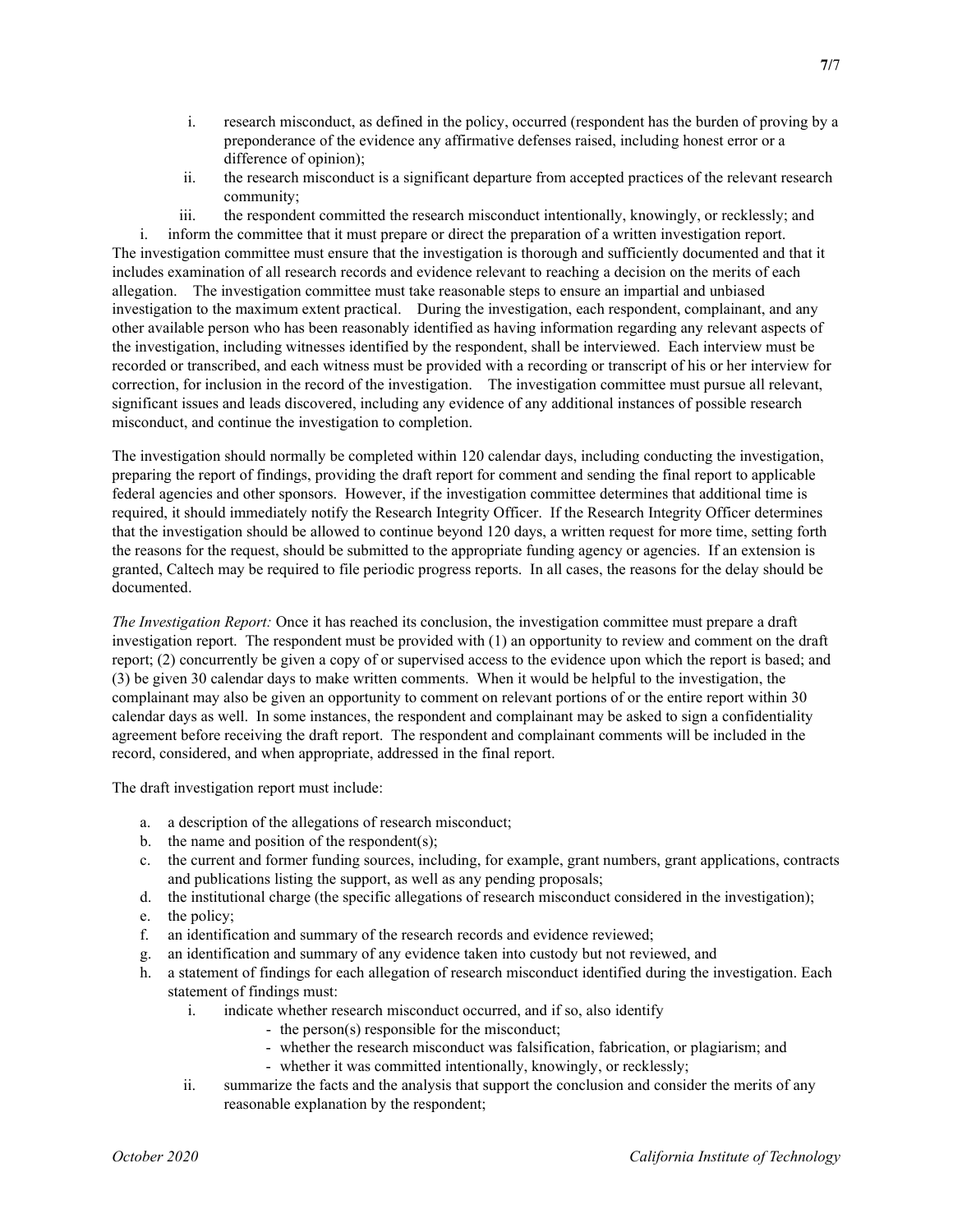i. research misconduct, as defined in the policy, occurred (respondent has the burden of proving by a preponderance of the evidence any affirmative defenses raised, including honest error or a difference of opinion);
ii. the research misconduct is a significant departure from accepted practices of the relevant research community;
iii. the respondent committed the research misconduct intentionally, knowingly, or recklessly; and

i. inform the committee that it must prepare or direct the preparation of a written investigation report.

The investigation committee must ensure that the investigation is thorough and sufficiently documented and that it includes examination of all research records and evidence relevant to reaching a decision on the merits of each allegation. The investigation committee must take reasonable steps to ensure an impartial and unbiased investigation to the maximum extent practical. During the investigation, each respondent, complainant, and any other available person who has been reasonably identified as having information regarding any relevant aspects of the investigation, including witnesses identified by the respondent, shall be interviewed. Each interview must be recorded or transcribed, and each witness must be provided with a recording or transcript of his or her interview for correction, for inclusion in the record of the investigation. The investigation committee must pursue all relevant, significant issues and leads discovered, including any evidence of any additional instances of possible research misconduct, and continue the investigation to completion.

The investigation should normally be completed within 120 calendar days, including conducting the investigation, preparing the report of findings, providing the draft report for comment and sending the final report to applicable federal agencies and other sponsors. However, if the investigation committee determines that additional time is required, it should immediately notify the Research Integrity Officer. If the Research Integrity Officer determines that the investigation should be allowed to continue beyond 120 days, a written request for more time, setting forth the reasons for the request, should be submitted to the appropriate funding agency or agencies. If an extension is granted, Caltech may be required to file periodic progress reports. In all cases, the reasons for the delay should be documented.

*The Investigation Report:* Once it has reached its conclusion, the investigation committee must prepare a draft investigation report. The respondent must be provided with (1) an opportunity to review and comment on the draft report; (2) concurrently be given a copy of or supervised access to the evidence upon which the report is based; and (3) be given 30 calendar days to make written comments. When it would be helpful to the investigation, the complainant may also be given an opportunity to comment on relevant portions of or the entire report within 30 calendar days as well. In some instances, the respondent and complainant may be asked to sign a confidentiality agreement before receiving the draft report. The respondent and complainant comments will be included in the record, considered, and when appropriate, addressed in the final report.

The draft investigation report must include:

a. a description of the allegations of research misconduct;
b. the name and position of the respondent(s);
c. the current and former funding sources, including, for example, grant numbers, grant applications, contracts and publications listing the support, as well as any pending proposals;
d. the institutional charge (the specific allegations of research misconduct considered in the investigation);
e. the policy;
f. an identification and summary of the research records and evidence reviewed;
g. an identification and summary of any evidence taken into custody but not reviewed, and
h. a statement of findings for each allegation of research misconduct identified during the investigation. Each statement of findings must:
    i. indicate whether research misconduct occurred, and if so, also identify
        - the person(s) responsible for the misconduct;
        - whether the research misconduct was falsification, fabrication, or plagiarism; and
        - whether it was committed intentionally, knowingly, or recklessly;
    ii. summarize the facts and the analysis that support the conclusion and consider the merits of any reasonable explanation by the respondent;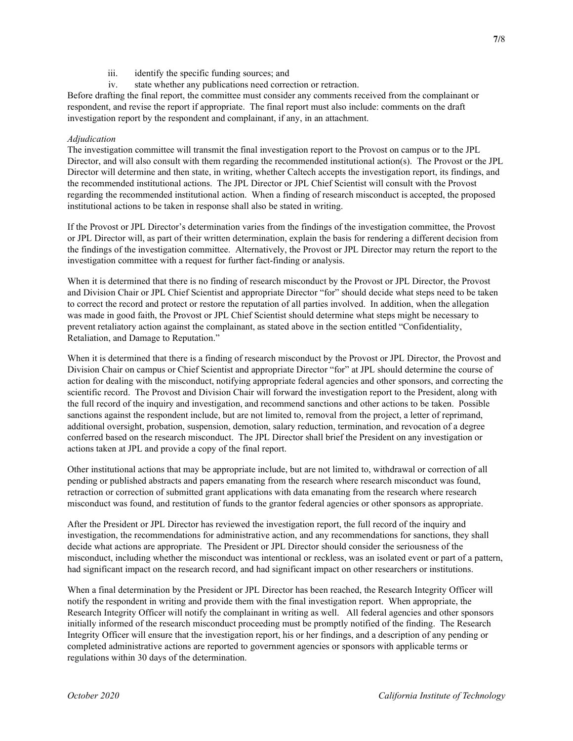iii. identify the specific funding sources; and

iv. state whether any publications need correction or retraction.

Before drafting the final report, the committee must consider any comments received from the complainant or respondent, and revise the report if appropriate. The final report must also include: comments on the draft investigation report by the respondent and complainant, if any, in an attachment.

*Adjudication*

The investigation committee will transmit the final investigation report to the Provost on campus or to the JPL Director, and will also consult with them regarding the recommended institutional action(s). The Provost or the JPL Director will determine and then state, in writing, whether Caltech accepts the investigation report, its findings, and the recommended institutional actions. The JPL Director or JPL Chief Scientist will consult with the Provost regarding the recommended institutional action. When a finding of research misconduct is accepted, the proposed institutional actions to be taken in response shall also be stated in writing.

If the Provost or JPL Director's determination varies from the findings of the investigation committee, the Provost or JPL Director will, as part of their written determination, explain the basis for rendering a different decision from the findings of the investigation committee. Alternatively, the Provost or JPL Director may return the report to the investigation committee with a request for further fact-finding or analysis.

When it is determined that there is no finding of research misconduct by the Provost or JPL Director, the Provost and Division Chair or JPL Chief Scientist and appropriate Director "for" should decide what steps need to be taken to correct the record and protect or restore the reputation of all parties involved. In addition, when the allegation was made in good faith, the Provost or JPL Chief Scientist should determine what steps might be necessary to prevent retaliatory action against the complainant, as stated above in the section entitled "Confidentiality, Retaliation, and Damage to Reputation."

When it is determined that there is a finding of research misconduct by the Provost or JPL Director, the Provost and Division Chair on campus or Chief Scientist and appropriate Director "for" at JPL should determine the course of action for dealing with the misconduct, notifying appropriate federal agencies and other sponsors, and correcting the scientific record. The Provost and Division Chair will forward the investigation report to the President, along with the full record of the inquiry and investigation, and recommend sanctions and other actions to be taken. Possible sanctions against the respondent include, but are not limited to, removal from the project, a letter of reprimand, additional oversight, probation, suspension, demotion, salary reduction, termination, and revocation of a degree conferred based on the research misconduct. The JPL Director shall brief the President on any investigation or actions taken at JPL and provide a copy of the final report.

Other institutional actions that may be appropriate include, but are not limited to, withdrawal or correction of all pending or published abstracts and papers emanating from the research where research misconduct was found, retraction or correction of submitted grant applications with data emanating from the research where research misconduct was found, and restitution of funds to the grantor federal agencies or other sponsors as appropriate.

After the President or JPL Director has reviewed the investigation report, the full record of the inquiry and investigation, the recommendations for administrative action, and any recommendations for sanctions, they shall decide what actions are appropriate. The President or JPL Director should consider the seriousness of the misconduct, including whether the misconduct was intentional or reckless, was an isolated event or part of a pattern, had significant impact on the research record, and had significant impact on other researchers or institutions.

When a final determination by the President or JPL Director has been reached, the Research Integrity Officer will notify the respondent in writing and provide them with the final investigation report. When appropriate, the Research Integrity Officer will notify the complainant in writing as well. All federal agencies and other sponsors initially informed of the research misconduct proceeding must be promptly notified of the finding. The Research Integrity Officer will ensure that the investigation report, his or her findings, and a description of any pending or completed administrative actions are reported to government agencies or sponsors with applicable terms or regulations within 30 days of the determination.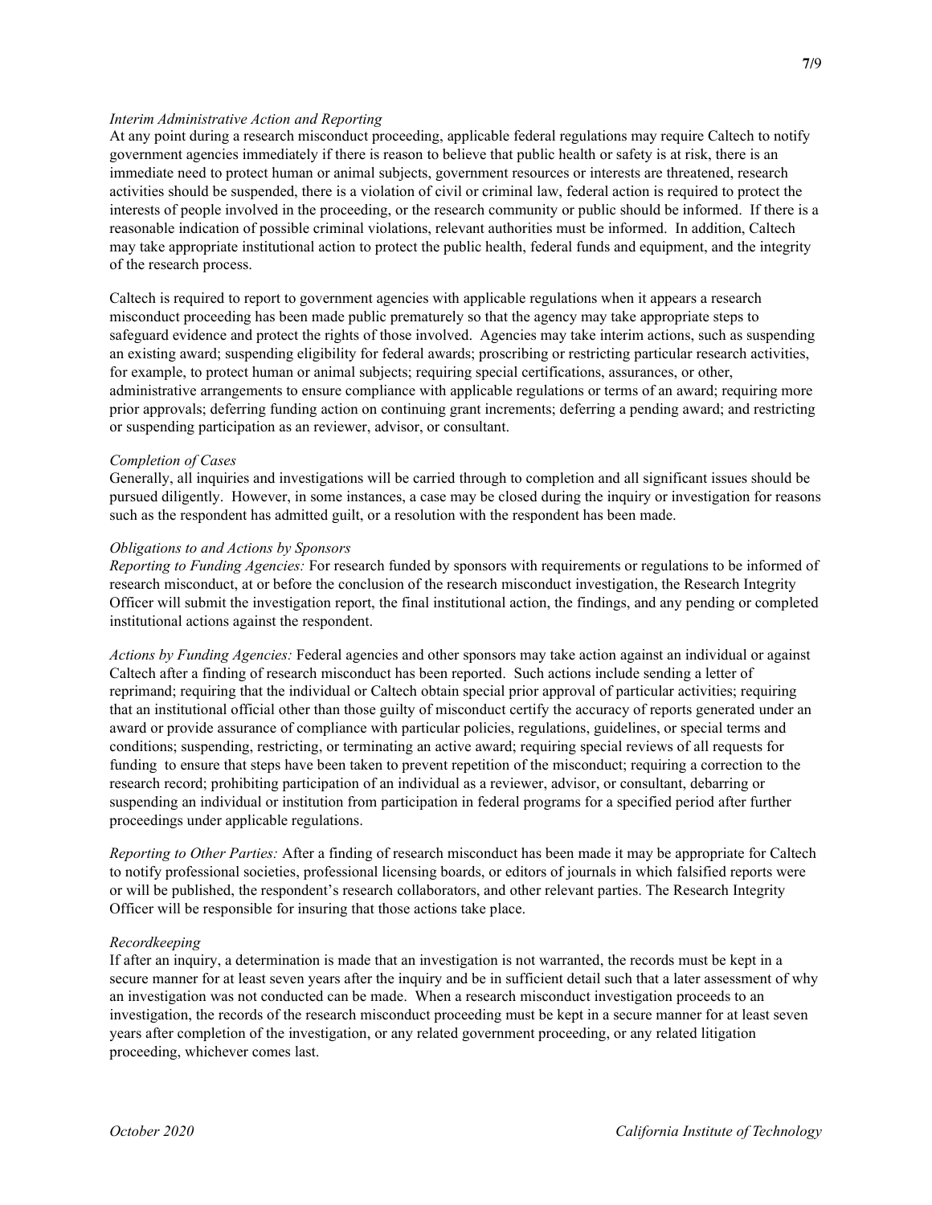*Interim Administrative Action and Reporting*
At any point during a research misconduct proceeding, applicable federal regulations may require Caltech to notify government agencies immediately if there is reason to believe that public health or safety is at risk, there is an immediate need to protect human or animal subjects, government resources or interests are threatened, research activities should be suspended, there is a violation of civil or criminal law, federal action is required to protect the interests of people involved in the proceeding, or the research community or public should be informed. If there is a reasonable indication of possible criminal violations, relevant authorities must be informed. In addition, Caltech may take appropriate institutional action to protect the public health, federal funds and equipment, and the integrity of the research process.

Caltech is required to report to government agencies with applicable regulations when it appears a research misconduct proceeding has been made public prematurely so that the agency may take appropriate steps to safeguard evidence and protect the rights of those involved. Agencies may take interim actions, such as suspending an existing award; suspending eligibility for federal awards; proscribing or restricting particular research activities, for example, to protect human or animal subjects; requiring special certifications, assurances, or other, administrative arrangements to ensure compliance with applicable regulations or terms of an award; requiring more prior approvals; deferring funding action on continuing grant increments; deferring a pending award; and restricting or suspending participation as an reviewer, advisor, or consultant.

*Completion of Cases*
Generally, all inquiries and investigations will be carried through to completion and all significant issues should be pursued diligently. However, in some instances, a case may be closed during the inquiry or investigation for reasons such as the respondent has admitted guilt, or a resolution with the respondent has been made.

*Obligations to and Actions by Sponsors*
*Reporting to Funding Agencies:* For research funded by sponsors with requirements or regulations to be informed of research misconduct, at or before the conclusion of the research misconduct investigation, the Research Integrity Officer will submit the investigation report, the final institutional action, the findings, and any pending or completed institutional actions against the respondent.

*Actions by Funding Agencies:* Federal agencies and other sponsors may take action against an individual or against Caltech after a finding of research misconduct has been reported. Such actions include sending a letter of reprimand; requiring that the individual or Caltech obtain special prior approval of particular activities; requiring that an institutional official other than those guilty of misconduct certify the accuracy of reports generated under an award or provide assurance of compliance with particular policies, regulations, guidelines, or special terms and conditions; suspending, restricting, or terminating an active award; requiring special reviews of all requests for funding to ensure that steps have been taken to prevent repetition of the misconduct; requiring a correction to the research record; prohibiting participation of an individual as a reviewer, advisor, or consultant, debarring or suspending an individual or institution from participation in federal programs for a specified period after further proceedings under applicable regulations.

*Reporting to Other Parties:* After a finding of research misconduct has been made it may be appropriate for Caltech to notify professional societies, professional licensing boards, or editors of journals in which falsified reports were or will be published, the respondent's research collaborators, and other relevant parties. The Research Integrity Officer will be responsible for insuring that those actions take place.

*Recordkeeping*
If after an inquiry, a determination is made that an investigation is not warranted, the records must be kept in a secure manner for at least seven years after the inquiry and be in sufficient detail such that a later assessment of why an investigation was not conducted can be made. When a research misconduct investigation proceeds to an investigation, the records of the research misconduct proceeding must be kept in a secure manner for at least seven years after completion of the investigation, or any related government proceeding, or any related litigation proceeding, whichever comes last.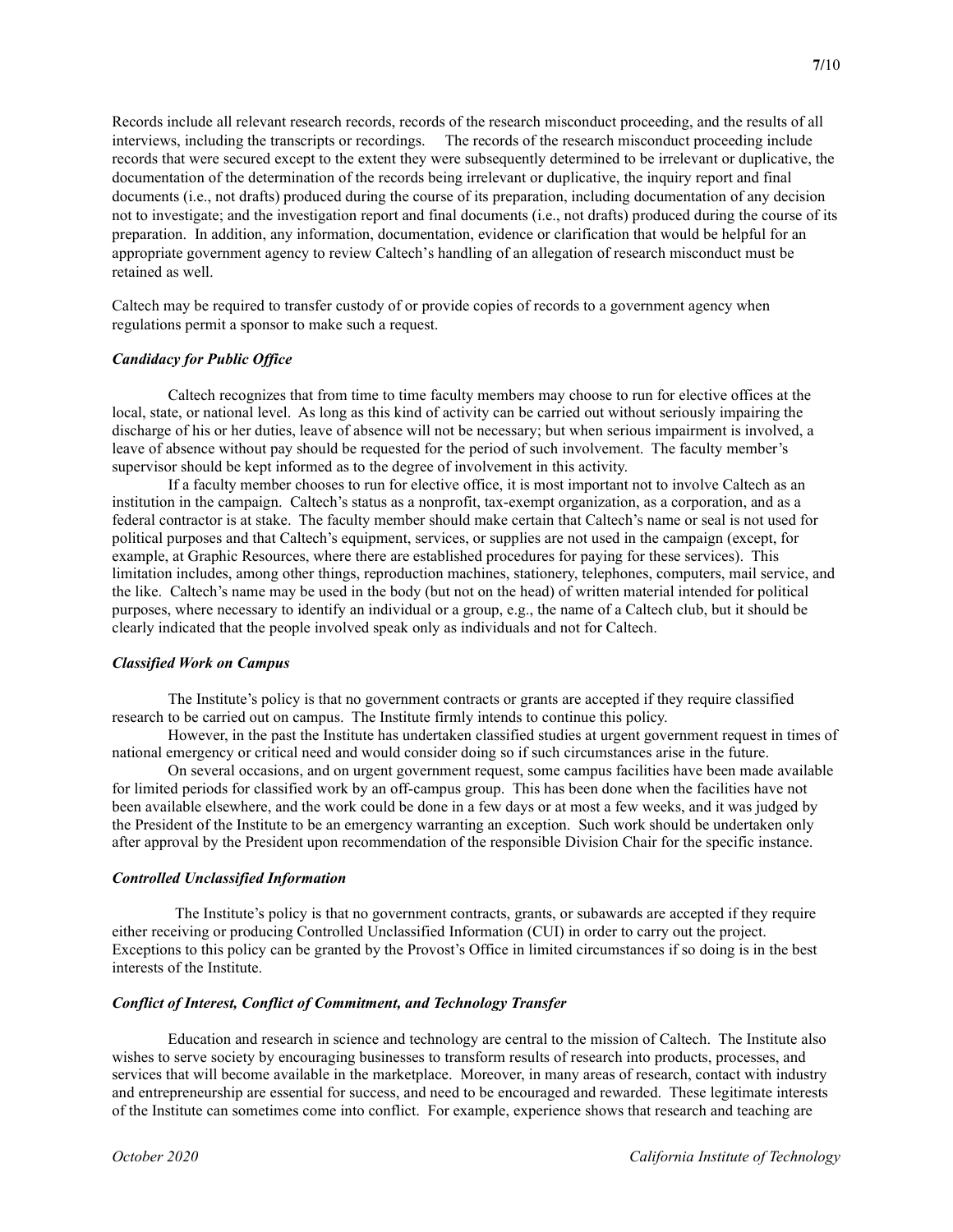Records include all relevant research records, records of the research misconduct proceeding, and the results of all interviews, including the transcripts or recordings. The records of the research misconduct proceeding include records that were secured except to the extent they were subsequently determined to be irrelevant or duplicative, the documentation of the determination of the records being irrelevant or duplicative, the inquiry report and final documents (i.e., not drafts) produced during the course of its preparation, including documentation of any decision not to investigate; and the investigation report and final documents (i.e., not drafts) produced during the course of its preparation. In addition, any information, documentation, evidence or clarification that would be helpful for an appropriate government agency to review Caltech's handling of an allegation of research misconduct must be retained as well.

Caltech may be required to transfer custody of or provide copies of records to a government agency when regulations permit a sponsor to make such a request.

### *Candidacy for Public Office*

Caltech recognizes that from time to time faculty members may choose to run for elective offices at the local, state, or national level. As long as this kind of activity can be carried out without seriously impairing the discharge of his or her duties, leave of absence will not be necessary; but when serious impairment is involved, a leave of absence without pay should be requested for the period of such involvement. The faculty member's supervisor should be kept informed as to the degree of involvement in this activity.

If a faculty member chooses to run for elective office, it is most important not to involve Caltech as an institution in the campaign. Caltech's status as a nonprofit, tax-exempt organization, as a corporation, and as a federal contractor is at stake. The faculty member should make certain that Caltech's name or seal is not used for political purposes and that Caltech's equipment, services, or supplies are not used in the campaign (except, for example, at Graphic Resources, where there are established procedures for paying for these services). This limitation includes, among other things, reproduction machines, stationery, telephones, computers, mail service, and the like. Caltech's name may be used in the body (but not on the head) of written material intended for political purposes, where necessary to identify an individual or a group, e.g., the name of a Caltech club, but it should be clearly indicated that the people involved speak only as individuals and not for Caltech.

### *Classified Work on Campus*

The Institute's policy is that no government contracts or grants are accepted if they require classified research to be carried out on campus. The Institute firmly intends to continue this policy.

However, in the past the Institute has undertaken classified studies at urgent government request in times of national emergency or critical need and would consider doing so if such circumstances arise in the future.

On several occasions, and on urgent government request, some campus facilities have been made available for limited periods for classified work by an off-campus group. This has been done when the facilities have not been available elsewhere, and the work could be done in a few days or at most a few weeks, and it was judged by the President of the Institute to be an emergency warranting an exception. Such work should be undertaken only after approval by the President upon recommendation of the responsible Division Chair for the specific instance.

### *Controlled Unclassified Information*

The Institute's policy is that no government contracts, grants, or subawards are accepted if they require either receiving or producing Controlled Unclassified Information (CUI) in order to carry out the project. Exceptions to this policy can be granted by the Provost's Office in limited circumstances if so doing is in the best interests of the Institute.

### *Conflict of Interest, Conflict of Commitment, and Technology Transfer*

Education and research in science and technology are central to the mission of Caltech. The Institute also wishes to serve society by encouraging businesses to transform results of research into products, processes, and services that will become available in the marketplace. Moreover, in many areas of research, contact with industry and entrepreneurship are essential for success, and need to be encouraged and rewarded. These legitimate interests of the Institute can sometimes come into conflict. For example, experience shows that research and teaching are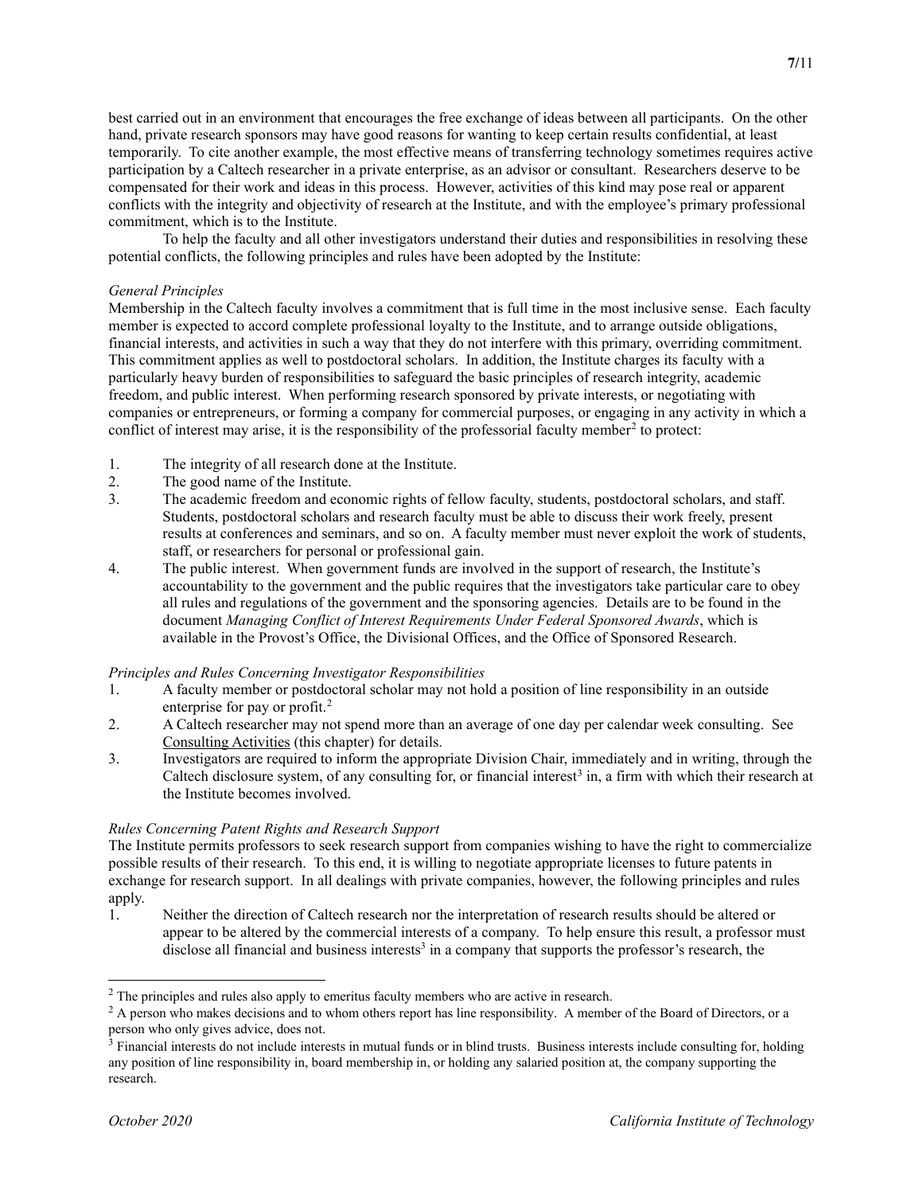best carried out in an environment that encourages the free exchange of ideas between all participants. On the other hand, private research sponsors may have good reasons for wanting to keep certain results confidential, at least temporarily. To cite another example, the most effective means of transferring technology sometimes requires active participation by a Caltech researcher in a private enterprise, as an advisor or consultant. Researchers deserve to be compensated for their work and ideas in this process. However, activities of this kind may pose real or apparent conflicts with the integrity and objectivity of research at the Institute, and with the employee's primary professional commitment, which is to the Institute.

To help the faculty and all other investigators understand their duties and responsibilities in resolving these potential conflicts, the following principles and rules have been adopted by the Institute:

*General Principles*

Membership in the Caltech faculty involves a commitment that is full time in the most inclusive sense. Each faculty member is expected to accord complete professional loyalty to the Institute, and to arrange outside obligations, financial interests, and activities in such a way that they do not interfere with this primary, overriding commitment. This commitment applies as well to postdoctoral scholars. In addition, the Institute charges its faculty with a particularly heavy burden of responsibilities to safeguard the basic principles of research integrity, academic freedom, and public interest. When performing research sponsored by private interests, or negotiating with companies or entrepreneurs, or forming a company for commercial purposes, or engaging in any activity in which a conflict of interest may arise, it is the responsibility of the professorial faculty member[2] to protect:

1. The integrity of all research done at the Institute.
2. The good name of the Institute.
3. The academic freedom and economic rights of fellow faculty, students, postdoctoral scholars, and staff. Students, postdoctoral scholars and research faculty must be able to discuss their work freely, present results at conferences and seminars, and so on. A faculty member must never exploit the work of students, staff, or researchers for personal or professional gain.
4. The public interest. When government funds are involved in the support of research, the Institute's accountability to the government and the public requires that the investigators take particular care to obey all rules and regulations of the government and the sponsoring agencies. Details are to be found in the document *Managing Conflict of Interest Requirements Under Federal Sponsored Awards*, which is available in the Provost's Office, the Divisional Offices, and the Office of Sponsored Research.

*Principles and Rules Concerning Investigator Responsibilities*

1. A faculty member or postdoctoral scholar may not hold a position of line responsibility in an outside enterprise for pay or profit.[2]
2. A Caltech researcher may not spend more than an average of one day per calendar week consulting. See Consulting Activities (this chapter) for details.
3. Investigators are required to inform the appropriate Division Chair, immediately and in writing, through the Caltech disclosure system, of any consulting for, or financial interest[3] in, a firm with which their research at the Institute becomes involved.

*Rules Concerning Patent Rights and Research Support*

The Institute permits professors to seek research support from companies wishing to have the right to commercialize possible results of their research. To this end, it is willing to negotiate appropriate licenses to future patents in exchange for research support. In all dealings with private companies, however, the following principles and rules apply.

1. Neither the direction of Caltech research nor the interpretation of research results should be altered or appear to be altered by the commercial interests of a company. To help ensure this result, a professor must disclose all financial and business interests[3] in a company that supports the professor's research, the

---

[2] The principles and rules also apply to emeritus faculty members who are active in research.

[2] A person who makes decisions and to whom others report has line responsibility. A member of the Board of Directors, or a person who only gives advice, does not.

[3] Financial interests do not include interests in mutual funds or in blind trusts. Business interests include consulting for, holding any position of line responsibility in, board membership in, or holding any salaried position at, the company supporting the research.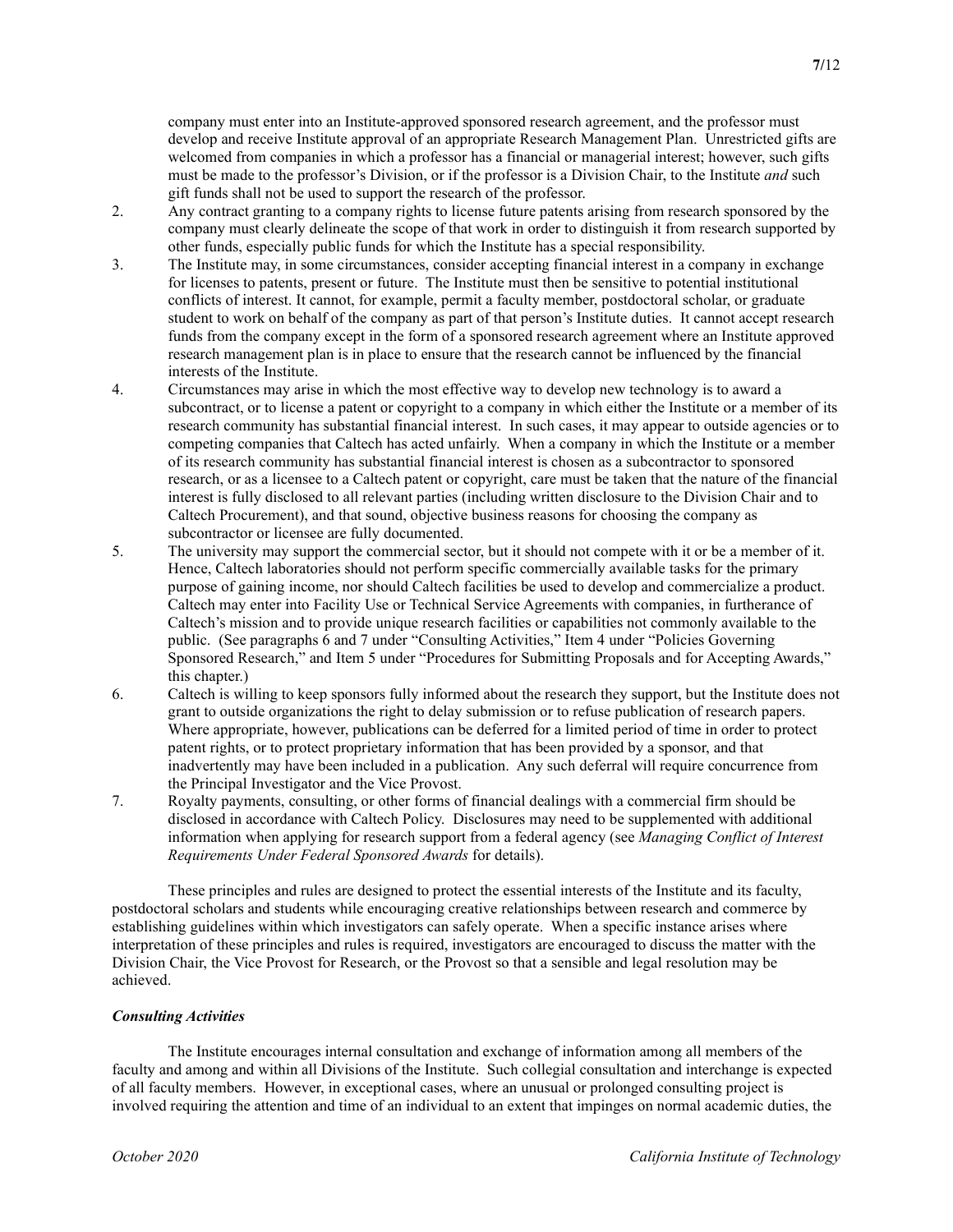company must enter into an Institute-approved sponsored research agreement, and the professor must develop and receive Institute approval of an appropriate Research Management Plan. Unrestricted gifts are welcomed from companies in which a professor has a financial or managerial interest; however, such gifts must be made to the professor's Division, or if the professor is a Division Chair, to the Institute *and* such gift funds shall not be used to support the research of the professor.

2. Any contract granting to a company rights to license future patents arising from research sponsored by the company must clearly delineate the scope of that work in order to distinguish it from research supported by other funds, especially public funds for which the Institute has a special responsibility.
3. The Institute may, in some circumstances, consider accepting financial interest in a company in exchange for licenses to patents, present or future. The Institute must then be sensitive to potential institutional conflicts of interest. It cannot, for example, permit a faculty member, postdoctoral scholar, or graduate student to work on behalf of the company as part of that person's Institute duties. It cannot accept research funds from the company except in the form of a sponsored research agreement where an Institute approved research management plan is in place to ensure that the research cannot be influenced by the financial interests of the Institute.
4. Circumstances may arise in which the most effective way to develop new technology is to award a subcontract, or to license a patent or copyright to a company in which either the Institute or a member of its research community has substantial financial interest. In such cases, it may appear to outside agencies or to competing companies that Caltech has acted unfairly. When a company in which the Institute or a member of its research community has substantial financial interest is chosen as a subcontractor to sponsored research, or as a licensee to a Caltech patent or copyright, care must be taken that the nature of the financial interest is fully disclosed to all relevant parties (including written disclosure to the Division Chair and to Caltech Procurement), and that sound, objective business reasons for choosing the company as subcontractor or licensee are fully documented.
5. The university may support the commercial sector, but it should not compete with it or be a member of it. Hence, Caltech laboratories should not perform specific commercially available tasks for the primary purpose of gaining income, nor should Caltech facilities be used to develop and commercialize a product. Caltech may enter into Facility Use or Technical Service Agreements with companies, in furtherance of Caltech's mission and to provide unique research facilities or capabilities not commonly available to the public. (See paragraphs 6 and 7 under "Consulting Activities," Item 4 under "Policies Governing Sponsored Research," and Item 5 under "Procedures for Submitting Proposals and for Accepting Awards," this chapter.)
6. Caltech is willing to keep sponsors fully informed about the research they support, but the Institute does not grant to outside organizations the right to delay submission or to refuse publication of research papers. Where appropriate, however, publications can be deferred for a limited period of time in order to protect patent rights, or to protect proprietary information that has been provided by a sponsor, and that inadvertently may have been included in a publication. Any such deferral will require concurrence from the Principal Investigator and the Vice Provost.
7. Royalty payments, consulting, or other forms of financial dealings with a commercial firm should be disclosed in accordance with Caltech Policy. Disclosures may need to be supplemented with additional information when applying for research support from a federal agency (see *Managing Conflict of Interest Requirements Under Federal Sponsored Awards* for details).

These principles and rules are designed to protect the essential interests of the Institute and its faculty, postdoctoral scholars and students while encouraging creative relationships between research and commerce by establishing guidelines within which investigators can safely operate. When a specific instance arises where interpretation of these principles and rules is required, investigators are encouraged to discuss the matter with the Division Chair, the Vice Provost for Research, or the Provost so that a sensible and legal resolution may be achieved.

### *Consulting Activities*

The Institute encourages internal consultation and exchange of information among all members of the faculty and among and within all Divisions of the Institute. Such collegial consultation and interchange is expected of all faculty members. However, in exceptional cases, where an unusual or prolonged consulting project is involved requiring the attention and time of an individual to an extent that impinges on normal academic duties, the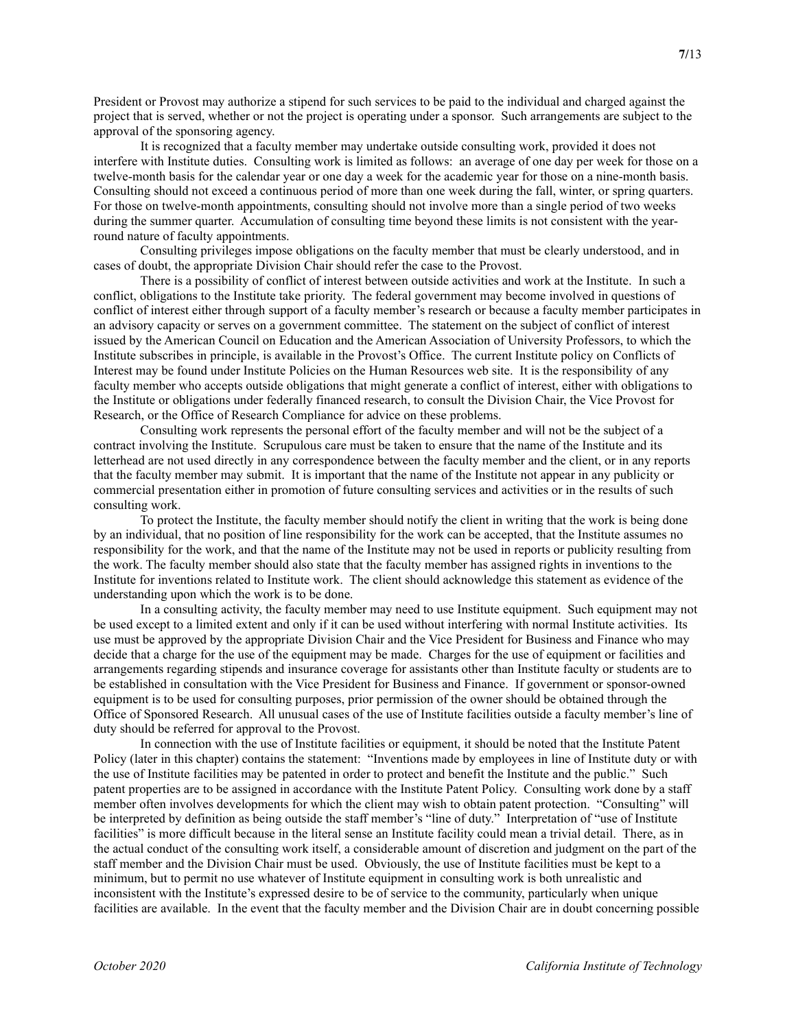President or Provost may authorize a stipend for such services to be paid to the individual and charged against the project that is served, whether or not the project is operating under a sponsor. Such arrangements are subject to the approval of the sponsoring agency.

It is recognized that a faculty member may undertake outside consulting work, provided it does not interfere with Institute duties. Consulting work is limited as follows: an average of one day per week for those on a twelve-month basis for the calendar year or one day a week for the academic year for those on a nine-month basis. Consulting should not exceed a continuous period of more than one week during the fall, winter, or spring quarters. For those on twelve-month appointments, consulting should not involve more than a single period of two weeks during the summer quarter. Accumulation of consulting time beyond these limits is not consistent with the year-round nature of faculty appointments.

Consulting privileges impose obligations on the faculty member that must be clearly understood, and in cases of doubt, the appropriate Division Chair should refer the case to the Provost.

There is a possibility of conflict of interest between outside activities and work at the Institute. In such a conflict, obligations to the Institute take priority. The federal government may become involved in questions of conflict of interest either through support of a faculty member's research or because a faculty member participates in an advisory capacity or serves on a government committee. The statement on the subject of conflict of interest issued by the American Council on Education and the American Association of University Professors, to which the Institute subscribes in principle, is available in the Provost's Office. The current Institute policy on Conflicts of Interest may be found under Institute Policies on the Human Resources web site. It is the responsibility of any faculty member who accepts outside obligations that might generate a conflict of interest, either with obligations to the Institute or obligations under federally financed research, to consult the Division Chair, the Vice Provost for Research, or the Office of Research Compliance for advice on these problems.

Consulting work represents the personal effort of the faculty member and will not be the subject of a contract involving the Institute. Scrupulous care must be taken to ensure that the name of the Institute and its letterhead are not used directly in any correspondence between the faculty member and the client, or in any reports that the faculty member may submit. It is important that the name of the Institute not appear in any publicity or commercial presentation either in promotion of future consulting services and activities or in the results of such consulting work.

To protect the Institute, the faculty member should notify the client in writing that the work is being done by an individual, that no position of line responsibility for the work can be accepted, that the Institute assumes no responsibility for the work, and that the name of the Institute may not be used in reports or publicity resulting from the work. The faculty member should also state that the faculty member has assigned rights in inventions to the Institute for inventions related to Institute work. The client should acknowledge this statement as evidence of the understanding upon which the work is to be done.

In a consulting activity, the faculty member may need to use Institute equipment. Such equipment may not be used except to a limited extent and only if it can be used without interfering with normal Institute activities. Its use must be approved by the appropriate Division Chair and the Vice President for Business and Finance who may decide that a charge for the use of the equipment may be made. Charges for the use of equipment or facilities and arrangements regarding stipends and insurance coverage for assistants other than Institute faculty or students are to be established in consultation with the Vice President for Business and Finance. If government or sponsor-owned equipment is to be used for consulting purposes, prior permission of the owner should be obtained through the Office of Sponsored Research. All unusual cases of the use of Institute facilities outside a faculty member's line of duty should be referred for approval to the Provost.

In connection with the use of Institute facilities or equipment, it should be noted that the Institute Patent Policy (later in this chapter) contains the statement: "Inventions made by employees in line of Institute duty or with the use of Institute facilities may be patented in order to protect and benefit the Institute and the public." Such patent properties are to be assigned in accordance with the Institute Patent Policy. Consulting work done by a staff member often involves developments for which the client may wish to obtain patent protection. "Consulting" will be interpreted by definition as being outside the staff member's "line of duty." Interpretation of "use of Institute facilities" is more difficult because in the literal sense an Institute facility could mean a trivial detail. There, as in the actual conduct of the consulting work itself, a considerable amount of discretion and judgment on the part of the staff member and the Division Chair must be used. Obviously, the use of Institute facilities must be kept to a minimum, but to permit no use whatever of Institute equipment in consulting work is both unrealistic and inconsistent with the Institute's expressed desire to be of service to the community, particularly when unique facilities are available. In the event that the faculty member and the Division Chair are in doubt concerning possible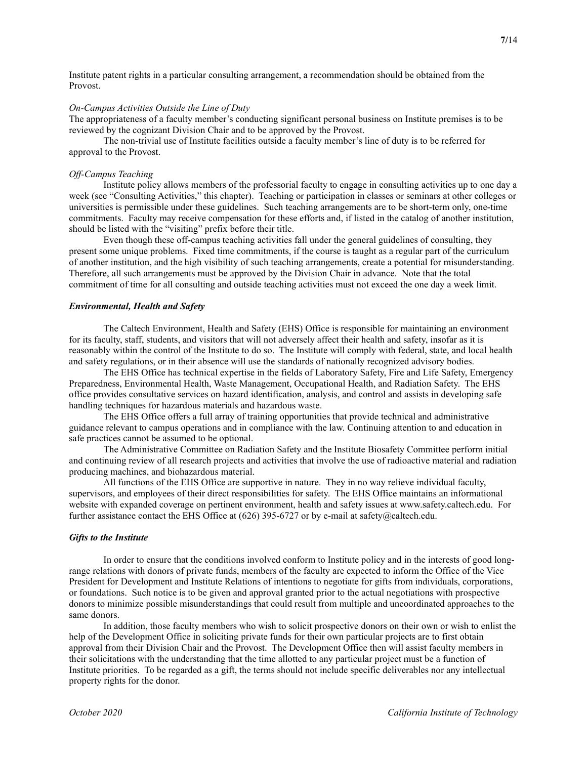Institute patent rights in a particular consulting arrangement, a recommendation should be obtained from the Provost.

*On-Campus Activities Outside the Line of Duty*

The appropriateness of a faculty member's conducting significant personal business on Institute premises is to be reviewed by the cognizant Division Chair and to be approved by the Provost.

The non-trivial use of Institute facilities outside a faculty member's line of duty is to be referred for approval to the Provost.

*Off-Campus Teaching*

Institute policy allows members of the professorial faculty to engage in consulting activities up to one day a week (see "Consulting Activities," this chapter). Teaching or participation in classes or seminars at other colleges or universities is permissible under these guidelines. Such teaching arrangements are to be short-term only, one-time commitments. Faculty may receive compensation for these efforts and, if listed in the catalog of another institution, should be listed with the "visiting" prefix before their title.

Even though these off-campus teaching activities fall under the general guidelines of consulting, they present some unique problems. Fixed time commitments, if the course is taught as a regular part of the curriculum of another institution, and the high visibility of such teaching arrangements, create a potential for misunderstanding. Therefore, all such arrangements must be approved by the Division Chair in advance. Note that the total commitment of time for all consulting and outside teaching activities must not exceed the one day a week limit.

***Environmental, Health and Safety***

The Caltech Environment, Health and Safety (EHS) Office is responsible for maintaining an environment for its faculty, staff, students, and visitors that will not adversely affect their health and safety, insofar as it is reasonably within the control of the Institute to do so. The Institute will comply with federal, state, and local health and safety regulations, or in their absence will use the standards of nationally recognized advisory bodies.

The EHS Office has technical expertise in the fields of Laboratory Safety, Fire and Life Safety, Emergency Preparedness, Environmental Health, Waste Management, Occupational Health, and Radiation Safety. The EHS office provides consultative services on hazard identification, analysis, and control and assists in developing safe handling techniques for hazardous materials and hazardous waste.

The EHS Office offers a full array of training opportunities that provide technical and administrative guidance relevant to campus operations and in compliance with the law. Continuing attention to and education in safe practices cannot be assumed to be optional.

The Administrative Committee on Radiation Safety and the Institute Biosafety Committee perform initial and continuing review of all research projects and activities that involve the use of radioactive material and radiation producing machines, and biohazardous material.

All functions of the EHS Office are supportive in nature. They in no way relieve individual faculty, supervisors, and employees of their direct responsibilities for safety. The EHS Office maintains an informational website with expanded coverage on pertinent environment, health and safety issues at www.safety.caltech.edu. For further assistance contact the EHS Office at (626) 395-6727 or by e-mail at safety@caltech.edu.

***Gifts to the Institute***

In order to ensure that the conditions involved conform to Institute policy and in the interests of good long-range relations with donors of private funds, members of the faculty are expected to inform the Office of the Vice President for Development and Institute Relations of intentions to negotiate for gifts from individuals, corporations, or foundations. Such notice is to be given and approval granted prior to the actual negotiations with prospective donors to minimize possible misunderstandings that could result from multiple and uncoordinated approaches to the same donors.

In addition, those faculty members who wish to solicit prospective donors on their own or wish to enlist the help of the Development Office in soliciting private funds for their own particular projects are to first obtain approval from their Division Chair and the Provost. The Development Office then will assist faculty members in their solicitations with the understanding that the time allotted to any particular project must be a function of Institute priorities. To be regarded as a gift, the terms should not include specific deliverables nor any intellectual property rights for the donor.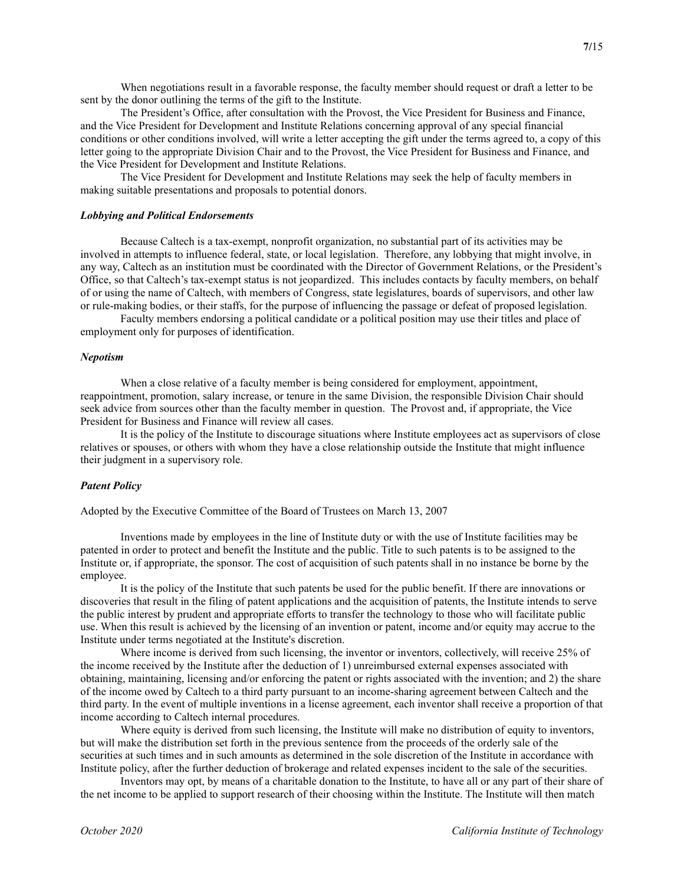When negotiations result in a favorable response, the faculty member should request or draft a letter to be sent by the donor outlining the terms of the gift to the Institute.

The President's Office, after consultation with the Provost, the Vice President for Business and Finance, and the Vice President for Development and Institute Relations concerning approval of any special financial conditions or other conditions involved, will write a letter accepting the gift under the terms agreed to, a copy of this letter going to the appropriate Division Chair and to the Provost, the Vice President for Business and Finance, and the Vice President for Development and Institute Relations.

The Vice President for Development and Institute Relations may seek the help of faculty members in making suitable presentations and proposals to potential donors.

### *Lobbying and Political Endorsements*

Because Caltech is a tax-exempt, nonprofit organization, no substantial part of its activities may be involved in attempts to influence federal, state, or local legislation. Therefore, any lobbying that might involve, in any way, Caltech as an institution must be coordinated with the Director of Government Relations, or the President's Office, so that Caltech's tax-exempt status is not jeopardized. This includes contacts by faculty members, on behalf of or using the name of Caltech, with members of Congress, state legislatures, boards of supervisors, and other law or rule-making bodies, or their staffs, for the purpose of influencing the passage or defeat of proposed legislation.

Faculty members endorsing a political candidate or a political position may use their titles and place of employment only for purposes of identification.

### *Nepotism*

When a close relative of a faculty member is being considered for employment, appointment, reappointment, promotion, salary increase, or tenure in the same Division, the responsible Division Chair should seek advice from sources other than the faculty member in question. The Provost and, if appropriate, the Vice President for Business and Finance will review all cases.

It is the policy of the Institute to discourage situations where Institute employees act as supervisors of close relatives or spouses, or others with whom they have a close relationship outside the Institute that might influence their judgment in a supervisory role.

### *Patent Policy*

Adopted by the Executive Committee of the Board of Trustees on March 13, 2007

Inventions made by employees in the line of Institute duty or with the use of Institute facilities may be patented in order to protect and benefit the Institute and the public. Title to such patents is to be assigned to the Institute or, if appropriate, the sponsor. The cost of acquisition of such patents shall in no instance be borne by the employee.

It is the policy of the Institute that such patents be used for the public benefit. If there are innovations or discoveries that result in the filing of patent applications and the acquisition of patents, the Institute intends to serve the public interest by prudent and appropriate efforts to transfer the technology to those who will facilitate public use. When this result is achieved by the licensing of an invention or patent, income and/or equity may accrue to the Institute under terms negotiated at the Institute's discretion.

Where income is derived from such licensing, the inventor or inventors, collectively, will receive 25% of the income received by the Institute after the deduction of 1) unreimbursed external expenses associated with obtaining, maintaining, licensing and/or enforcing the patent or rights associated with the invention; and 2) the share of the income owed by Caltech to a third party pursuant to an income-sharing agreement between Caltech and the third party. In the event of multiple inventions in a license agreement, each inventor shall receive a proportion of that income according to Caltech internal procedures.

Where equity is derived from such licensing, the Institute will make no distribution of equity to inventors, but will make the distribution set forth in the previous sentence from the proceeds of the orderly sale of the securities at such times and in such amounts as determined in the sole discretion of the Institute in accordance with Institute policy, after the further deduction of brokerage and related expenses incident to the sale of the securities.

Inventors may opt, by means of a charitable donation to the Institute, to have all or any part of their share of the net income to be applied to support research of their choosing within the Institute. The Institute will then match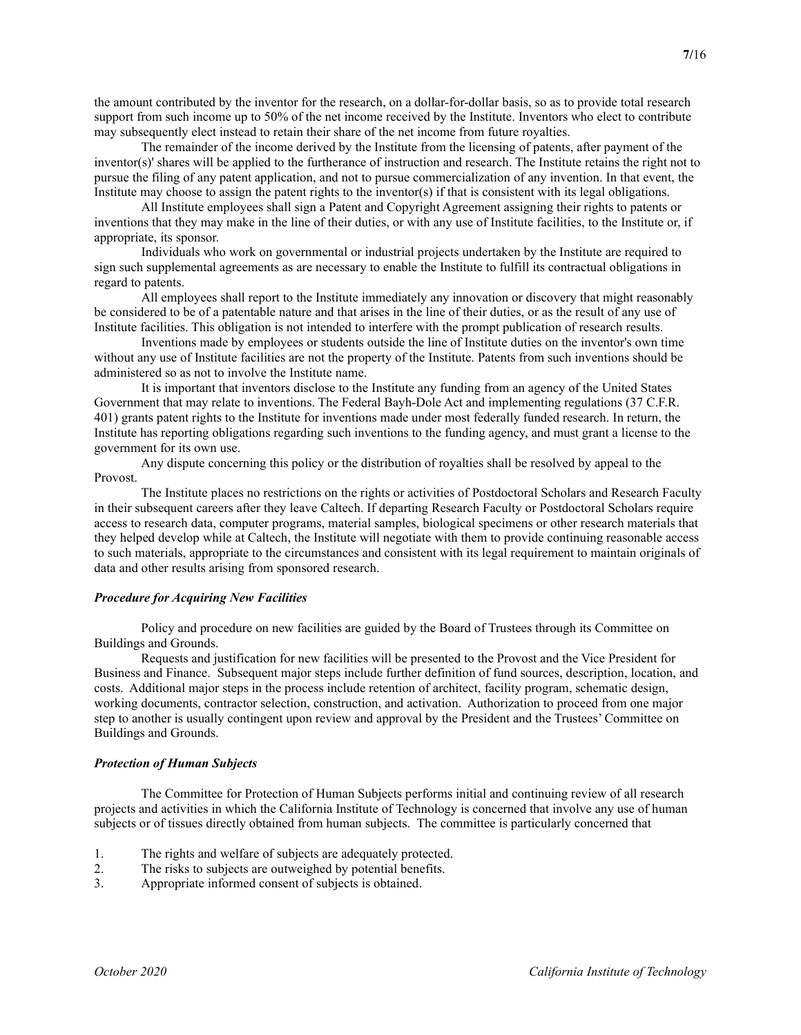the amount contributed by the inventor for the research, on a dollar-for-dollar basis, so as to provide total research support from such income up to 50% of the net income received by the Institute. Inventors who elect to contribute may subsequently elect instead to retain their share of the net income from future royalties.

The remainder of the income derived by the Institute from the licensing of patents, after payment of the inventor(s)' shares will be applied to the furtherance of instruction and research. The Institute retains the right not to pursue the filing of any patent application, and not to pursue commercialization of any invention. In that event, the Institute may choose to assign the patent rights to the inventor(s) if that is consistent with its legal obligations.

All Institute employees shall sign a Patent and Copyright Agreement assigning their rights to patents or inventions that they may make in the line of their duties, or with any use of Institute facilities, to the Institute or, if appropriate, its sponsor.

Individuals who work on governmental or industrial projects undertaken by the Institute are required to sign such supplemental agreements as are necessary to enable the Institute to fulfill its contractual obligations in regard to patents.

All employees shall report to the Institute immediately any innovation or discovery that might reasonably be considered to be of a patentable nature and that arises in the line of their duties, or as the result of any use of Institute facilities. This obligation is not intended to interfere with the prompt publication of research results.

Inventions made by employees or students outside the line of Institute duties on the inventor's own time without any use of Institute facilities are not the property of the Institute. Patents from such inventions should be administered so as not to involve the Institute name.

It is important that inventors disclose to the Institute any funding from an agency of the United States Government that may relate to inventions. The Federal Bayh-Dole Act and implementing regulations (37 C.F.R. 401) grants patent rights to the Institute for inventions made under most federally funded research. In return, the Institute has reporting obligations regarding such inventions to the funding agency, and must grant a license to the government for its own use.

Any dispute concerning this policy or the distribution of royalties shall be resolved by appeal to the Provost.

The Institute places no restrictions on the rights or activities of Postdoctoral Scholars and Research Faculty in their subsequent careers after they leave Caltech. If departing Research Faculty or Postdoctoral Scholars require access to research data, computer programs, material samples, biological specimens or other research materials that they helped develop while at Caltech, the Institute will negotiate with them to provide continuing reasonable access to such materials, appropriate to the circumstances and consistent with its legal requirement to maintain originals of data and other results arising from sponsored research.

### *Procedure for Acquiring New Facilities*

Policy and procedure on new facilities are guided by the Board of Trustees through its Committee on Buildings and Grounds.

Requests and justification for new facilities will be presented to the Provost and the Vice President for Business and Finance. Subsequent major steps include further definition of fund sources, description, location, and costs. Additional major steps in the process include retention of architect, facility program, schematic design, working documents, contractor selection, construction, and activation. Authorization to proceed from one major step to another is usually contingent upon review and approval by the President and the Trustees' Committee on Buildings and Grounds.

### *Protection of Human Subjects*

The Committee for Protection of Human Subjects performs initial and continuing review of all research projects and activities in which the California Institute of Technology is concerned that involve any use of human subjects or of tissues directly obtained from human subjects. The committee is particularly concerned that

1. The rights and welfare of subjects are adequately protected.
2. The risks to subjects are outweighed by potential benefits.
3. Appropriate informed consent of subjects is obtained.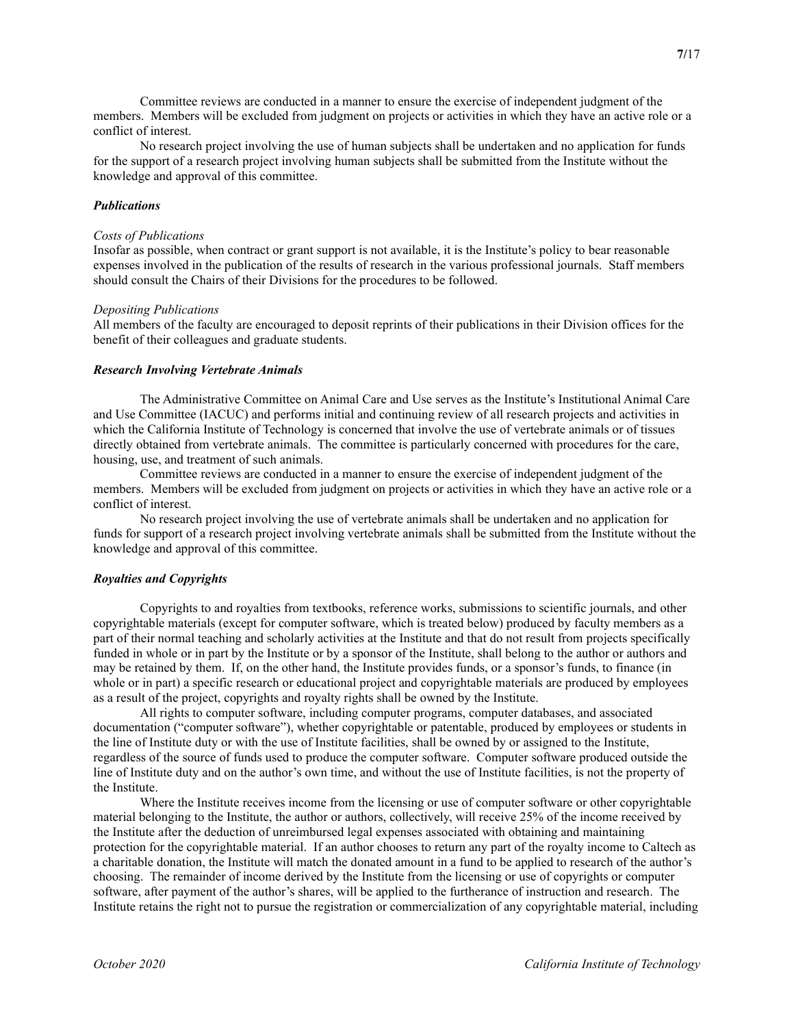Committee reviews are conducted in a manner to ensure the exercise of independent judgment of the members. Members will be excluded from judgment on projects or activities in which they have an active role or a conflict of interest.

No research project involving the use of human subjects shall be undertaken and no application for funds for the support of a research project involving human subjects shall be submitted from the Institute without the knowledge and approval of this committee.

### *Publications*

*Costs of Publications*

Insofar as possible, when contract or grant support is not available, it is the Institute's policy to bear reasonable expenses involved in the publication of the results of research in the various professional journals. Staff members should consult the Chairs of their Divisions for the procedures to be followed.

*Depositing Publications*

All members of the faculty are encouraged to deposit reprints of their publications in their Division offices for the benefit of their colleagues and graduate students.

### *Research Involving Vertebrate Animals*

The Administrative Committee on Animal Care and Use serves as the Institute's Institutional Animal Care and Use Committee (IACUC) and performs initial and continuing review of all research projects and activities in which the California Institute of Technology is concerned that involve the use of vertebrate animals or of tissues directly obtained from vertebrate animals. The committee is particularly concerned with procedures for the care, housing, use, and treatment of such animals.

Committee reviews are conducted in a manner to ensure the exercise of independent judgment of the members. Members will be excluded from judgment on projects or activities in which they have an active role or a conflict of interest.

No research project involving the use of vertebrate animals shall be undertaken and no application for funds for support of a research project involving vertebrate animals shall be submitted from the Institute without the knowledge and approval of this committee.

### *Royalties and Copyrights*

Copyrights to and royalties from textbooks, reference works, submissions to scientific journals, and other copyrightable materials (except for computer software, which is treated below) produced by faculty members as a part of their normal teaching and scholarly activities at the Institute and that do not result from projects specifically funded in whole or in part by the Institute or by a sponsor of the Institute, shall belong to the author or authors and may be retained by them. If, on the other hand, the Institute provides funds, or a sponsor's funds, to finance (in whole or in part) a specific research or educational project and copyrightable materials are produced by employees as a result of the project, copyrights and royalty rights shall be owned by the Institute.

All rights to computer software, including computer programs, computer databases, and associated documentation ("computer software"), whether copyrightable or patentable, produced by employees or students in the line of Institute duty or with the use of Institute facilities, shall be owned by or assigned to the Institute, regardless of the source of funds used to produce the computer software. Computer software produced outside the line of Institute duty and on the author's own time, and without the use of Institute facilities, is not the property of the Institute.

Where the Institute receives income from the licensing or use of computer software or other copyrightable material belonging to the Institute, the author or authors, collectively, will receive 25% of the income received by the Institute after the deduction of unreimbursed legal expenses associated with obtaining and maintaining protection for the copyrightable material. If an author chooses to return any part of the royalty income to Caltech as a charitable donation, the Institute will match the donated amount in a fund to be applied to research of the author's choosing. The remainder of income derived by the Institute from the licensing or use of copyrights or computer software, after payment of the author's shares, will be applied to the furtherance of instruction and research. The Institute retains the right not to pursue the registration or commercialization of any copyrightable material, including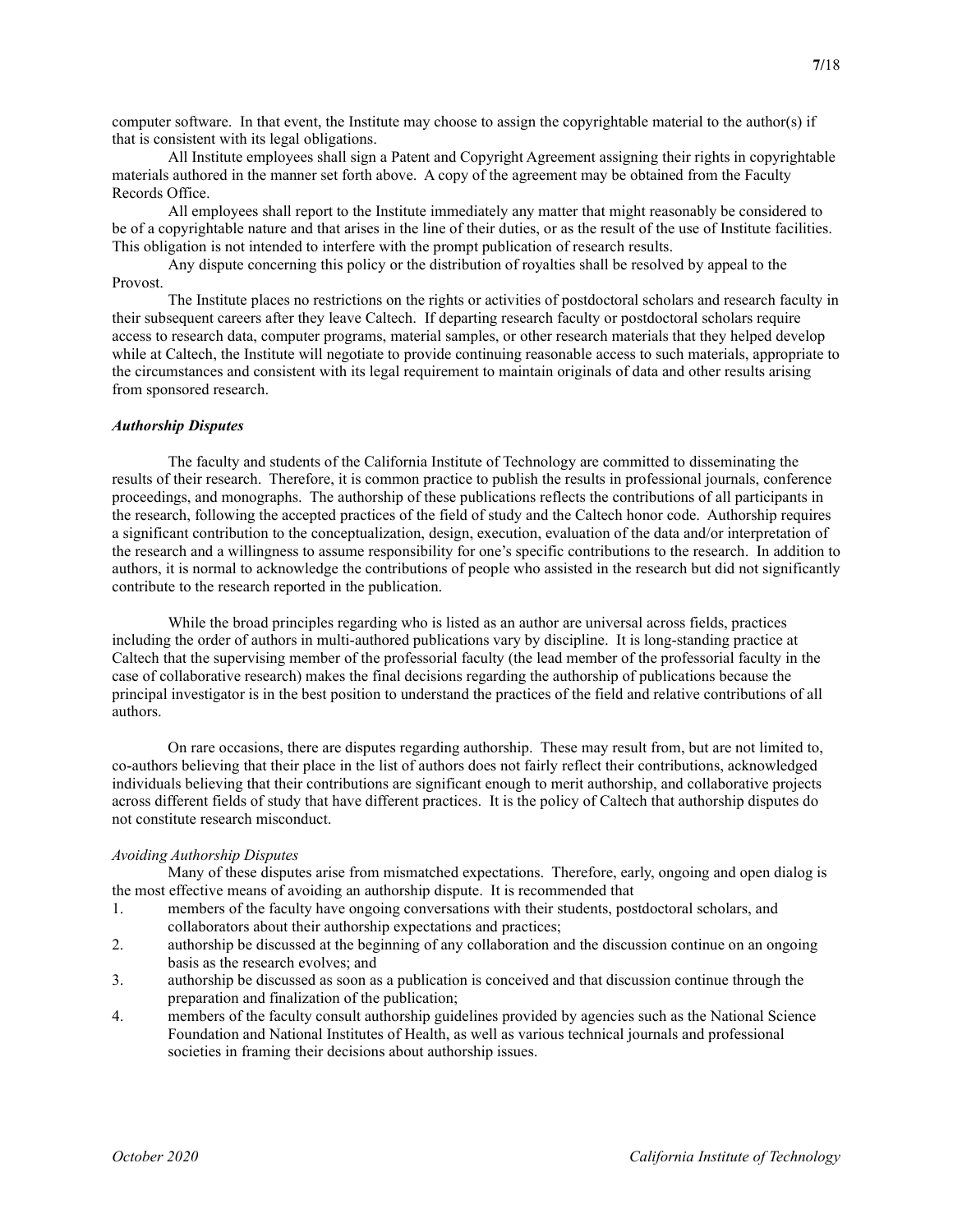computer software. In that event, the Institute may choose to assign the copyrightable material to the author(s) if that is consistent with its legal obligations.

All Institute employees shall sign a Patent and Copyright Agreement assigning their rights in copyrightable materials authored in the manner set forth above. A copy of the agreement may be obtained from the Faculty Records Office.

All employees shall report to the Institute immediately any matter that might reasonably be considered to be of a copyrightable nature and that arises in the line of their duties, or as the result of the use of Institute facilities. This obligation is not intended to interfere with the prompt publication of research results.

Any dispute concerning this policy or the distribution of royalties shall be resolved by appeal to the Provost.

The Institute places no restrictions on the rights or activities of postdoctoral scholars and research faculty in their subsequent careers after they leave Caltech. If departing research faculty or postdoctoral scholars require access to research data, computer programs, material samples, or other research materials that they helped develop while at Caltech, the Institute will negotiate to provide continuing reasonable access to such materials, appropriate to the circumstances and consistent with its legal requirement to maintain originals of data and other results arising from sponsored research.

### ***Authorship Disputes***

The faculty and students of the California Institute of Technology are committed to disseminating the results of their research. Therefore, it is common practice to publish the results in professional journals, conference proceedings, and monographs. The authorship of these publications reflects the contributions of all participants in the research, following the accepted practices of the field of study and the Caltech honor code. Authorship requires a significant contribution to the conceptualization, design, execution, evaluation of the data and/or interpretation of the research and a willingness to assume responsibility for one's specific contributions to the research. In addition to authors, it is normal to acknowledge the contributions of people who assisted in the research but did not significantly contribute to the research reported in the publication.

While the broad principles regarding who is listed as an author are universal across fields, practices including the order of authors in multi-authored publications vary by discipline. It is long-standing practice at Caltech that the supervising member of the professorial faculty (the lead member of the professorial faculty in the case of collaborative research) makes the final decisions regarding the authorship of publications because the principal investigator is in the best position to understand the practices of the field and relative contributions of all authors.

On rare occasions, there are disputes regarding authorship. These may result from, but are not limited to, co-authors believing that their place in the list of authors does not fairly reflect their contributions, acknowledged individuals believing that their contributions are significant enough to merit authorship, and collaborative projects across different fields of study that have different practices. It is the policy of Caltech that authorship disputes do not constitute research misconduct.

#### *Avoiding Authorship Disputes*

Many of these disputes arise from mismatched expectations. Therefore, early, ongoing and open dialog is the most effective means of avoiding an authorship dispute. It is recommended that

1. members of the faculty have ongoing conversations with their students, postdoctoral scholars, and collaborators about their authorship expectations and practices;
2. authorship be discussed at the beginning of any collaboration and the discussion continue on an ongoing basis as the research evolves; and
3. authorship be discussed as soon as a publication is conceived and that discussion continue through the preparation and finalization of the publication;
4. members of the faculty consult authorship guidelines provided by agencies such as the National Science Foundation and National Institutes of Health, as well as various technical journals and professional societies in framing their decisions about authorship issues.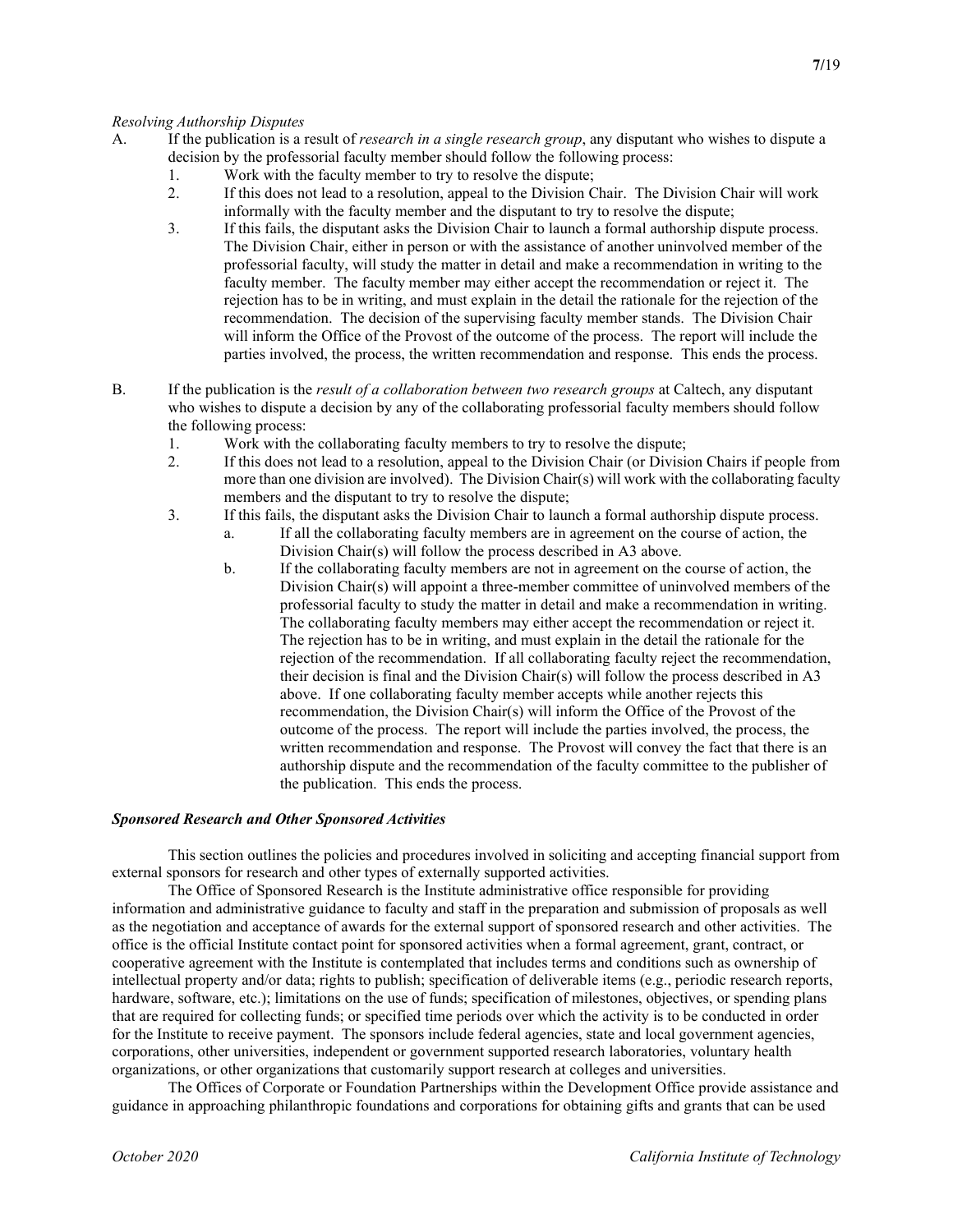*Resolving Authorship Disputes*

A. If the publication is a result of *research in a single research group*, any disputant who wishes to dispute a decision by the professorial faculty member should follow the following process:
   1. Work with the faculty member to try to resolve the dispute;
   2. If this does not lead to a resolution, appeal to the Division Chair. The Division Chair will work informally with the faculty member and the disputant to try to resolve the dispute;
   3. If this fails, the disputant asks the Division Chair to launch a formal authorship dispute process. The Division Chair, either in person or with the assistance of another uninvolved member of the professorial faculty, will study the matter in detail and make a recommendation in writing to the faculty member. The faculty member may either accept the recommendation or reject it. The rejection has to be in writing, and must explain in the detail the rationale for the rejection of the recommendation. The decision of the supervising faculty member stands. The Division Chair will inform the Office of the Provost of the outcome of the process. The report will include the parties involved, the process, the written recommendation and response. This ends the process.

B. If the publication is the *result of a collaboration between two research groups* at Caltech, any disputant who wishes to dispute a decision by any of the collaborating professorial faculty members should follow the following process:
   1. Work with the collaborating faculty members to try to resolve the dispute;
   2. If this does not lead to a resolution, appeal to the Division Chair (or Division Chairs if people from more than one division are involved). The Division Chair(s) will work with the collaborating faculty members and the disputant to try to resolve the dispute;
   3. If this fails, the disputant asks the Division Chair to launch a formal authorship dispute process.
      a. If all the collaborating faculty members are in agreement on the course of action, the Division Chair(s) will follow the process described in A3 above.
      b. If the collaborating faculty members are not in agreement on the course of action, the Division Chair(s) will appoint a three-member committee of uninvolved members of the professorial faculty to study the matter in detail and make a recommendation in writing. The collaborating faculty members may either accept the recommendation or reject it. The rejection has to be in writing, and must explain in the detail the rationale for the rejection of the recommendation. If all collaborating faculty reject the recommendation, their decision is final and the Division Chair(s) will follow the process described in A3 above. If one collaborating faculty member accepts while another rejects this recommendation, the Division Chair(s) will inform the Office of the Provost of the outcome of the process. The report will include the parties involved, the process, the written recommendation and response. The Provost will convey the fact that there is an authorship dispute and the recommendation of the faculty committee to the publisher of the publication. This ends the process.

***Sponsored Research and Other Sponsored Activities***

This section outlines the policies and procedures involved in soliciting and accepting financial support from external sponsors for research and other types of externally supported activities.

The Office of Sponsored Research is the Institute administrative office responsible for providing information and administrative guidance to faculty and staff in the preparation and submission of proposals as well as the negotiation and acceptance of awards for the external support of sponsored research and other activities. The office is the official Institute contact point for sponsored activities when a formal agreement, grant, contract, or cooperative agreement with the Institute is contemplated that includes terms and conditions such as ownership of intellectual property and/or data; rights to publish; specification of deliverable items (e.g., periodic research reports, hardware, software, etc.); limitations on the use of funds; specification of milestones, objectives, or spending plans that are required for collecting funds; or specified time periods over which the activity is to be conducted in order for the Institute to receive payment. The sponsors include federal agencies, state and local government agencies, corporations, other universities, independent or government supported research laboratories, voluntary health organizations, or other organizations that customarily support research at colleges and universities.

The Offices of Corporate or Foundation Partnerships within the Development Office provide assistance and guidance in approaching philanthropic foundations and corporations for obtaining gifts and grants that can be used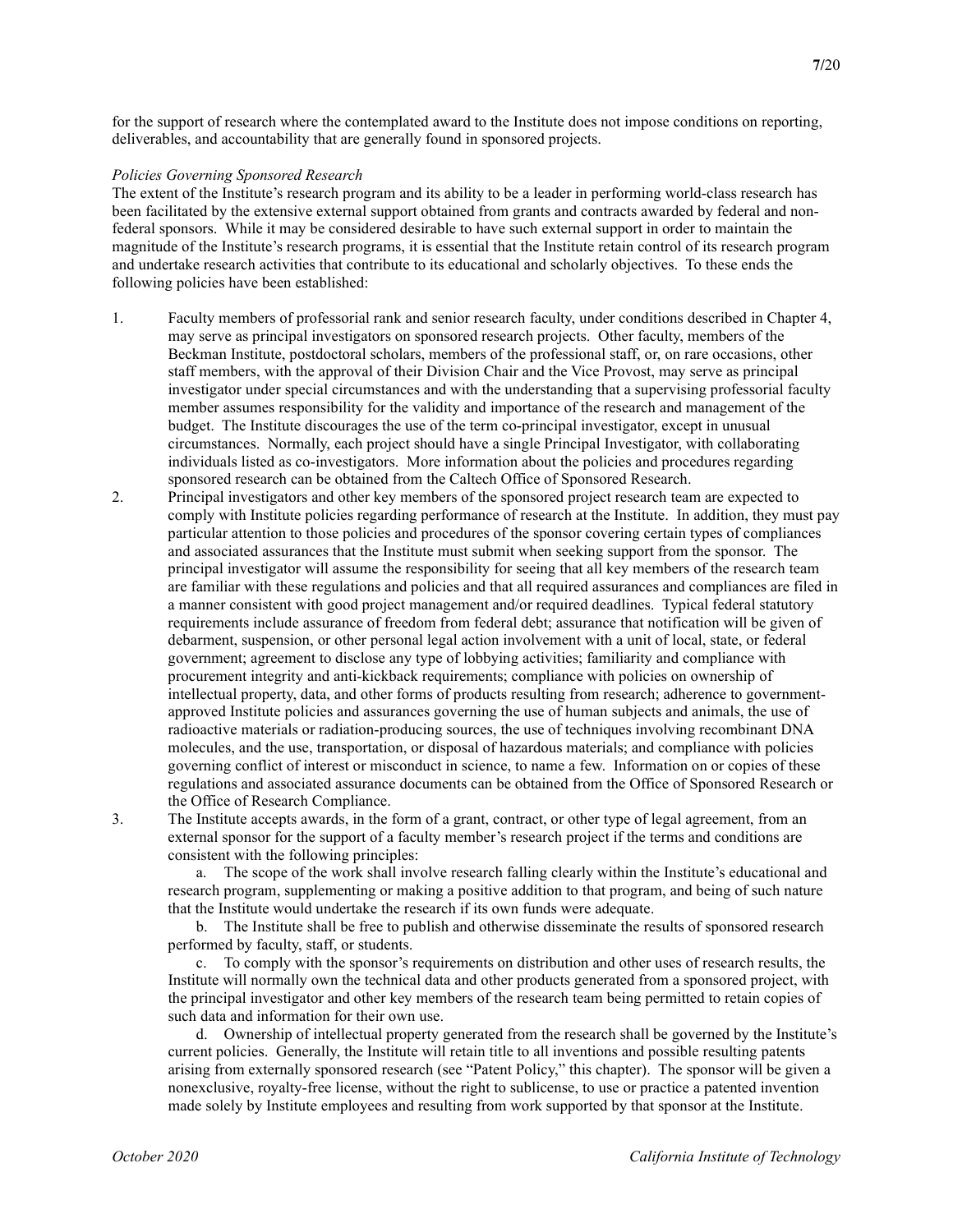for the support of research where the contemplated award to the Institute does not impose conditions on reporting, deliverables, and accountability that are generally found in sponsored projects.

*Policies Governing Sponsored Research*

The extent of the Institute's research program and its ability to be a leader in performing world-class research has been facilitated by the extensive external support obtained from grants and contracts awarded by federal and non-federal sponsors. While it may be considered desirable to have such external support in order to maintain the magnitude of the Institute's research programs, it is essential that the Institute retain control of its research program and undertake research activities that contribute to its educational and scholarly objectives. To these ends the following policies have been established:

1. Faculty members of professorial rank and senior research faculty, under conditions described in Chapter 4, may serve as principal investigators on sponsored research projects. Other faculty, members of the Beckman Institute, postdoctoral scholars, members of the professional staff, or, on rare occasions, other staff members, with the approval of their Division Chair and the Vice Provost, may serve as principal investigator under special circumstances and with the understanding that a supervising professorial faculty member assumes responsibility for the validity and importance of the research and management of the budget. The Institute discourages the use of the term co-principal investigator, except in unusual circumstances. Normally, each project should have a single Principal Investigator, with collaborating individuals listed as co-investigators. More information about the policies and procedures regarding sponsored research can be obtained from the Caltech Office of Sponsored Research.
2. Principal investigators and other key members of the sponsored project research team are expected to comply with Institute policies regarding performance of research at the Institute. In addition, they must pay particular attention to those policies and procedures of the sponsor covering certain types of compliances and associated assurances that the Institute must submit when seeking support from the sponsor. The principal investigator will assume the responsibility for seeing that all key members of the research team are familiar with these regulations and policies and that all required assurances and compliances are filed in a manner consistent with good project management and/or required deadlines. Typical federal statutory requirements include assurance of freedom from federal debt; assurance that notification will be given of debarment, suspension, or other personal legal action involvement with a unit of local, state, or federal government; agreement to disclose any type of lobbying activities; familiarity and compliance with procurement integrity and anti-kickback requirements; compliance with policies on ownership of intellectual property, data, and other forms of products resulting from research; adherence to government-approved Institute policies and assurances governing the use of human subjects and animals, the use of radioactive materials or radiation-producing sources, the use of techniques involving recombinant DNA molecules, and the use, transportation, or disposal of hazardous materials; and compliance with policies governing conflict of interest or misconduct in science, to name a few. Information on or copies of these regulations and associated assurance documents can be obtained from the Office of Sponsored Research or the Office of Research Compliance.
3. The Institute accepts awards, in the form of a grant, contract, or other type of legal agreement, from an external sponsor for the support of a faculty member's research project if the terms and conditions are consistent with the following principles:

   a. The scope of the work shall involve research falling clearly within the Institute's educational and research program, supplementing or making a positive addition to that program, and being of such nature that the Institute would undertake the research if its own funds were adequate.

   b. The Institute shall be free to publish and otherwise disseminate the results of sponsored research performed by faculty, staff, or students.

   c. To comply with the sponsor's requirements on distribution and other uses of research results, the Institute will normally own the technical data and other products generated from a sponsored project, with the principal investigator and other key members of the research team being permitted to retain copies of such data and information for their own use.

   d. Ownership of intellectual property generated from the research shall be governed by the Institute's current policies. Generally, the Institute will retain title to all inventions and possible resulting patents arising from externally sponsored research (see "Patent Policy," this chapter). The sponsor will be given a nonexclusive, royalty-free license, without the right to sublicense, to use or practice a patented invention made solely by Institute employees and resulting from work supported by that sponsor at the Institute.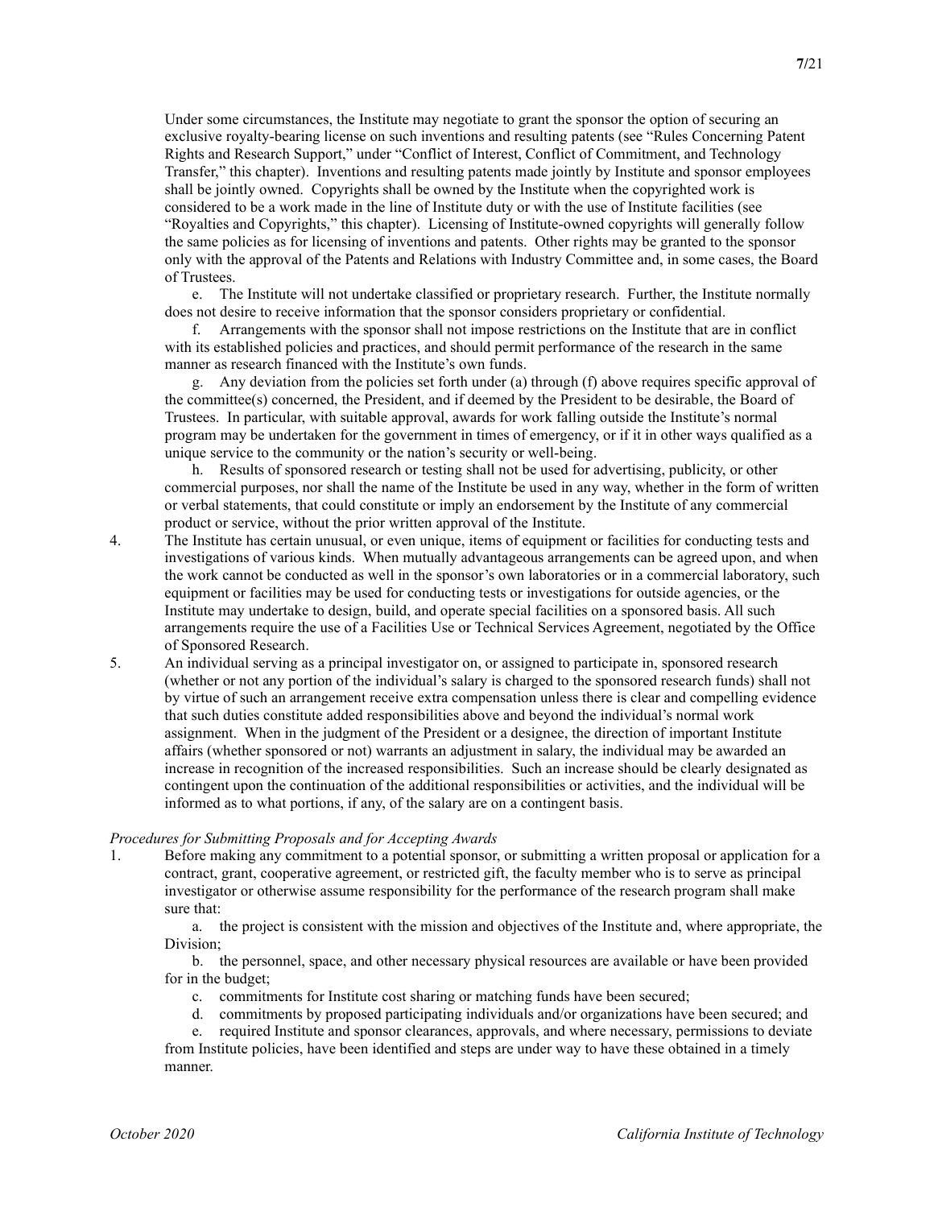Under some circumstances, the Institute may negotiate to grant the sponsor the option of securing an exclusive royalty-bearing license on such inventions and resulting patents (see "Rules Concerning Patent Rights and Research Support," under "Conflict of Interest, Conflict of Commitment, and Technology Transfer," this chapter). Inventions and resulting patents made jointly by Institute and sponsor employees shall be jointly owned. Copyrights shall be owned by the Institute when the copyrighted work is considered to be a work made in the line of Institute duty or with the use of Institute facilities (see "Royalties and Copyrights," this chapter). Licensing of Institute-owned copyrights will generally follow the same policies as for licensing of inventions and patents. Other rights may be granted to the sponsor only with the approval of the Patents and Relations with Industry Committee and, in some cases, the Board of Trustees.

e. The Institute will not undertake classified or proprietary research. Further, the Institute normally does not desire to receive information that the sponsor considers proprietary or confidential.

f. Arrangements with the sponsor shall not impose restrictions on the Institute that are in conflict with its established policies and practices, and should permit performance of the research in the same manner as research financed with the Institute's own funds.

g. Any deviation from the policies set forth under (a) through (f) above requires specific approval of the committee(s) concerned, the President, and if deemed by the President to be desirable, the Board of Trustees. In particular, with suitable approval, awards for work falling outside the Institute's normal program may be undertaken for the government in times of emergency, or if it in other ways qualified as a unique service to the community or the nation's security or well-being.

h. Results of sponsored research or testing shall not be used for advertising, publicity, or other commercial purposes, nor shall the name of the Institute be used in any way, whether in the form of written or verbal statements, that could constitute or imply an endorsement by the Institute of any commercial product or service, without the prior written approval of the Institute.

4. The Institute has certain unusual, or even unique, items of equipment or facilities for conducting tests and investigations of various kinds. When mutually advantageous arrangements can be agreed upon, and when the work cannot be conducted as well in the sponsor's own laboratories or in a commercial laboratory, such equipment or facilities may be used for conducting tests or investigations for outside agencies, or the Institute may undertake to design, build, and operate special facilities on a sponsored basis. All such arrangements require the use of a Facilities Use or Technical Services Agreement, negotiated by the Office of Sponsored Research.

5. An individual serving as a principal investigator on, or assigned to participate in, sponsored research (whether or not any portion of the individual's salary is charged to the sponsored research funds) shall not by virtue of such an arrangement receive extra compensation unless there is clear and compelling evidence that such duties constitute added responsibilities above and beyond the individual's normal work assignment. When in the judgment of the President or a designee, the direction of important Institute affairs (whether sponsored or not) warrants an adjustment in salary, the individual may be awarded an increase in recognition of the increased responsibilities. Such an increase should be clearly designated as contingent upon the continuation of the additional responsibilities or activities, and the individual will be informed as to what portions, if any, of the salary are on a contingent basis.

*Procedures for Submitting Proposals and for Accepting Awards*

1. Before making any commitment to a potential sponsor, or submitting a written proposal or application for a contract, grant, cooperative agreement, or restricted gift, the faculty member who is to serve as principal investigator or otherwise assume responsibility for the performance of the research program shall make sure that:

   a. the project is consistent with the mission and objectives of the Institute and, where appropriate, the Division;

   b. the personnel, space, and other necessary physical resources are available or have been provided for in the budget;

   c. commitments for Institute cost sharing or matching funds have been secured;

   d. commitments by proposed participating individuals and/or organizations have been secured; and

   e. required Institute and sponsor clearances, approvals, and where necessary, permissions to deviate from Institute policies, have been identified and steps are under way to have these obtained in a timely manner.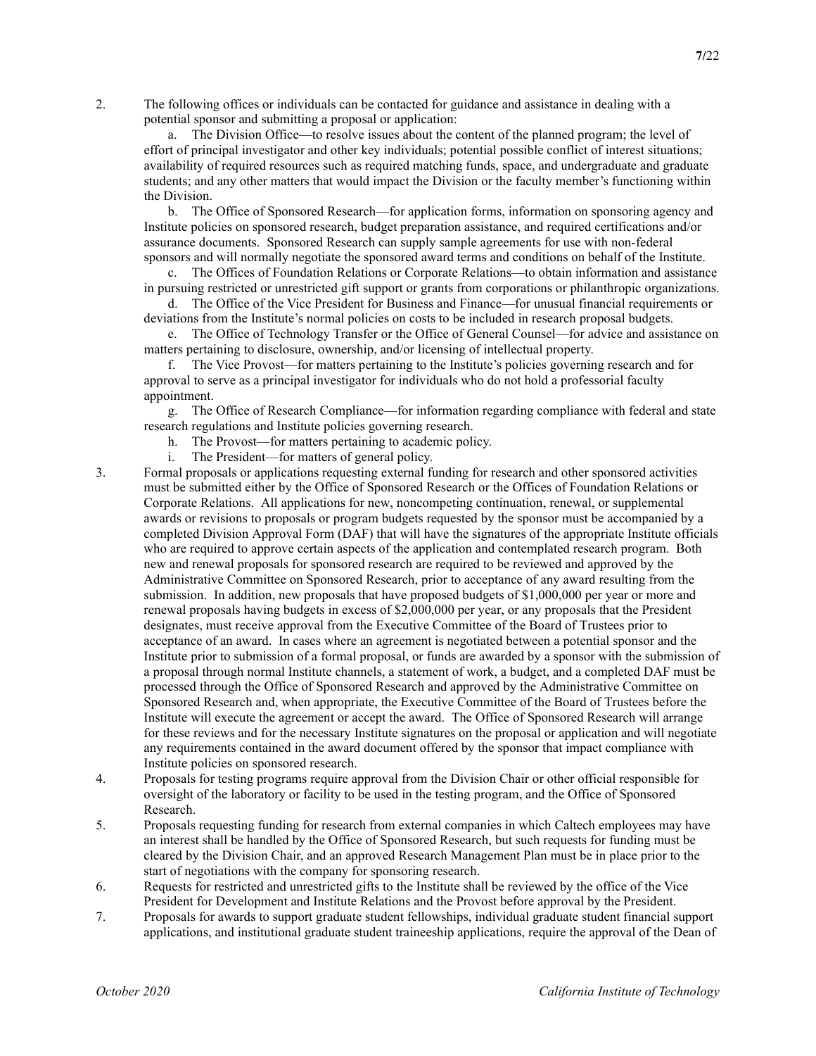2. The following offices or individuals can be contacted for guidance and assistance in dealing with a potential sponsor and submitting a proposal or application:

    a. The Division Office—to resolve issues about the content of the planned program; the level of effort of principal investigator and other key individuals; potential possible conflict of interest situations; availability of required resources such as required matching funds, space, and undergraduate and graduate students; and any other matters that would impact the Division or the faculty member's functioning within the Division.

    b. The Office of Sponsored Research—for application forms, information on sponsoring agency and Institute policies on sponsored research, budget preparation assistance, and required certifications and/or assurance documents. Sponsored Research can supply sample agreements for use with non-federal sponsors and will normally negotiate the sponsored award terms and conditions on behalf of the Institute.

    c. The Offices of Foundation Relations or Corporate Relations—to obtain information and assistance in pursuing restricted or unrestricted gift support or grants from corporations or philanthropic organizations.

    d. The Office of the Vice President for Business and Finance—for unusual financial requirements or deviations from the Institute's normal policies on costs to be included in research proposal budgets.

    e. The Office of Technology Transfer or the Office of General Counsel—for advice and assistance on matters pertaining to disclosure, ownership, and/or licensing of intellectual property.

    f. The Vice Provost—for matters pertaining to the Institute's policies governing research and for approval to serve as a principal investigator for individuals who do not hold a professorial faculty appointment.

    g. The Office of Research Compliance—for information regarding compliance with federal and state research regulations and Institute policies governing research.

    h. The Provost—for matters pertaining to academic policy.

    i. The President—for matters of general policy.

3. Formal proposals or applications requesting external funding for research and other sponsored activities must be submitted either by the Office of Sponsored Research or the Offices of Foundation Relations or Corporate Relations. All applications for new, noncompeting continuation, renewal, or supplemental awards or revisions to proposals or program budgets requested by the sponsor must be accompanied by a completed Division Approval Form (DAF) that will have the signatures of the appropriate Institute officials who are required to approve certain aspects of the application and contemplated research program. Both new and renewal proposals for sponsored research are required to be reviewed and approved by the Administrative Committee on Sponsored Research, prior to acceptance of any award resulting from the submission. In addition, new proposals that have proposed budgets of $1,000,000 per year or more and renewal proposals having budgets in excess of $2,000,000 per year, or any proposals that the President designates, must receive approval from the Executive Committee of the Board of Trustees prior to acceptance of an award. In cases where an agreement is negotiated between a potential sponsor and the Institute prior to submission of a formal proposal, or funds are awarded by a sponsor with the submission of a proposal through normal Institute channels, a statement of work, a budget, and a completed DAF must be processed through the Office of Sponsored Research and approved by the Administrative Committee on Sponsored Research and, when appropriate, the Executive Committee of the Board of Trustees before the Institute will execute the agreement or accept the award. The Office of Sponsored Research will arrange for these reviews and for the necessary Institute signatures on the proposal or application and will negotiate any requirements contained in the award document offered by the sponsor that impact compliance with Institute policies on sponsored research.

4. Proposals for testing programs require approval from the Division Chair or other official responsible for oversight of the laboratory or facility to be used in the testing program, and the Office of Sponsored Research.

5. Proposals requesting funding for research from external companies in which Caltech employees may have an interest shall be handled by the Office of Sponsored Research, but such requests for funding must be cleared by the Division Chair, and an approved Research Management Plan must be in place prior to the start of negotiations with the company for sponsoring research.

6. Requests for restricted and unrestricted gifts to the Institute shall be reviewed by the office of the Vice President for Development and Institute Relations and the Provost before approval by the President.

7. Proposals for awards to support graduate student fellowships, individual graduate student financial support applications, and institutional graduate student traineeship applications, require the approval of the Dean of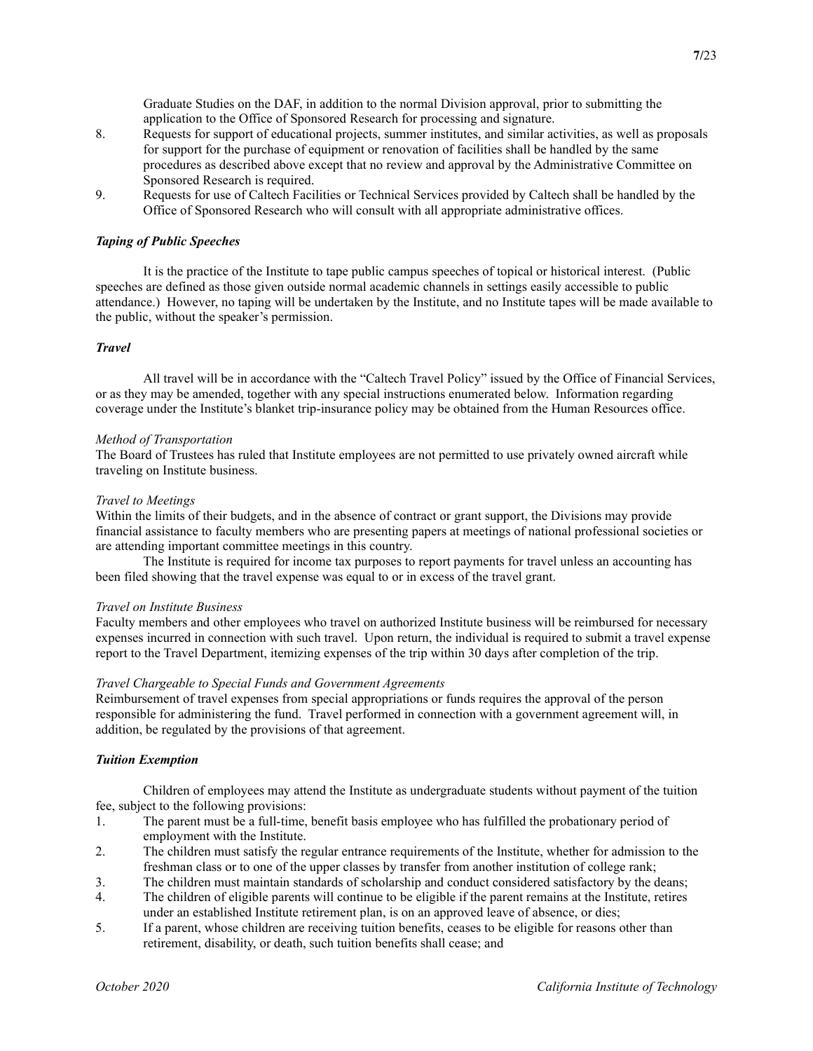Graduate Studies on the DAF, in addition to the normal Division approval, prior to submitting the application to the Office of Sponsored Research for processing and signature.

8. Requests for support of educational projects, summer institutes, and similar activities, as well as proposals for support for the purchase of equipment or renovation of facilities shall be handled by the same procedures as described above except that no review and approval by the Administrative Committee on Sponsored Research is required.
9. Requests for use of Caltech Facilities or Technical Services provided by Caltech shall be handled by the Office of Sponsored Research who will consult with all appropriate administrative offices.

### *Taping of Public Speeches*

It is the practice of the Institute to tape public campus speeches of topical or historical interest. (Public speeches are defined as those given outside normal academic channels in settings easily accessible to public attendance.) However, no taping will be undertaken by the Institute, and no Institute tapes will be made available to the public, without the speaker's permission.

### *Travel*

All travel will be in accordance with the "Caltech Travel Policy" issued by the Office of Financial Services, or as they may be amended, together with any special instructions enumerated below. Information regarding coverage under the Institute's blanket trip-insurance policy may be obtained from the Human Resources office.

*Method of Transportation*

The Board of Trustees has ruled that Institute employees are not permitted to use privately owned aircraft while traveling on Institute business.

*Travel to Meetings*

Within the limits of their budgets, and in the absence of contract or grant support, the Divisions may provide financial assistance to faculty members who are presenting papers at meetings of national professional societies or are attending important committee meetings in this country.

The Institute is required for income tax purposes to report payments for travel unless an accounting has been filed showing that the travel expense was equal to or in excess of the travel grant.

*Travel on Institute Business*

Faculty members and other employees who travel on authorized Institute business will be reimbursed for necessary expenses incurred in connection with such travel. Upon return, the individual is required to submit a travel expense report to the Travel Department, itemizing expenses of the trip within 30 days after completion of the trip.

*Travel Chargeable to Special Funds and Government Agreements*

Reimbursement of travel expenses from special appropriations or funds requires the approval of the person responsible for administering the fund. Travel performed in connection with a government agreement will, in addition, be regulated by the provisions of that agreement.

### *Tuition Exemption*

Children of employees may attend the Institute as undergraduate students without payment of the tuition fee, subject to the following provisions:

1. The parent must be a full-time, benefit basis employee who has fulfilled the probationary period of employment with the Institute.
2. The children must satisfy the regular entrance requirements of the Institute, whether for admission to the freshman class or to one of the upper classes by transfer from another institution of college rank;
3. The children must maintain standards of scholarship and conduct considered satisfactory by the deans;
4. The children of eligible parents will continue to be eligible if the parent remains at the Institute, retires under an established Institute retirement plan, is on an approved leave of absence, or dies;
5. If a parent, whose children are receiving tuition benefits, ceases to be eligible for reasons other than retirement, disability, or death, such tuition benefits shall cease; and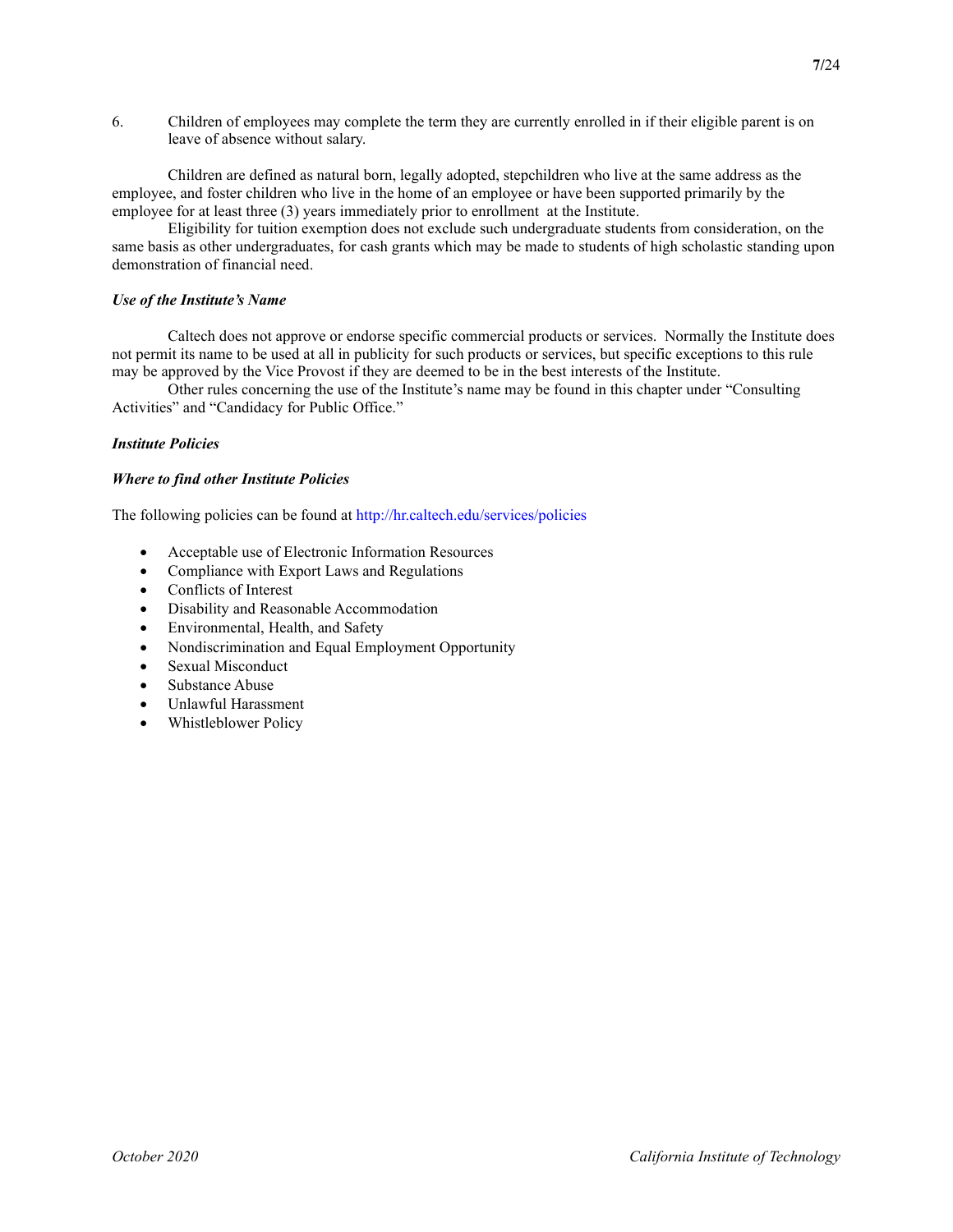6. Children of employees may complete the term they are currently enrolled in if their eligible parent is on leave of absence without salary.

Children are defined as natural born, legally adopted, stepchildren who live at the same address as the employee, and foster children who live in the home of an employee or have been supported primarily by the employee for at least three (3) years immediately prior to enrollment at the Institute.

Eligibility for tuition exemption does not exclude such undergraduate students from consideration, on the same basis as other undergraduates, for cash grants which may be made to students of high scholastic standing upon demonstration of financial need.

***Use of the Institute's Name***

Caltech does not approve or endorse specific commercial products or services. Normally the Institute does not permit its name to be used at all in publicity for such products or services, but specific exceptions to this rule may be approved by the Vice Provost if they are deemed to be in the best interests of the Institute.

Other rules concerning the use of the Institute's name may be found in this chapter under "Consulting Activities" and "Candidacy for Public Office."

***Institute Policies***

***Where to find other Institute Policies***

The following policies can be found at http://hr.caltech.edu/services/policies

- Acceptable use of Electronic Information Resources
- Compliance with Export Laws and Regulations
- Conflicts of Interest
- Disability and Reasonable Accommodation
- Environmental, Health, and Safety
- Nondiscrimination and Equal Employment Opportunity
- Sexual Misconduct
- Substance Abuse
- Unlawful Harassment
- Whistleblower Policy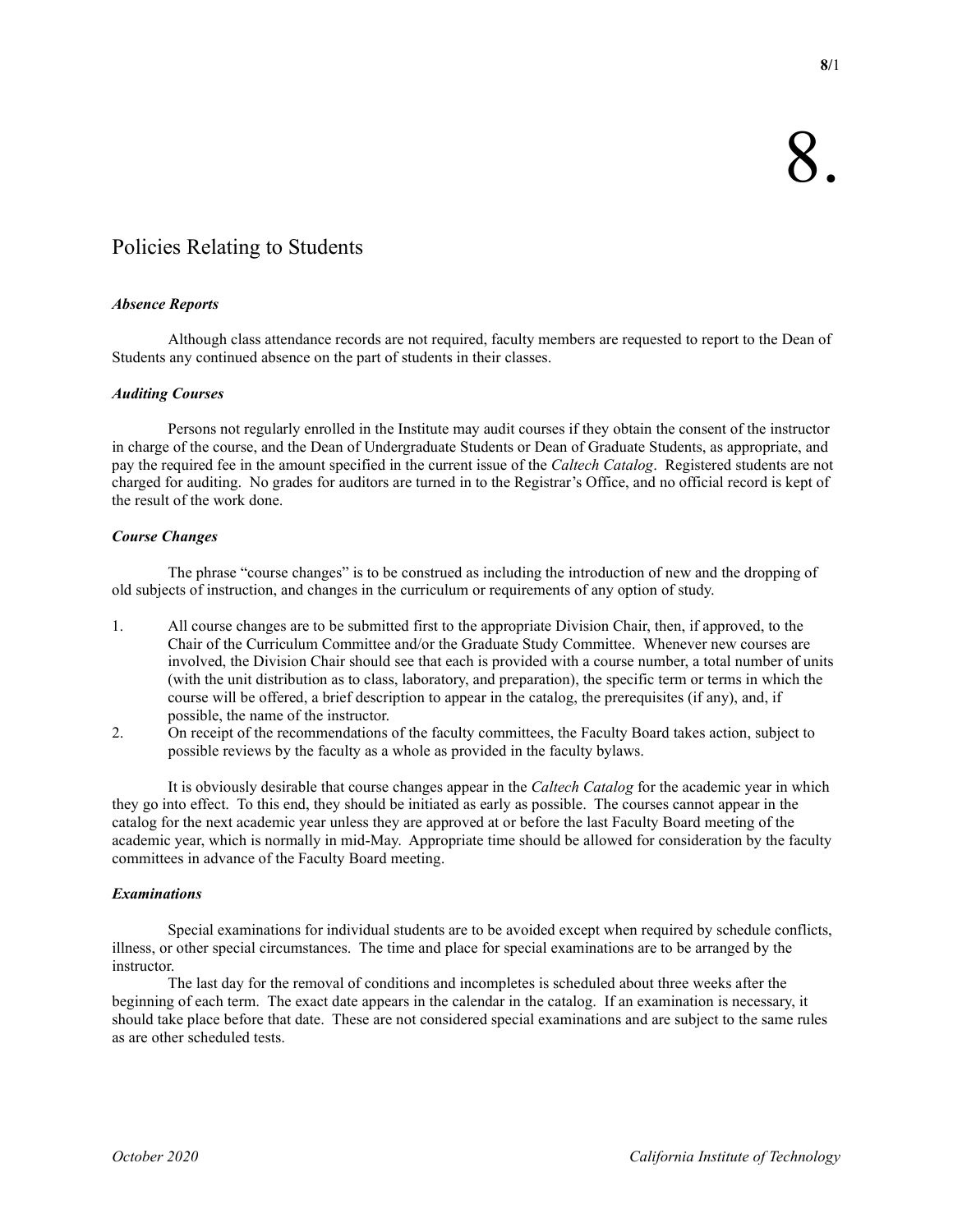# 8.

## Policies Relating to Students

### *Absence Reports*

Although class attendance records are not required, faculty members are requested to report to the Dean of Students any continued absence on the part of students in their classes.

### *Auditing Courses*

Persons not regularly enrolled in the Institute may audit courses if they obtain the consent of the instructor in charge of the course, and the Dean of Undergraduate Students or Dean of Graduate Students, as appropriate, and pay the required fee in the amount specified in the current issue of the *Caltech Catalog*. Registered students are not charged for auditing. No grades for auditors are turned in to the Registrar's Office, and no official record is kept of the result of the work done.

### *Course Changes*

The phrase "course changes" is to be construed as including the introduction of new and the dropping of old subjects of instruction, and changes in the curriculum or requirements of any option of study.

1. All course changes are to be submitted first to the appropriate Division Chair, then, if approved, to the Chair of the Curriculum Committee and/or the Graduate Study Committee. Whenever new courses are involved, the Division Chair should see that each is provided with a course number, a total number of units (with the unit distribution as to class, laboratory, and preparation), the specific term or terms in which the course will be offered, a brief description to appear in the catalog, the prerequisites (if any), and, if possible, the name of the instructor.
2. On receipt of the recommendations of the faculty committees, the Faculty Board takes action, subject to possible reviews by the faculty as a whole as provided in the faculty bylaws.

It is obviously desirable that course changes appear in the *Caltech Catalog* for the academic year in which they go into effect. To this end, they should be initiated as early as possible. The courses cannot appear in the catalog for the next academic year unless they are approved at or before the last Faculty Board meeting of the academic year, which is normally in mid-May. Appropriate time should be allowed for consideration by the faculty committees in advance of the Faculty Board meeting.

### *Examinations*

Special examinations for individual students are to be avoided except when required by schedule conflicts, illness, or other special circumstances. The time and place for special examinations are to be arranged by the instructor.

The last day for the removal of conditions and incompletes is scheduled about three weeks after the beginning of each term. The exact date appears in the calendar in the catalog. If an examination is necessary, it should take place before that date. These are not considered special examinations and are subject to the same rules as are other scheduled tests.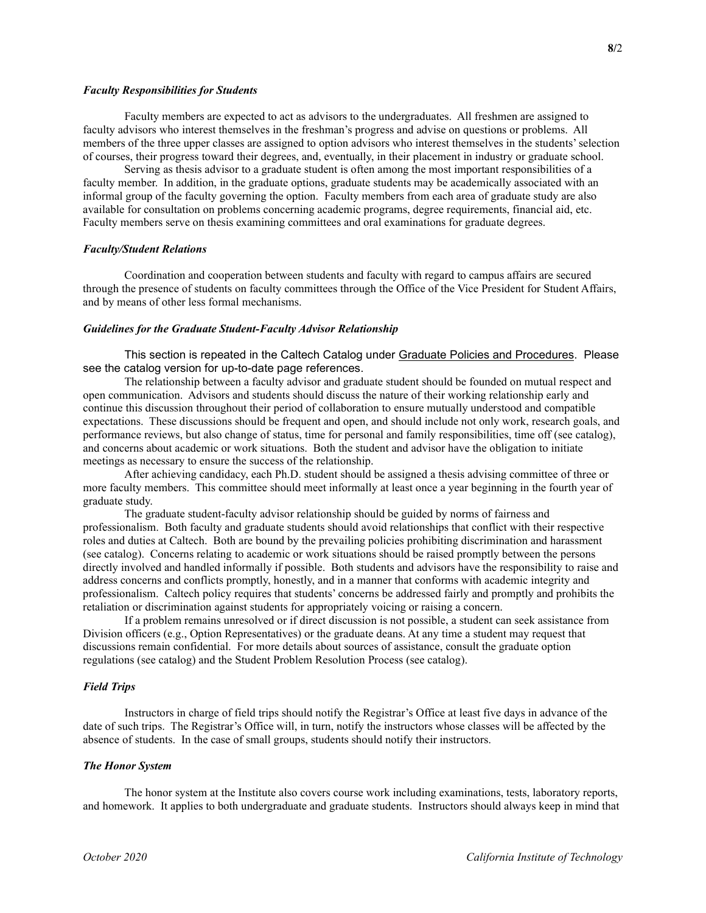### *Faculty Responsibilities for Students*

Faculty members are expected to act as advisors to the undergraduates. All freshmen are assigned to faculty advisors who interest themselves in the freshman's progress and advise on questions or problems. All members of the three upper classes are assigned to option advisors who interest themselves in the students' selection of courses, their progress toward their degrees, and, eventually, in their placement in industry or graduate school.

Serving as thesis advisor to a graduate student is often among the most important responsibilities of a faculty member. In addition, in the graduate options, graduate students may be academically associated with an informal group of the faculty governing the option. Faculty members from each area of graduate study are also available for consultation on problems concerning academic programs, degree requirements, financial aid, etc. Faculty members serve on thesis examining committees and oral examinations for graduate degrees.

### *Faculty/Student Relations*

Coordination and cooperation between students and faculty with regard to campus affairs are secured through the presence of students on faculty committees through the Office of the Vice President for Student Affairs, and by means of other less formal mechanisms.

### *Guidelines for the Graduate Student-Faculty Advisor Relationship*

This section is repeated in the Caltech Catalog under Graduate Policies and Procedures. Please see the catalog version for up-to-date page references.

The relationship between a faculty advisor and graduate student should be founded on mutual respect and open communication. Advisors and students should discuss the nature of their working relationship early and continue this discussion throughout their period of collaboration to ensure mutually understood and compatible expectations. These discussions should be frequent and open, and should include not only work, research goals, and performance reviews, but also change of status, time for personal and family responsibilities, time off (see catalog), and concerns about academic or work situations. Both the student and advisor have the obligation to initiate meetings as necessary to ensure the success of the relationship.

After achieving candidacy, each Ph.D. student should be assigned a thesis advising committee of three or more faculty members. This committee should meet informally at least once a year beginning in the fourth year of graduate study.

The graduate student-faculty advisor relationship should be guided by norms of fairness and professionalism. Both faculty and graduate students should avoid relationships that conflict with their respective roles and duties at Caltech. Both are bound by the prevailing policies prohibiting discrimination and harassment (see catalog). Concerns relating to academic or work situations should be raised promptly between the persons directly involved and handled informally if possible. Both students and advisors have the responsibility to raise and address concerns and conflicts promptly, honestly, and in a manner that conforms with academic integrity and professionalism. Caltech policy requires that students' concerns be addressed fairly and promptly and prohibits the retaliation or discrimination against students for appropriately voicing or raising a concern.

If a problem remains unresolved or if direct discussion is not possible, a student can seek assistance from Division officers (e.g., Option Representatives) or the graduate deans. At any time a student may request that discussions remain confidential. For more details about sources of assistance, consult the graduate option regulations (see catalog) and the Student Problem Resolution Process (see catalog).

### *Field Trips*

Instructors in charge of field trips should notify the Registrar's Office at least five days in advance of the date of such trips. The Registrar's Office will, in turn, notify the instructors whose classes will be affected by the absence of students. In the case of small groups, students should notify their instructors.

### *The Honor System*

The honor system at the Institute also covers course work including examinations, tests, laboratory reports, and homework. It applies to both undergraduate and graduate students. Instructors should always keep in mind that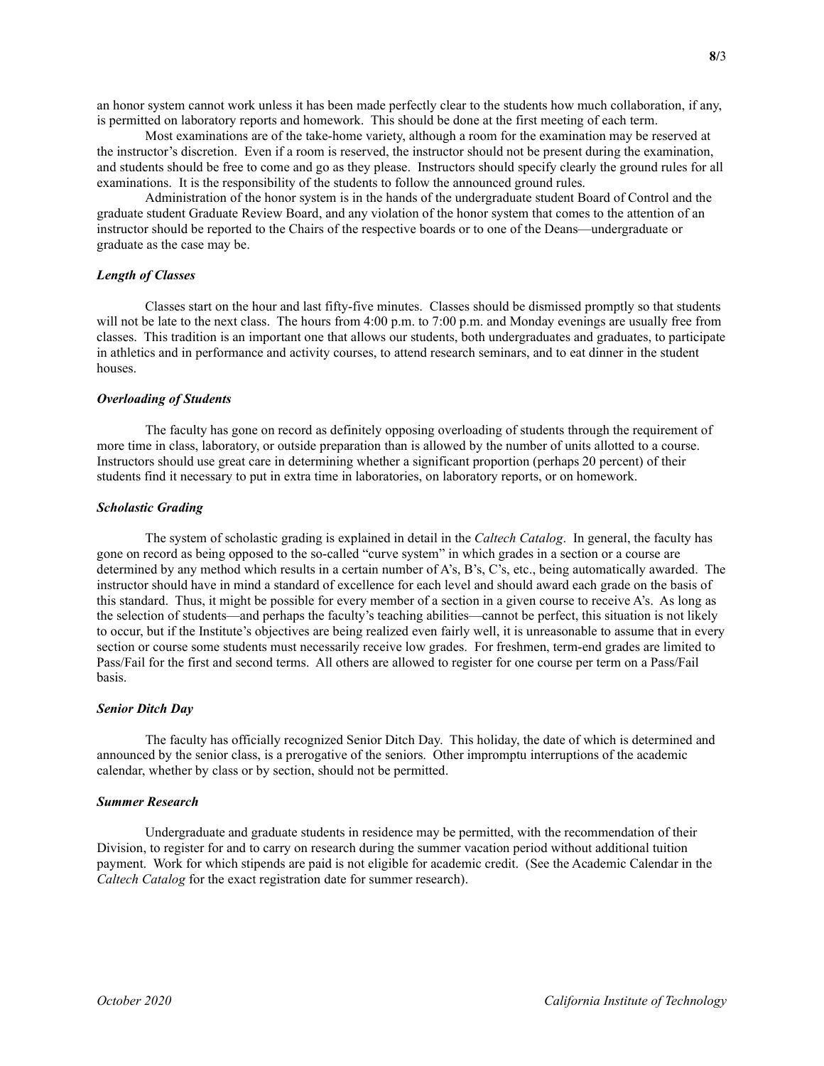an honor system cannot work unless it has been made perfectly clear to the students how much collaboration, if any, is permitted on laboratory reports and homework. This should be done at the first meeting of each term.

Most examinations are of the take-home variety, although a room for the examination may be reserved at the instructor's discretion. Even if a room is reserved, the instructor should not be present during the examination, and students should be free to come and go as they please. Instructors should specify clearly the ground rules for all examinations. It is the responsibility of the students to follow the announced ground rules.

Administration of the honor system is in the hands of the undergraduate student Board of Control and the graduate student Graduate Review Board, and any violation of the honor system that comes to the attention of an instructor should be reported to the Chairs of the respective boards or to one of the Deans—undergraduate or graduate as the case may be.

### *Length of Classes*

Classes start on the hour and last fifty-five minutes. Classes should be dismissed promptly so that students will not be late to the next class. The hours from 4:00 p.m. to 7:00 p.m. and Monday evenings are usually free from classes. This tradition is an important one that allows our students, both undergraduates and graduates, to participate in athletics and in performance and activity courses, to attend research seminars, and to eat dinner in the student houses.

### *Overloading of Students*

The faculty has gone on record as definitely opposing overloading of students through the requirement of more time in class, laboratory, or outside preparation than is allowed by the number of units allotted to a course. Instructors should use great care in determining whether a significant proportion (perhaps 20 percent) of their students find it necessary to put in extra time in laboratories, on laboratory reports, or on homework.

### *Scholastic Grading*

The system of scholastic grading is explained in detail in the *Caltech Catalog*. In general, the faculty has gone on record as being opposed to the so-called "curve system" in which grades in a section or a course are determined by any method which results in a certain number of A's, B's, C's, etc., being automatically awarded. The instructor should have in mind a standard of excellence for each level and should award each grade on the basis of this standard. Thus, it might be possible for every member of a section in a given course to receive A's. As long as the selection of students—and perhaps the faculty's teaching abilities—cannot be perfect, this situation is not likely to occur, but if the Institute's objectives are being realized even fairly well, it is unreasonable to assume that in every section or course some students must necessarily receive low grades. For freshmen, term-end grades are limited to Pass/Fail for the first and second terms. All others are allowed to register for one course per term on a Pass/Fail basis.

### *Senior Ditch Day*

The faculty has officially recognized Senior Ditch Day. This holiday, the date of which is determined and announced by the senior class, is a prerogative of the seniors. Other impromptu interruptions of the academic calendar, whether by class or by section, should not be permitted.

### *Summer Research*

Undergraduate and graduate students in residence may be permitted, with the recommendation of their Division, to register for and to carry on research during the summer vacation period without additional tuition payment. Work for which stipends are paid is not eligible for academic credit. (See the Academic Calendar in the *Caltech Catalog* for the exact registration date for summer research).